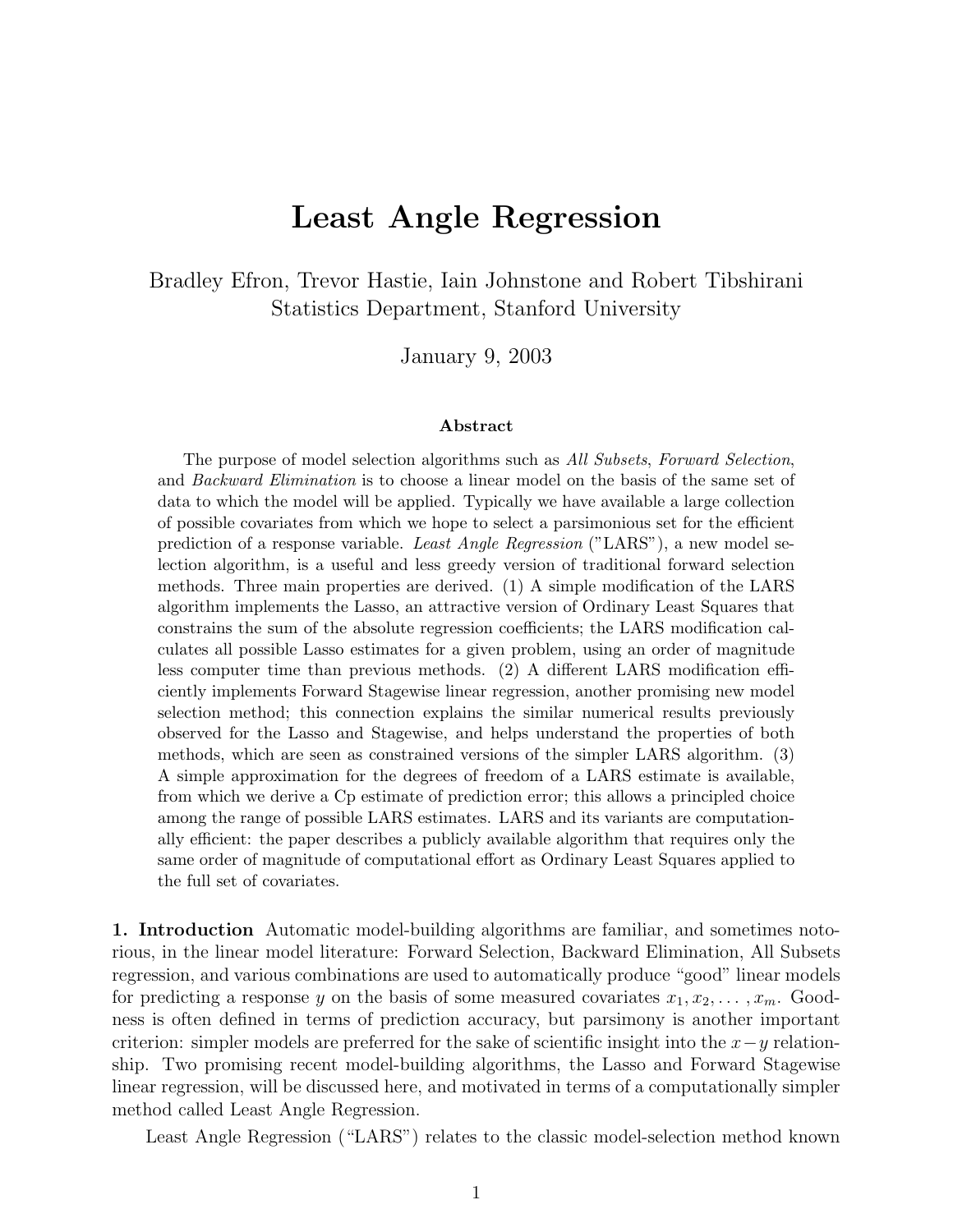# Least Angle Regression

Bradley Efron, Trevor Hastie, Iain Johnstone and Robert Tibshirani
Statistics Department, Stanford University

January 9, 2003

### Abstract

The purpose of model selection algorithms such as *All Subsets*, *Forward Selection*, and *Backward Elimination* is to choose a linear model on the basis of the same set of data to which the model will be applied. Typically we have available a large collection of possible covariates from which we hope to select a parsimonious set for the efficient prediction of a response variable. *Least Angle Regression* ("LARS"), a new model selection algorithm, is a useful and less greedy version of traditional forward selection methods. Three main properties are derived. (1) A simple modification of the LARS algorithm implements the Lasso, an attractive version of Ordinary Least Squares that constrains the sum of the absolute regression coefficients; the LARS modification calculates all possible Lasso estimates for a given problem, using an order of magnitude less computer time than previous methods. (2) A different LARS modification efficiently implements Forward Stagewise linear regression, another promising new model selection method; this connection explains the similar numerical results previously observed for the Lasso and Stagewise, and helps understand the properties of both methods, which are seen as constrained versions of the simpler LARS algorithm. (3) A simple approximation for the degrees of freedom of a LARS estimate is available, from which we derive a Cp estimate of prediction error; this allows a principled choice among the range of possible LARS estimates. LARS and its variants are computationally efficient: the paper describes a publicly available algorithm that requires only the same order of magnitude of computational effort as Ordinary Least Squares applied to the full set of covariates.

**1. Introduction** Automatic model-building algorithms are familiar, and sometimes notorious, in the linear model literature: Forward Selection, Backward Elimination, All Subsets regression, and various combinations are used to automatically produce "good" linear models for predicting a response $y$ on the basis of some measured covariates $x_1, x_2, \ldots, x_m$. Goodness is often defined in terms of prediction accuracy, but parsimony is another important criterion: simpler models are preferred for the sake of scientific insight into the $x - y$ relationship. Two promising recent model-building algorithms, the Lasso and Forward Stagewise linear regression, will be discussed here, and motivated in terms of a computationally simpler method called Least Angle Regression.

Least Angle Regression ("LARS") relates to the classic model-selection method known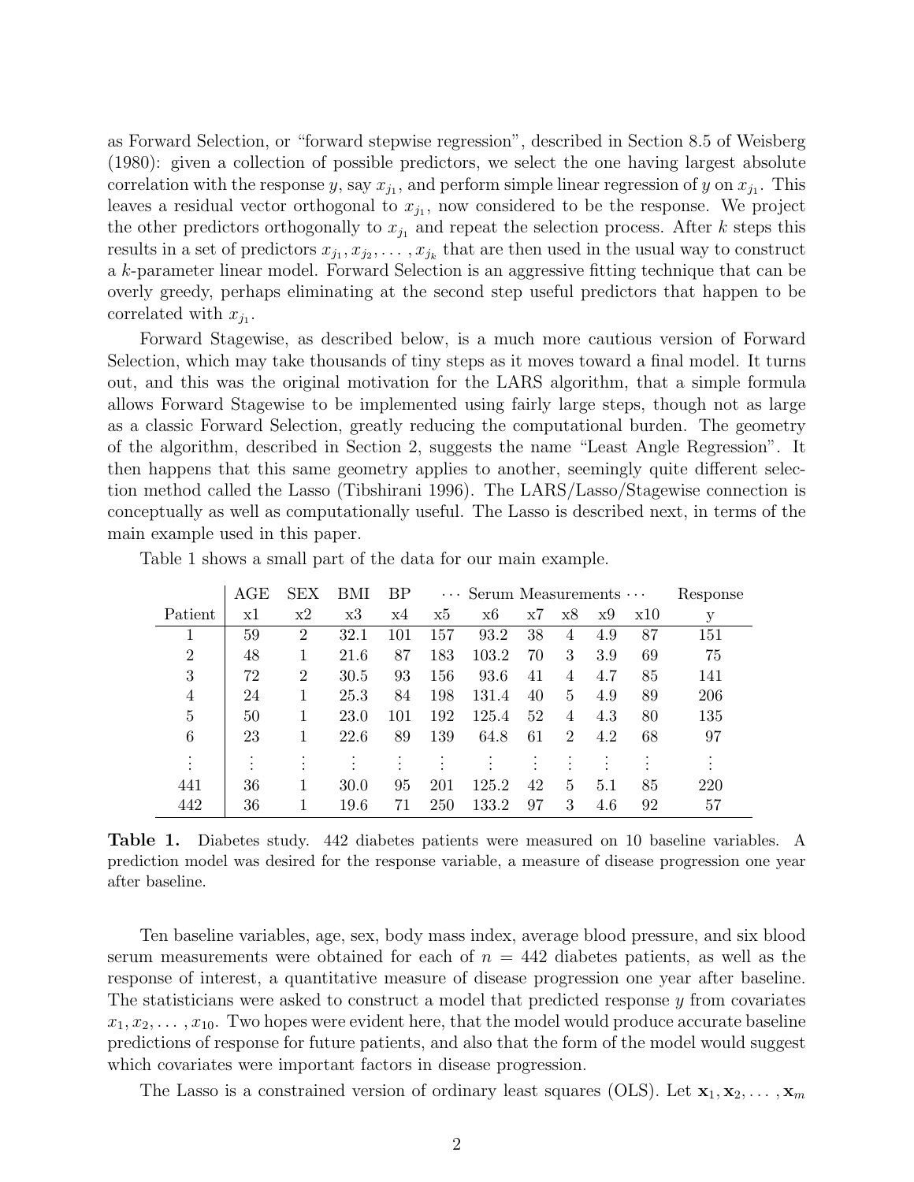as Forward Selection, or "forward stepwise regression", described in Section 8.5 of Weisberg (1980): given a collection of possible predictors, we select the one having largest absolute correlation with the response $y$, say $x_{j_1}$, and perform simple linear regression of $y$ on $x_{j_1}$. This leaves a residual vector orthogonal to $x_{j_1}$, now considered to be the response. We project the other predictors orthogonally to $x_{j_1}$ and repeat the selection process. After $k$ steps this results in a set of predictors $x_{j_1}, x_{j_2}, \ldots, x_{j_k}$ that are then used in the usual way to construct a $k$-parameter linear model. Forward Selection is an aggressive fitting technique that can be overly greedy, perhaps eliminating at the second step useful predictors that happen to be correlated with $x_{j_1}$.

Forward Stagewise, as described below, is a much more cautious version of Forward Selection, which may take thousands of tiny steps as it moves toward a final model. It turns out, and this was the original motivation for the LARS algorithm, that a simple formula allows Forward Stagewise to be implemented using fairly large steps, though not as large as a classic Forward Selection, greatly reducing the computational burden. The geometry of the algorithm, described in Section 2, suggests the name "Least Angle Regression". It then happens that this same geometry applies to another, seemingly quite different selection method called the Lasso (Tibshirani 1996). The LARS/Lasso/Stagewise connection is conceptually as well as computationally useful. The Lasso is described next, in terms of the main example used in this paper.

Table 1 shows a small part of the data for our main example.

| | AGE | SEX | BMI | BP | ··· Serum Measurements ··· | | | | | | Response |
|---|---|---|---|---|---|---|---|---|---|---|---|
| Patient | x1 | x2 | x3 | x4 | x5 | x6 | x7 | x8 | x9 | x10 | y |
| 1 | 59 | 2 | 32.1 | 101 | 157 | 93.2 | 38 | 4 | 4.9 | 87 | 151 |
| 2 | 48 | 1 | 21.6 | 87 | 183 | 103.2 | 70 | 3 | 3.9 | 69 | 75 |
| 3 | 72 | 2 | 30.5 | 93 | 156 | 93.6 | 41 | 4 | 4.7 | 85 | 141 |
| 4 | 24 | 1 | 25.3 | 84 | 198 | 131.4 | 40 | 5 | 4.9 | 89 | 206 |
| 5 | 50 | 1 | 23.0 | 101 | 192 | 125.4 | 52 | 4 | 4.3 | 80 | 135 |
| 6 | 23 | 1 | 22.6 | 89 | 139 | 64.8 | 61 | 2 | 4.2 | 68 | 97 |
| ⋮ | ⋮ | ⋮ | ⋮ | ⋮ | ⋮ | ⋮ | ⋮ | ⋮ | ⋮ | ⋮ | ⋮ |
| 441 | 36 | 1 | 30.0 | 95 | 201 | 125.2 | 42 | 5 | 5.1 | 85 | 220 |
| 442 | 36 | 1 | 19.6 | 71 | 250 | 133.2 | 97 | 3 | 4.6 | 92 | 57 |

**Table 1.** Diabetes study. 442 diabetes patients were measured on 10 baseline variables. A prediction model was desired for the response variable, a measure of disease progression one year after baseline.

Ten baseline variables, age, sex, body mass index, average blood pressure, and six blood serum measurements were obtained for each of $n = 442$ diabetes patients, as well as the response of interest, a quantitative measure of disease progression one year after baseline. The statisticians were asked to construct a model that predicted response $y$ from covariates $x_1, x_2, \ldots, x_{10}$. Two hopes were evident here, that the model would produce accurate baseline predictions of response for future patients, and also that the form of the model would suggest which covariates were important factors in disease progression.

The Lasso is a constrained version of ordinary least squares (OLS). Let $\mathbf{x}_1, \mathbf{x}_2, \ldots, \mathbf{x}_m$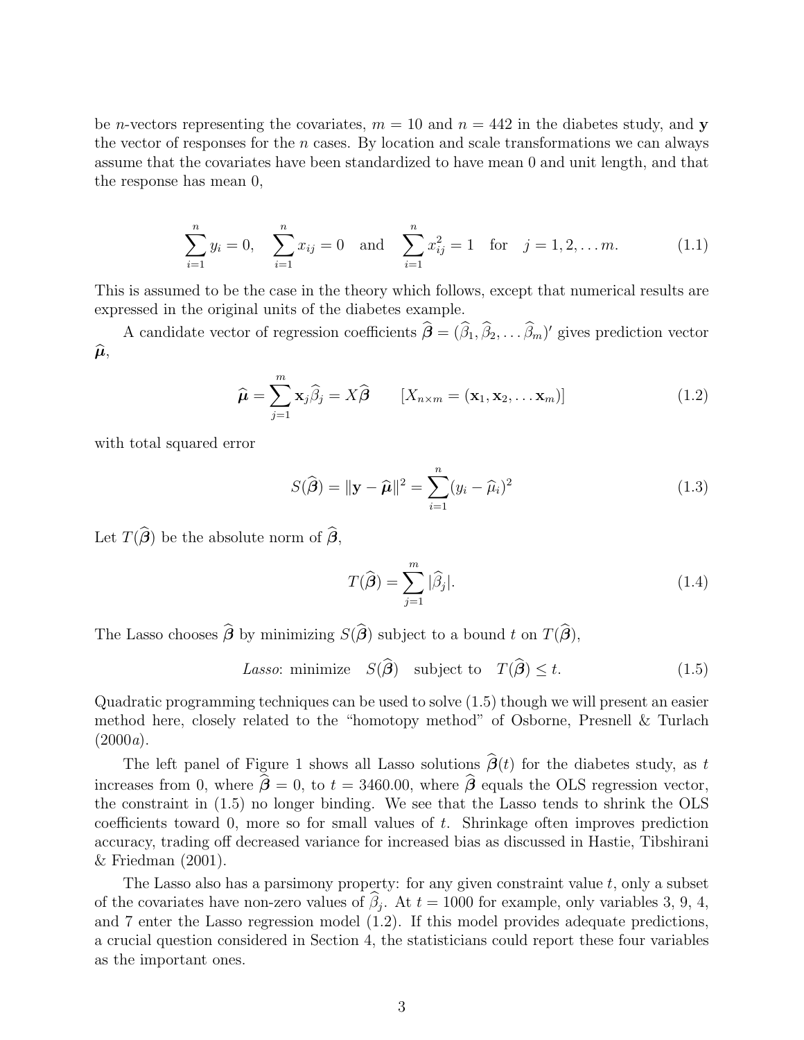be $n$-vectors representing the covariates, $m = 10$ and $n = 442$ in the diabetes study, and $\mathbf{y}$ the vector of responses for the $n$ cases. By location and scale transformations we can always assume that the covariates have been standardized to have mean 0 and unit length, and that the response has mean 0,

$$\sum_{i=1}^{n} y_i = 0, \quad \sum_{i=1}^{n} x_{ij} = 0 \quad \text{and} \quad \sum_{i=1}^{n} x_{ij}^2 = 1 \quad \text{for} \quad j = 1, 2, \ldots m. \tag{1.1}$$

This is assumed to be the case in the theory which follows, except that numerical results are expressed in the original units of the diabetes example.

A candidate vector of regression coefficients $\widehat{\boldsymbol{\beta}} = (\widehat{\beta}_1, \widehat{\beta}_2, \ldots \widehat{\beta}_m)'$ gives prediction vector $\widehat{\boldsymbol{\mu}}$,

$$\widehat{\boldsymbol{\mu}} = \sum_{j=1}^{m} \mathbf{x}_j \widehat{\beta}_j = X\widehat{\boldsymbol{\beta}} \qquad [X_{n \times m} = (\mathbf{x}_1, \mathbf{x}_2, \ldots \mathbf{x}_m)] \tag{1.2}$$

with total squared error

$$S(\widehat{\boldsymbol{\beta}}) = \|\mathbf{y} - \widehat{\boldsymbol{\mu}}\|^2 = \sum_{i=1}^{n} (y_i - \widehat{\mu}_i)^2 \tag{1.3}$$

Let $T(\widehat{\boldsymbol{\beta}})$ be the absolute norm of $\widehat{\boldsymbol{\beta}}$,

$$T(\widehat{\boldsymbol{\beta}}) = \sum_{j=1}^{m} |\widehat{\beta}_j|. \tag{1.4}$$

The Lasso chooses $\widehat{\boldsymbol{\beta}}$ by minimizing $S(\widehat{\boldsymbol{\beta}})$ subject to a bound $t$ on $T(\widehat{\boldsymbol{\beta}})$,

$$\textit{Lasso}\text{: minimize} \quad S(\widehat{\boldsymbol{\beta}}) \quad \text{subject to} \quad T(\widehat{\boldsymbol{\beta}}) \leq t. \tag{1.5}$$

Quadratic programming techniques can be used to solve (1.5) though we will present an easier method here, closely related to the "homotopy method" of Osborne, Presnell & Turlach (2000*a*).

The left panel of Figure 1 shows all Lasso solutions $\widehat{\boldsymbol{\beta}}(t)$ for the diabetes study, as $t$ increases from 0, where $\widehat{\boldsymbol{\beta}} = 0$, to $t = 3460.00$, where $\widehat{\boldsymbol{\beta}}$ equals the OLS regression vector, the constraint in (1.5) no longer binding. We see that the Lasso tends to shrink the OLS coefficients toward 0, more so for small values of $t$. Shrinkage often improves prediction accuracy, trading off decreased variance for increased bias as discussed in Hastie, Tibshirani & Friedman (2001).

The Lasso also has a parsimony property: for any given constraint value $t$, only a subset of the covariates have non-zero values of $\widehat{\beta}_j$. At $t = 1000$ for example, only variables 3, 9, 4, and 7 enter the Lasso regression model (1.2). If this model provides adequate predictions, a crucial question considered in Section 4, the statisticians could report these four variables as the important ones.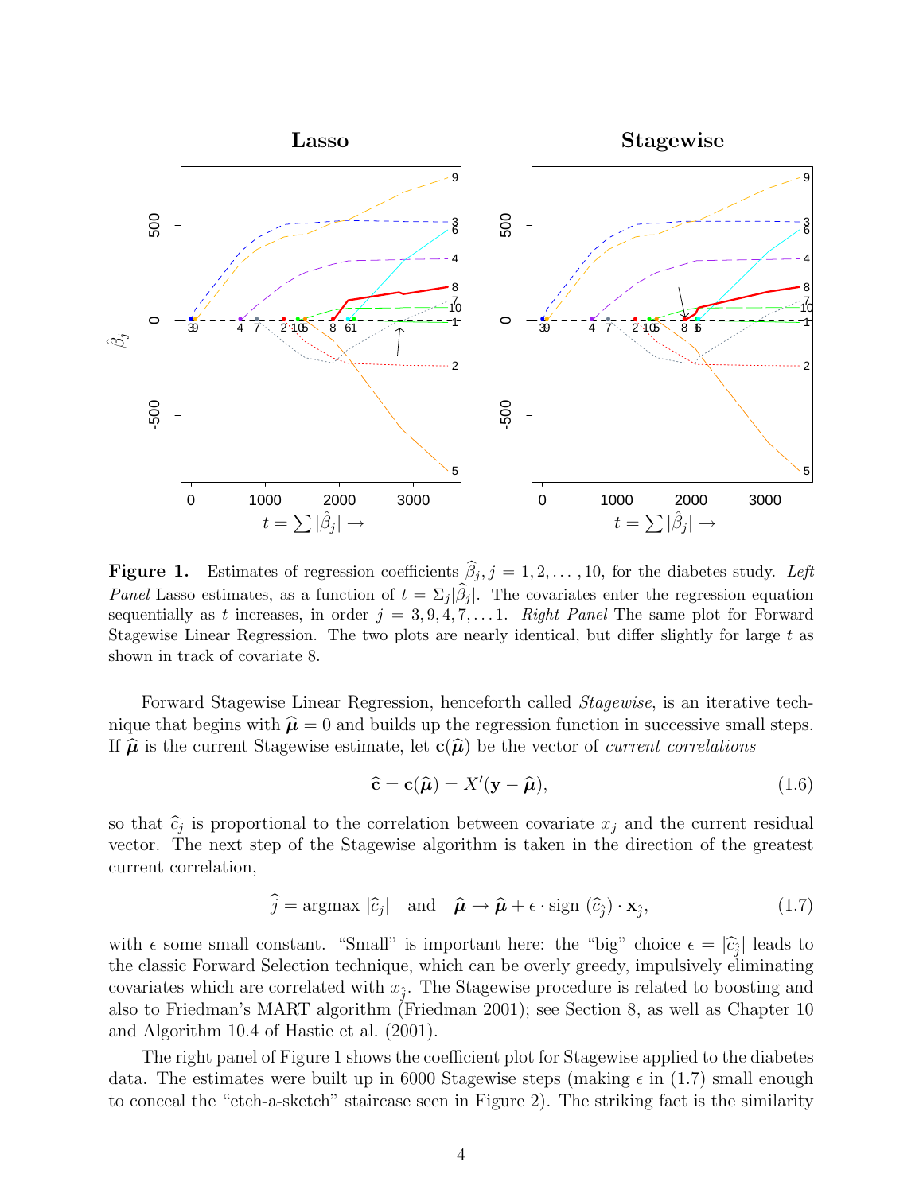**Figure 1.** Estimates of regression coefficients $\widehat{\beta}_j, j = 1, 2, \ldots, 10$, for the diabetes study. *Left Panel* Lasso estimates, as a function of $t = \Sigma_j |\widehat{\beta}_j|$. The covariates enter the regression equation sequentially as $t$ increases, in order $j = 3, 9, 4, 7, \ldots 1$. *Right Panel* The same plot for Forward Stagewise Linear Regression. The two plots are nearly identical, but differ slightly for large $t$ as shown in track of covariate 8.

Forward Stagewise Linear Regression, henceforth called *Stagewise*, is an iterative technique that begins with $\widehat{\boldsymbol{\mu}} = 0$ and builds up the regression function in successive small steps. If $\widehat{\boldsymbol{\mu}}$ is the current Stagewise estimate, let $\mathbf{c}(\widehat{\boldsymbol{\mu}})$ be the vector of *current correlations*

$$\widehat{\mathbf{c}} = \mathbf{c}(\widehat{\boldsymbol{\mu}}) = X'(\mathbf{y} - \widehat{\boldsymbol{\mu}}), \tag{1.6}$$

so that $\widehat{c}_j$ is proportional to the correlation between covariate $x_j$ and the current residual vector. The next step of the Stagewise algorithm is taken in the direction of the greatest current correlation,

$$\widehat{j} = \text{argmax } |\widehat{c}_j| \quad \text{and} \quad \widehat{\boldsymbol{\mu}} \to \widehat{\boldsymbol{\mu}} + \epsilon \cdot \text{sign}\,(\widehat{c}_{\widehat{j}}) \cdot \mathbf{x}_{\widehat{j}}, \tag{1.7}$$

with $\epsilon$ some small constant. "Small" is important here: the "big" choice $\epsilon = |\widehat{c}_{\widehat{j}}|$ leads to the classic Forward Selection technique, which can be overly greedy, impulsively eliminating covariates which are correlated with $x_{\widehat{j}}$. The Stagewise procedure is related to boosting and also to Friedman's MART algorithm (Friedman 2001); see Section 8, as well as Chapter 10 and Algorithm 10.4 of Hastie et al. (2001).

The right panel of Figure 1 shows the coefficient plot for Stagewise applied to the diabetes data. The estimates were built up in 6000 Stagewise steps (making $\epsilon$ in (1.7) small enough to conceal the "etch-a-sketch" staircase seen in Figure 2). The striking fact is the similarity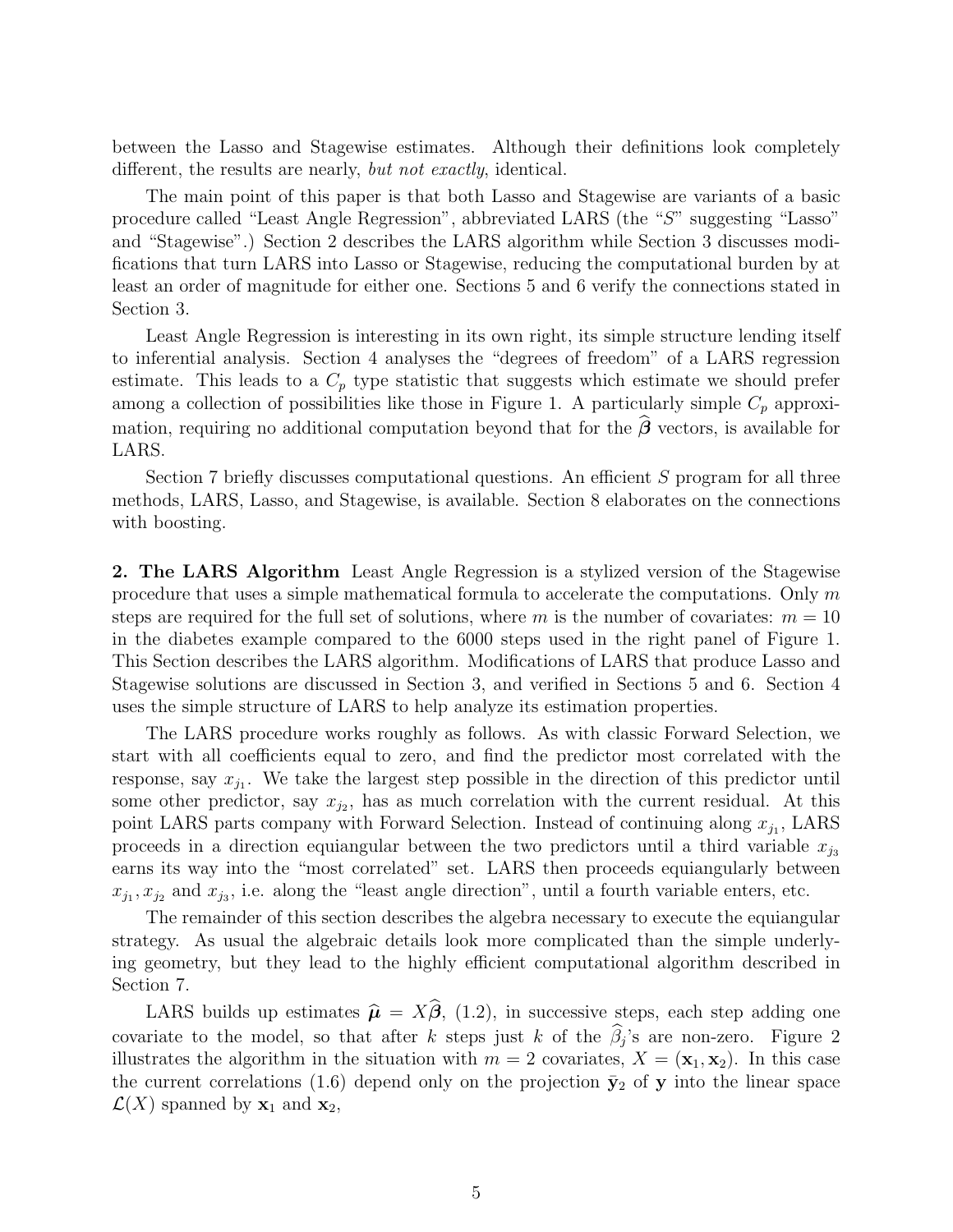between the Lasso and Stagewise estimates. Although their definitions look completely different, the results are nearly, *but not exactly*, identical.

The main point of this paper is that both Lasso and Stagewise are variants of a basic procedure called "Least Angle Regression", abbreviated LARS (the "*S*" suggesting "Lasso" and "Stagewise".) Section 2 describes the LARS algorithm while Section 3 discusses modifications that turn LARS into Lasso or Stagewise, reducing the computational burden by at least an order of magnitude for either one. Sections 5 and 6 verify the connections stated in Section 3.

Least Angle Regression is interesting in its own right, its simple structure lending itself to inferential analysis. Section 4 analyses the "degrees of freedom" of a LARS regression estimate. This leads to a $C_p$ type statistic that suggests which estimate we should prefer among a collection of possibilities like those in Figure 1. A particularly simple $C_p$ approximation, requiring no additional computation beyond that for the $\widehat{\boldsymbol{\beta}}$ vectors, is available for LARS.

Section 7 briefly discusses computational questions. An efficient *S* program for all three methods, LARS, Lasso, and Stagewise, is available. Section 8 elaborates on the connections with boosting.

**2. The LARS Algorithm** Least Angle Regression is a stylized version of the Stagewise procedure that uses a simple mathematical formula to accelerate the computations. Only $m$ steps are required for the full set of solutions, where $m$ is the number of covariates: $m = 10$ in the diabetes example compared to the 6000 steps used in the right panel of Figure 1. This Section describes the LARS algorithm. Modifications of LARS that produce Lasso and Stagewise solutions are discussed in Section 3, and verified in Sections 5 and 6. Section 4 uses the simple structure of LARS to help analyze its estimation properties.

The LARS procedure works roughly as follows. As with classic Forward Selection, we start with all coefficients equal to zero, and find the predictor most correlated with the response, say $x_{j_1}$. We take the largest step possible in the direction of this predictor until some other predictor, say $x_{j_2}$, has as much correlation with the current residual. At this point LARS parts company with Forward Selection. Instead of continuing along $x_{j_1}$, LARS proceeds in a direction equiangular between the two predictors until a third variable $x_{j_3}$ earns its way into the "most correlated" set. LARS then proceeds equiangularly between $x_{j_1}, x_{j_2}$ and $x_{j_3}$, i.e. along the "least angle direction", until a fourth variable enters, etc.

The remainder of this section describes the algebra necessary to execute the equiangular strategy. As usual the algebraic details look more complicated than the simple underlying geometry, but they lead to the highly efficient computational algorithm described in Section 7.

LARS builds up estimates $\widehat{\boldsymbol{\mu}} = X\widehat{\boldsymbol{\beta}}$, (1.2), in successive steps, each step adding one covariate to the model, so that after $k$ steps just $k$ of the $\widehat{\beta}_j$'s are non-zero. Figure 2 illustrates the algorithm in the situation with $m = 2$ covariates, $X = (\mathbf{x}_1, \mathbf{x}_2)$. In this case the current correlations (1.6) depend only on the projection $\bar{\mathbf{y}}_2$ of $\mathbf{y}$ into the linear space $\mathcal{L}(X)$ spanned by $\mathbf{x}_1$ and $\mathbf{x}_2$,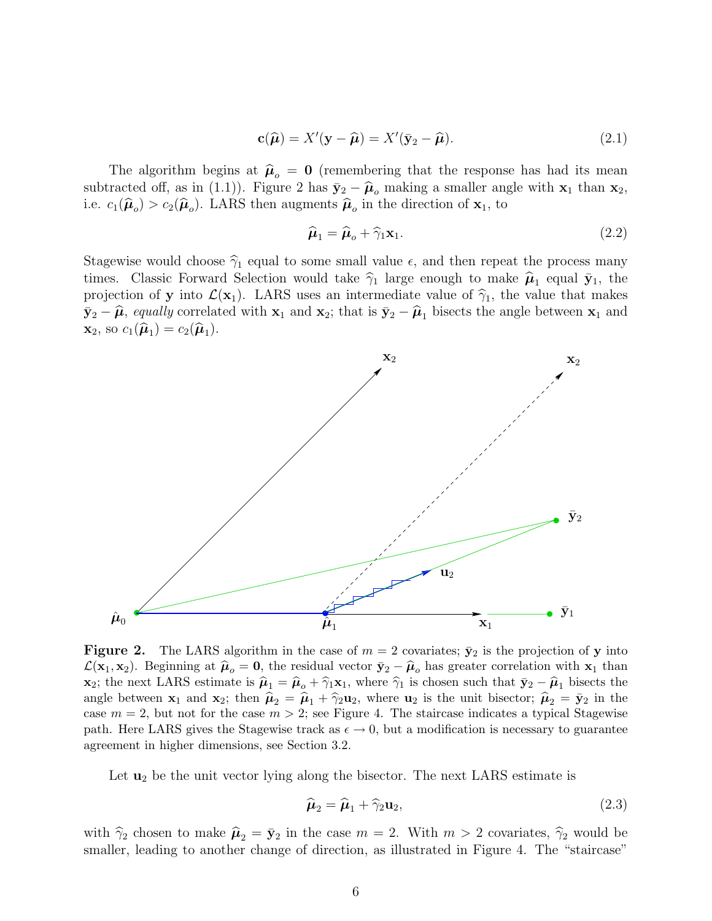$$
\mathbf{c}(\widehat{\boldsymbol{\mu}}) = X'(\mathbf{y} - \widehat{\boldsymbol{\mu}}) = X'(\bar{\mathbf{y}}_2 - \widehat{\boldsymbol{\mu}}). \tag{2.1}
$$

The algorithm begins at $\widehat{\boldsymbol{\mu}}_o = \mathbf{0}$ (remembering that the response has had its mean subtracted off, as in (1.1)). Figure 2 has $\bar{\mathbf{y}}_2 - \widehat{\boldsymbol{\mu}}_o$ making a smaller angle with $\mathbf{x}_1$ than $\mathbf{x}_2$, i.e. $c_1(\widehat{\boldsymbol{\mu}}_o) > c_2(\widehat{\boldsymbol{\mu}}_o)$. LARS then augments $\widehat{\boldsymbol{\mu}}_o$ in the direction of $\mathbf{x}_1$, to

$$
\widehat{\boldsymbol{\mu}}_1 = \widehat{\boldsymbol{\mu}}_o + \widehat{\gamma}_1 \mathbf{x}_1. \tag{2.2}
$$

Stagewise would choose $\widehat{\gamma}_1$ equal to some small value $\epsilon$, and then repeat the process many times. Classic Forward Selection would take $\widehat{\gamma}_1$ large enough to make $\widehat{\boldsymbol{\mu}}_1$ equal $\bar{\mathbf{y}}_1$, the projection of $\mathbf{y}$ into $\mathcal{L}(\mathbf{x}_1)$. LARS uses an intermediate value of $\widehat{\gamma}_1$, the value that makes $\bar{\mathbf{y}}_2 - \widehat{\boldsymbol{\mu}}$, *equally* correlated with $\mathbf{x}_1$ and $\mathbf{x}_2$; that is $\bar{\mathbf{y}}_2 - \widehat{\boldsymbol{\mu}}_1$ bisects the angle between $\mathbf{x}_1$ and $\mathbf{x}_2$, so $c_1(\widehat{\boldsymbol{\mu}}_1) = c_2(\widehat{\boldsymbol{\mu}}_1)$.

**Figure 2.** The LARS algorithm in the case of $m = 2$ covariates; $\bar{\mathbf{y}}_2$ is the projection of $\mathbf{y}$ into $\mathcal{L}(\mathbf{x}_1, \mathbf{x}_2)$. Beginning at $\widehat{\boldsymbol{\mu}}_o = \mathbf{0}$, the residual vector $\bar{\mathbf{y}}_2 - \widehat{\boldsymbol{\mu}}_o$ has greater correlation with $\mathbf{x}_1$ than $\mathbf{x}_2$; the next LARS estimate is $\widehat{\boldsymbol{\mu}}_1 = \widehat{\boldsymbol{\mu}}_o + \widehat{\gamma}_1 \mathbf{x}_1$, where $\widehat{\gamma}_1$ is chosen such that $\bar{\mathbf{y}}_2 - \widehat{\boldsymbol{\mu}}_1$ bisects the angle between $\mathbf{x}_1$ and $\mathbf{x}_2$; then $\widehat{\boldsymbol{\mu}}_2 = \widehat{\boldsymbol{\mu}}_1 + \widehat{\gamma}_2 \mathbf{u}_2$, where $\mathbf{u}_2$ is the unit bisector; $\widehat{\boldsymbol{\mu}}_2 = \bar{\mathbf{y}}_2$ in the case $m = 2$, but not for the case $m > 2$; see Figure 4. The staircase indicates a typical Stagewise path. Here LARS gives the Stagewise track as $\epsilon \to 0$, but a modification is necessary to guarantee agreement in higher dimensions, see Section 3.2.

Let $\mathbf{u}_2$ be the unit vector lying along the bisector. The next LARS estimate is

$$
\widehat{\boldsymbol{\mu}}_2 = \widehat{\boldsymbol{\mu}}_1 + \widehat{\gamma}_2 \mathbf{u}_2, \tag{2.3}
$$

with $\widehat{\gamma}_2$ chosen to make $\widehat{\boldsymbol{\mu}}_2 = \bar{\mathbf{y}}_2$ in the case $m = 2$. With $m > 2$ covariates, $\widehat{\gamma}_2$ would be smaller, leading to another change of direction, as illustrated in Figure 4. The "staircase"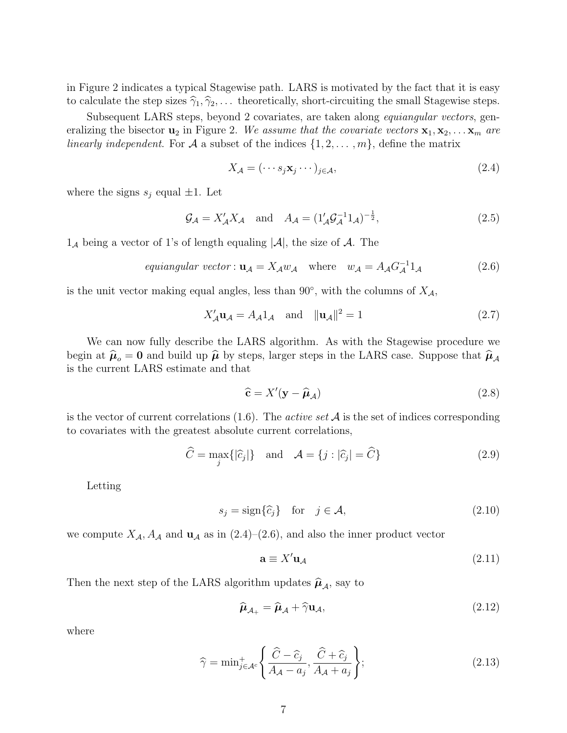in Figure 2 indicates a typical Stagewise path. LARS is motivated by the fact that it is easy to calculate the step sizes $\widehat{\gamma}_1, \widehat{\gamma}_2, \ldots$ theoretically, short-circuiting the small Stagewise steps.

Subsequent LARS steps, beyond 2 covariates, are taken along *equiangular vectors*, generalizing the bisector $\mathbf{u}_2$ in Figure 2. *We assume that the covariate vectors $\mathbf{x}_1, \mathbf{x}_2, \ldots \mathbf{x}_m$ are linearly independent*. For $\mathcal{A}$ a subset of the indices $\{1, 2, \ldots, m\}$, define the matrix

$$X_{\mathcal{A}} = (\cdots s_j \mathbf{x}_j \cdots)_{j \in \mathcal{A}}, \tag{2.4}$$

where the signs $s_j$ equal $\pm 1$. Let

$$\mathcal{G}_{\mathcal{A}} = X'_{\mathcal{A}} X_{\mathcal{A}} \quad \text{and} \quad A_{\mathcal{A}} = (1'_{\mathcal{A}} \mathcal{G}_{\mathcal{A}}^{-1} 1_{\mathcal{A}})^{-\frac{1}{2}}, \tag{2.5}$$

$1_{\mathcal{A}}$ being a vector of 1's of length equaling $|\mathcal{A}|$, the size of $\mathcal{A}$. The

$$\textit{equiangular vector}: \mathbf{u}_{\mathcal{A}} = X_{\mathcal{A}} w_{\mathcal{A}} \quad \text{where} \quad w_{\mathcal{A}} = A_{\mathcal{A}} G_{\mathcal{A}}^{-1} 1_{\mathcal{A}} \tag{2.6}$$

is the unit vector making equal angles, less than $90^\circ$, with the columns of $X_{\mathcal{A}}$,

$$X'_{\mathcal{A}} \mathbf{u}_{\mathcal{A}} = A_{\mathcal{A}} 1_{\mathcal{A}} \quad \text{and} \quad \|\mathbf{u}_{\mathcal{A}}\|^2 = 1 \tag{2.7}$$

We can now fully describe the LARS algorithm. As with the Stagewise procedure we begin at $\widehat{\boldsymbol{\mu}}_o = \mathbf{0}$ and build up $\widehat{\boldsymbol{\mu}}$ by steps, larger steps in the LARS case. Suppose that $\widehat{\boldsymbol{\mu}}_{\mathcal{A}}$ is the current LARS estimate and that

$$\widehat{\mathbf{c}} = X'(\mathbf{y} - \widehat{\boldsymbol{\mu}}_{\mathcal{A}}) \tag{2.8}$$

is the vector of current correlations (1.6). The *active set* $\mathcal{A}$ is the set of indices corresponding to covariates with the greatest absolute current correlations,

$$\widehat{C} = \max_j \{|\widehat{c}_j|\} \quad \text{and} \quad \mathcal{A} = \{j : |\widehat{c}_j| = \widehat{C}\} \tag{2.9}$$

Letting

$$s_j = \text{sign}\{\widehat{c}_j\} \quad \text{for} \quad j \in \mathcal{A}, \tag{2.10}$$

we compute $X_{\mathcal{A}}, A_{\mathcal{A}}$ and $\mathbf{u}_{\mathcal{A}}$ as in (2.4)–(2.6), and also the inner product vector

$$\mathbf{a} \equiv X' \mathbf{u}_{\mathcal{A}} \tag{2.11}$$

Then the next step of the LARS algorithm updates $\widehat{\boldsymbol{\mu}}_{\mathcal{A}}$, say to

$$\widehat{\boldsymbol{\mu}}_{\mathcal{A}_+} = \widehat{\boldsymbol{\mu}}_{\mathcal{A}} + \widehat{\gamma} \mathbf{u}_{\mathcal{A}}, \tag{2.12}$$

where

$$\widehat{\gamma} = {\min}^+_{j \in \mathcal{A}^c} \left\{ \frac{\widehat{C} - \widehat{c}_j}{A_{\mathcal{A}} - a_j}, \frac{\widehat{C} + \widehat{c}_j}{A_{\mathcal{A}} + a_j} \right\}; \tag{2.13}$$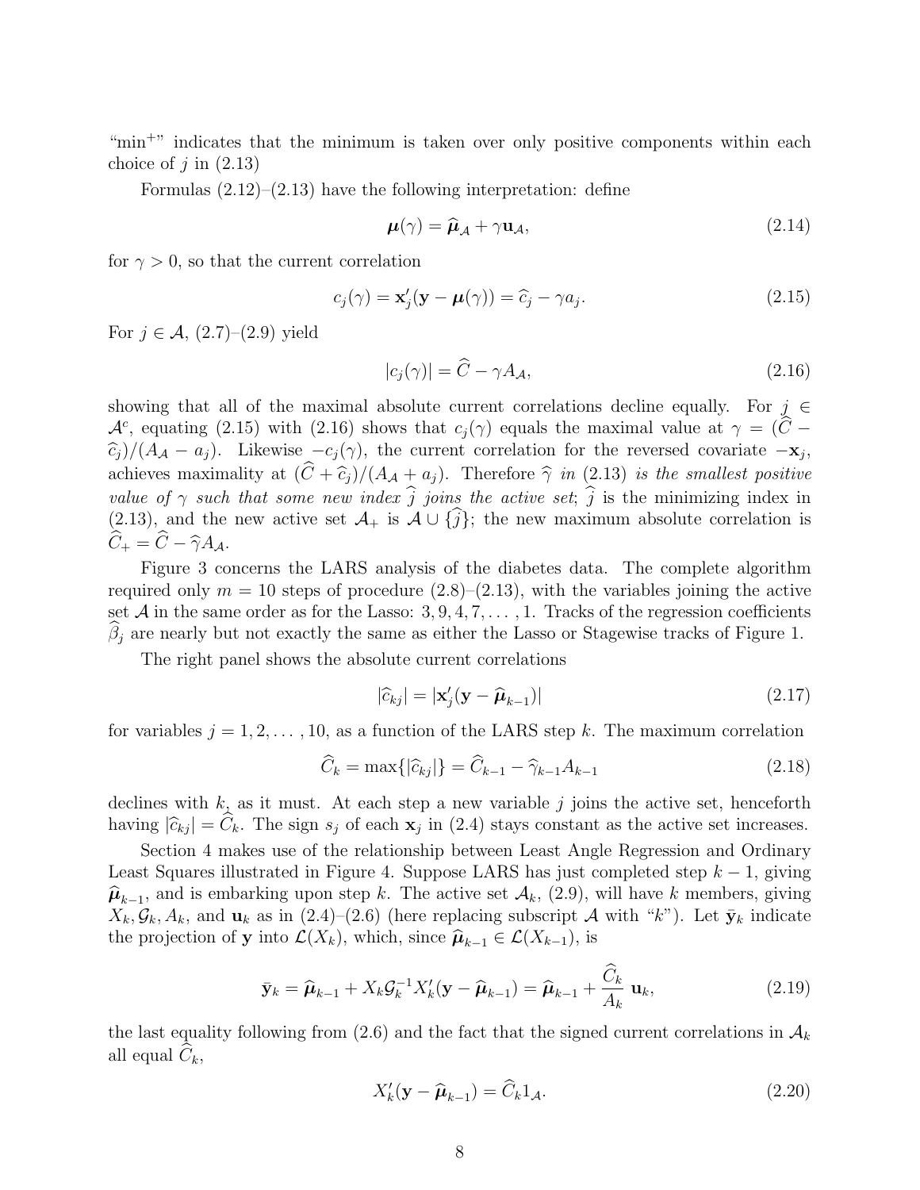"min$^+$" indicates that the minimum is taken over only positive components within each choice of $j$ in (2.13)

Formulas (2.12)–(2.13) have the following interpretation: define

$$\boldsymbol{\mu}(\gamma) = \widehat{\boldsymbol{\mu}}_{\mathcal{A}} + \gamma \mathbf{u}_{\mathcal{A}}, \tag{2.14}$$

for $\gamma > 0$, so that the current correlation

$$c_j(\gamma) = \mathbf{x}_j'(\mathbf{y} - \boldsymbol{\mu}(\gamma)) = \widehat{c}_j - \gamma a_j. \tag{2.15}$$

For $j \in \mathcal{A}$, (2.7)–(2.9) yield

$$|c_j(\gamma)| = \widehat{C} - \gamma A_{\mathcal{A}}, \tag{2.16}$$

showing that all of the maximal absolute current correlations decline equally. For $j \in \mathcal{A}^c$, equating (2.15) with (2.16) shows that $c_j(\gamma)$ equals the maximal value at $\gamma = (\widehat{C} - \widehat{c}_j)/(A_{\mathcal{A}} - a_j)$. Likewise $-c_j(\gamma)$, the current correlation for the reversed covariate $-\mathbf{x}_j$, achieves maximality at $(\widehat{C} + \widehat{c}_j)/(A_{\mathcal{A}} + a_j)$. Therefore $\widehat{\gamma}$ *in* (2.13) *is the smallest positive value of* $\gamma$ *such that some new index* $\widehat{j}$ *joins the active set*; $\widehat{j}$ is the minimizing index in (2.13), and the new active set $\mathcal{A}_+$ is $\mathcal{A} \cup \{\widehat{j}\}$; the new maximum absolute correlation is $\widehat{C}_+ = \widehat{C} - \widehat{\gamma} A_{\mathcal{A}}$.

Figure 3 concerns the LARS analysis of the diabetes data. The complete algorithm required only $m = 10$ steps of procedure (2.8)–(2.13), with the variables joining the active set $\mathcal{A}$ in the same order as for the Lasso: $3, 9, 4, 7, \ldots, 1$. Tracks of the regression coefficients $\widehat{\beta}_j$ are nearly but not exactly the same as either the Lasso or Stagewise tracks of Figure 1.

The right panel shows the absolute current correlations

$$|\widehat{c}_{kj}| = |\mathbf{x}_j'(\mathbf{y} - \widehat{\boldsymbol{\mu}}_{k-1})| \tag{2.17}$$

for variables $j = 1, 2, \ldots, 10$, as a function of the LARS step $k$. The maximum correlation

$$\widehat{C}_k = \max\{|\widehat{c}_{kj}|\} = \widehat{C}_{k-1} - \widehat{\gamma}_{k-1} A_{k-1} \tag{2.18}$$

declines with $k$, as it must. At each step a new variable $j$ joins the active set, henceforth having $|\widehat{c}_{kj}| = \widehat{C}_k$. The sign $s_j$ of each $\mathbf{x}_j$ in (2.4) stays constant as the active set increases.

Section 4 makes use of the relationship between Least Angle Regression and Ordinary Least Squares illustrated in Figure 4. Suppose LARS has just completed step $k-1$, giving $\widehat{\boldsymbol{\mu}}_{k-1}$, and is embarking upon step $k$. The active set $\mathcal{A}_k$, (2.9), will have $k$ members, giving $X_k, \mathcal{G}_k, A_k$, and $\mathbf{u}_k$ as in (2.4)–(2.6) (here replacing subscript $\mathcal{A}$ with "$k$"). Let $\bar{\mathbf{y}}_k$ indicate the projection of $\mathbf{y}$ into $\mathcal{L}(X_k)$, which, since $\widehat{\boldsymbol{\mu}}_{k-1} \in \mathcal{L}(X_{k-1})$, is

$$\bar{\mathbf{y}}_k = \widehat{\boldsymbol{\mu}}_{k-1} + X_k \mathcal{G}_k^{-1} X_k'(\mathbf{y} - \widehat{\boldsymbol{\mu}}_{k-1}) = \widehat{\boldsymbol{\mu}}_{k-1} + \frac{\widehat{C}_k}{A_k}\, \mathbf{u}_k, \tag{2.19}$$

the last equality following from (2.6) and the fact that the signed current correlations in $\mathcal{A}_k$ all equal $\widehat{C}_k$,

$$X_k'(\mathbf{y} - \widehat{\boldsymbol{\mu}}_{k-1}) = \widehat{C}_k 1_{\mathcal{A}}. \tag{2.20}$$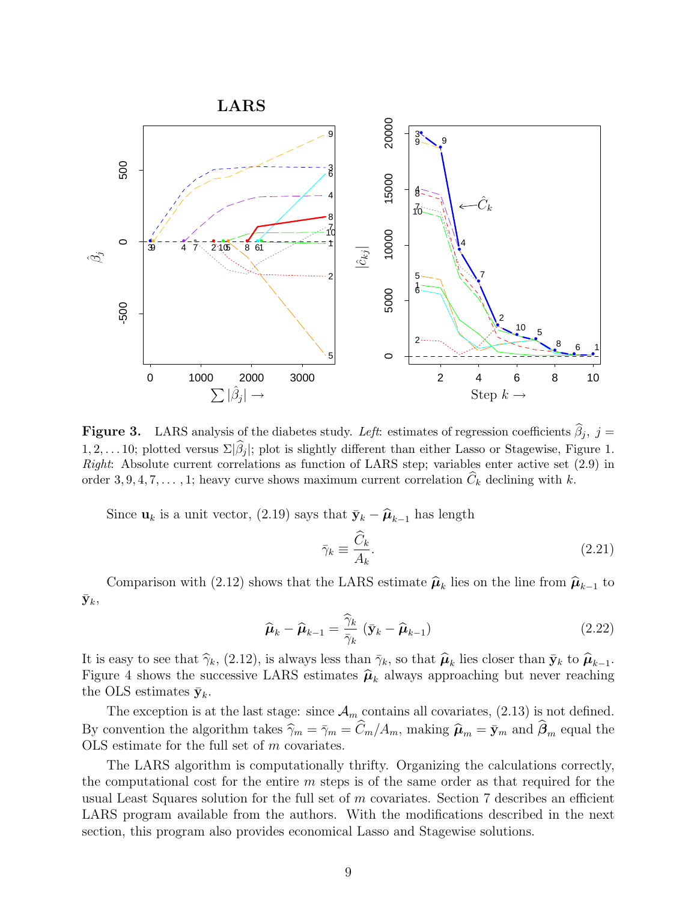**Figure 3.** LARS analysis of the diabetes study. *Left*: estimates of regression coefficients $\widehat{\beta}_j$, $j = 1, 2, \ldots 10$; plotted versus $\Sigma|\widehat{\beta}_j|$; plot is slightly different than either Lasso or Stagewise, Figure 1. *Right*: Absolute current correlations as function of LARS step; variables enter active set (2.9) in order $3, 9, 4, 7, \ldots, 1$; heavy curve shows maximum current correlation $\widehat{C}_k$ declining with $k$.

Since $\mathbf{u}_k$ is a unit vector, (2.19) says that $\bar{\mathbf{y}}_k - \widehat{\boldsymbol{\mu}}_{k-1}$ has length

$$\bar{\gamma}_k \equiv \frac{\widehat{C}_k}{A_k}. \tag{2.21}$$

Comparison with (2.12) shows that the LARS estimate $\widehat{\boldsymbol{\mu}}_k$ lies on the line from $\widehat{\boldsymbol{\mu}}_{k-1}$ to $\bar{\mathbf{y}}_k$,

$$\widehat{\boldsymbol{\mu}}_k - \widehat{\boldsymbol{\mu}}_{k-1} = \frac{\widehat{\gamma}_k}{\bar{\gamma}_k} \left( \bar{\mathbf{y}}_k - \widehat{\boldsymbol{\mu}}_{k-1} \right) \tag{2.22}$$

It is easy to see that $\widehat{\gamma}_k$, (2.12), is always less than $\bar{\gamma}_k$, so that $\widehat{\boldsymbol{\mu}}_k$ lies closer than $\bar{\mathbf{y}}_k$ to $\widehat{\boldsymbol{\mu}}_{k-1}$. Figure 4 shows the successive LARS estimates $\widehat{\boldsymbol{\mu}}_k$ always approaching but never reaching the OLS estimates $\bar{\mathbf{y}}_k$.

The exception is at the last stage: since $\mathcal{A}_m$ contains all covariates, (2.13) is not defined. By convention the algorithm takes $\widehat{\gamma}_m = \bar{\gamma}_m = \widehat{C}_m / A_m$, making $\widehat{\boldsymbol{\mu}}_m = \bar{\mathbf{y}}_m$ and $\widehat{\boldsymbol{\beta}}_m$ equal the OLS estimate for the full set of $m$ covariates.

The LARS algorithm is computationally thrifty. Organizing the calculations correctly, the computational cost for the entire $m$ steps is of the same order as that required for the usual Least Squares solution for the full set of $m$ covariates. Section 7 describes an efficient LARS program available from the authors. With the modifications described in the next section, this program also provides economical Lasso and Stagewise solutions.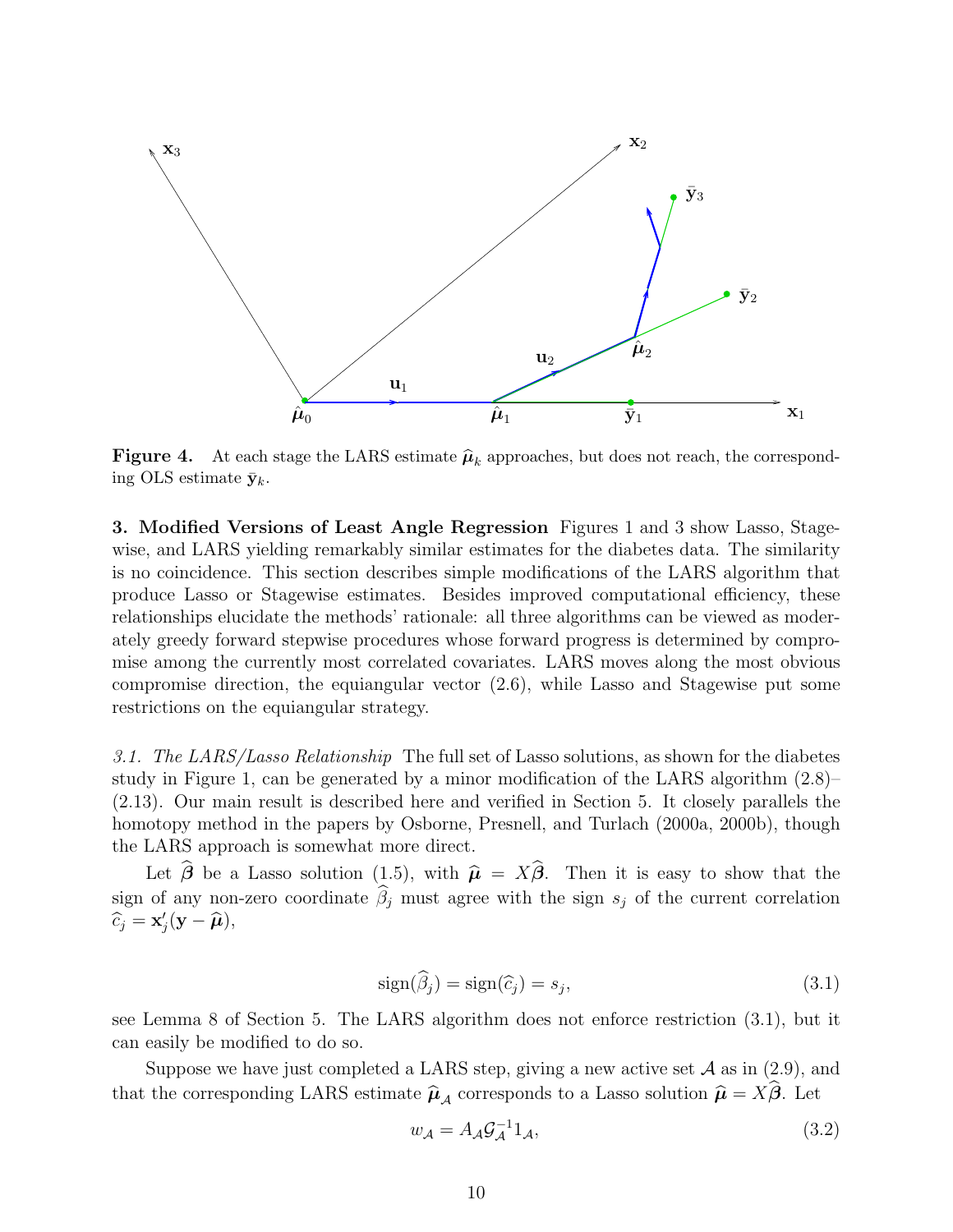**Figure 4.** At each stage the LARS estimate $\hat{\boldsymbol{\mu}}_k$ approaches, but does not reach, the corresponding OLS estimate $\bar{\mathbf{y}}_k$.

**3. Modified Versions of Least Angle Regression** Figures 1 and 3 show Lasso, Stagewise, and LARS yielding remarkably similar estimates for the diabetes data. The similarity is no coincidence. This section describes simple modifications of the LARS algorithm that produce Lasso or Stagewise estimates. Besides improved computational efficiency, these relationships elucidate the methods' rationale: all three algorithms can be viewed as moderately greedy forward stepwise procedures whose forward progress is determined by compromise among the currently most correlated covariates. LARS moves along the most obvious compromise direction, the equiangular vector (2.6), while Lasso and Stagewise put some restrictions on the equiangular strategy.

*3.1. The LARS/Lasso Relationship* The full set of Lasso solutions, as shown for the diabetes study in Figure 1, can be generated by a minor modification of the LARS algorithm (2.8)–(2.13). Our main result is described here and verified in Section 5. It closely parallels the homotopy method in the papers by Osborne, Presnell, and Turlach (2000a, 2000b), though the LARS approach is somewhat more direct.

Let $\widehat{\boldsymbol{\beta}}$ be a Lasso solution (1.5), with $\widehat{\boldsymbol{\mu}} = X\widehat{\boldsymbol{\beta}}$. Then it is easy to show that the sign of any non-zero coordinate $\widehat{\beta}_j$ must agree with the sign $s_j$ of the current correlation $\widehat{c}_j = \mathbf{x}_j'(\mathbf{y} - \widehat{\boldsymbol{\mu}})$,

$$\text{sign}(\widehat{\beta}_j) = \text{sign}(\widehat{c}_j) = s_j, \tag{3.1}$$

see Lemma 8 of Section 5. The LARS algorithm does not enforce restriction (3.1), but it can easily be modified to do so.

Suppose we have just completed a LARS step, giving a new active set $\mathcal{A}$ as in (2.9), and that the corresponding LARS estimate $\widehat{\boldsymbol{\mu}}_{\mathcal{A}}$ corresponds to a Lasso solution $\widehat{\boldsymbol{\mu}} = X\widehat{\boldsymbol{\beta}}$. Let

$$w_{\mathcal{A}} = A_{\mathcal{A}} \mathcal{G}_{\mathcal{A}}^{-1} 1_{\mathcal{A}}, \tag{3.2}$$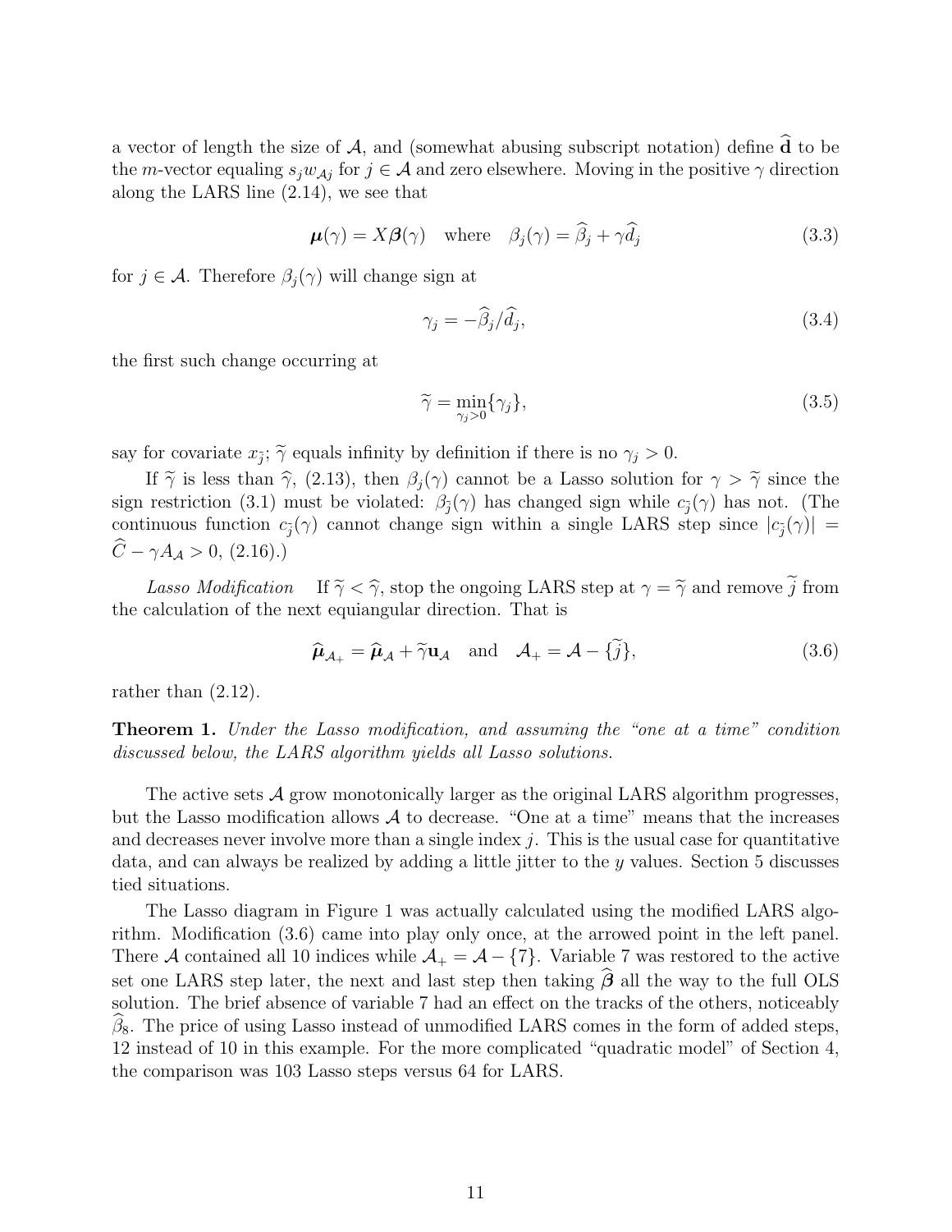a vector of length the size of $\mathcal{A}$, and (somewhat abusing subscript notation) define $\widehat{\mathbf{d}}$ to be the $m$-vector equaling $s_j w_{\mathcal{A}j}$ for $j \in \mathcal{A}$ and zero elsewhere. Moving in the positive $\gamma$ direction along the LARS line (2.14), we see that

$$\boldsymbol{\mu}(\gamma) = X\boldsymbol{\beta}(\gamma) \quad \text{where} \quad \beta_j(\gamma) = \widehat{\beta}_j + \gamma \widehat{d}_j \tag{3.3}$$

for $j \in \mathcal{A}$. Therefore $\beta_j(\gamma)$ will change sign at

$$\gamma_j = -\widehat{\beta}_j / \widehat{d}_j, \tag{3.4}$$

the first such change occurring at

$$\widetilde{\gamma} = \min_{\gamma_j > 0} \{\gamma_j\}, \tag{3.5}$$

say for covariate $x_{\tilde{j}}$; $\widetilde{\gamma}$ equals infinity by definition if there is no $\gamma_j > 0$.

If $\widetilde{\gamma}$ is less than $\widehat{\gamma}$, (2.13), then $\beta_j(\gamma)$ cannot be a Lasso solution for $\gamma > \widetilde{\gamma}$ since the sign restriction (3.1) must be violated: $\beta_{\tilde{j}}(\gamma)$ has changed sign while $c_{\tilde{j}}(\gamma)$ has not. (The continuous function $c_{\tilde{j}}(\gamma)$ cannot change sign within a single LARS step since $|c_{\tilde{j}}(\gamma)| = \widehat{C} - \gamma A_{\mathcal{A}} > 0$, (2.16).)

*Lasso Modification* If $\widetilde{\gamma} < \widehat{\gamma}$, stop the ongoing LARS step at $\gamma = \widetilde{\gamma}$ and remove $\widetilde{j}$ from the calculation of the next equiangular direction. That is

$$\widehat{\boldsymbol{\mu}}_{\mathcal{A}_+} = \widehat{\boldsymbol{\mu}}_{\mathcal{A}} + \widetilde{\gamma}\mathbf{u}_{\mathcal{A}} \quad \text{and} \quad \mathcal{A}_+ = \mathcal{A} - \{\widetilde{j}\}, \tag{3.6}$$

rather than (2.12).

**Theorem 1.** *Under the Lasso modification, and assuming the "one at a time" condition discussed below, the LARS algorithm yields all Lasso solutions.*

The active sets $\mathcal{A}$ grow monotonically larger as the original LARS algorithm progresses, but the Lasso modification allows $\mathcal{A}$ to decrease. "One at a time" means that the increases and decreases never involve more than a single index $j$. This is the usual case for quantitative data, and can always be realized by adding a little jitter to the $y$ values. Section 5 discusses tied situations.

The Lasso diagram in Figure 1 was actually calculated using the modified LARS algorithm. Modification (3.6) came into play only once, at the arrowed point in the left panel. There $\mathcal{A}$ contained all 10 indices while $\mathcal{A}_+ = \mathcal{A} - \{7\}$. Variable 7 was restored to the active set one LARS step later, the next and last step then taking $\widehat{\boldsymbol{\beta}}$ all the way to the full OLS solution. The brief absence of variable 7 had an effect on the tracks of the others, noticeably $\widehat{\beta}_8$. The price of using Lasso instead of unmodified LARS comes in the form of added steps, 12 instead of 10 in this example. For the more complicated "quadratic model" of Section 4, the comparison was 103 Lasso steps versus 64 for LARS.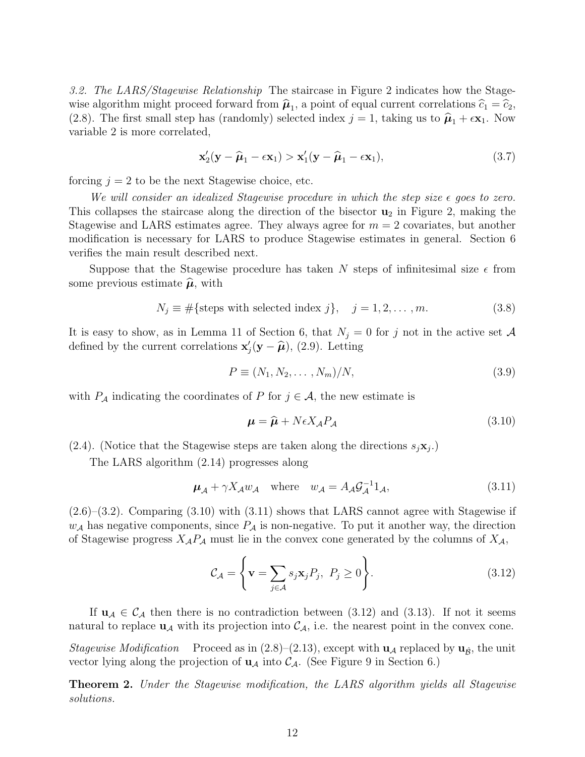*3.2. The LARS/Stagewise Relationship* The staircase in Figure 2 indicates how the Stagewise algorithm might proceed forward from $\widehat{\boldsymbol{\mu}}_1$, a point of equal current correlations $\widehat{c}_1 = \widehat{c}_2$, (2.8). The first small step has (randomly) selected index $j = 1$, taking us to $\widehat{\boldsymbol{\mu}}_1 + \epsilon \mathbf{x}_1$. Now variable 2 is more correlated,

$$\mathbf{x}_2'(\mathbf{y} - \widehat{\boldsymbol{\mu}}_1 - \epsilon \mathbf{x}_1) > \mathbf{x}_1'(\mathbf{y} - \widehat{\boldsymbol{\mu}}_1 - \epsilon \mathbf{x}_1), \tag{3.7}$$

forcing $j = 2$ to be the next Stagewise choice, etc.

*We will consider an idealized Stagewise procedure in which the step size $\epsilon$ goes to zero.* This collapses the staircase along the direction of the bisector $\mathbf{u}_2$ in Figure 2, making the Stagewise and LARS estimates agree. They always agree for $m = 2$ covariates, but another modification is necessary for LARS to produce Stagewise estimates in general. Section 6 verifies the main result described next.

Suppose that the Stagewise procedure has taken $N$ steps of infinitesimal size $\epsilon$ from some previous estimate $\widehat{\boldsymbol{\mu}}$, with

$$N_j \equiv \#\{\text{steps with selected index } j\}, \quad j = 1, 2, \ldots, m. \tag{3.8}$$

It is easy to show, as in Lemma 11 of Section 6, that $N_j = 0$ for $j$ not in the active set $\mathcal{A}$ defined by the current correlations $\mathbf{x}_j'(\mathbf{y} - \widehat{\boldsymbol{\mu}})$, (2.9). Letting

$$P \equiv (N_1, N_2, \ldots, N_m)/N, \tag{3.9}$$

with $P_{\mathcal{A}}$ indicating the coordinates of $P$ for $j \in \mathcal{A}$, the new estimate is

$$\boldsymbol{\mu} = \widehat{\boldsymbol{\mu}} + N\epsilon X_{\mathcal{A}} P_{\mathcal{A}} \tag{3.10}$$

(2.4). (Notice that the Stagewise steps are taken along the directions $s_j \mathbf{x}_j$.)

The LARS algorithm (2.14) progresses along

$$\boldsymbol{\mu}_{\mathcal{A}} + \gamma X_{\mathcal{A}} w_{\mathcal{A}} \quad \text{where} \quad w_{\mathcal{A}} = A_{\mathcal{A}} \mathcal{G}_{\mathcal{A}}^{-1} 1_{\mathcal{A}}, \tag{3.11}$$

(2.6)–(3.2). Comparing (3.10) with (3.11) shows that LARS cannot agree with Stagewise if $w_{\mathcal{A}}$ has negative components, since $P_{\mathcal{A}}$ is non-negative. To put it another way, the direction of Stagewise progress $X_{\mathcal{A}} P_{\mathcal{A}}$ must lie in the convex cone generated by the columns of $X_{\mathcal{A}}$,

$$\mathcal{C}_{\mathcal{A}} = \left\{ \mathbf{v} = \sum_{j \in \mathcal{A}} s_j \mathbf{x}_j P_j, \ P_j \geq 0 \right\}. \tag{3.12}$$

If $\mathbf{u}_{\mathcal{A}} \in \mathcal{C}_{\mathcal{A}}$ then there is no contradiction between (3.12) and (3.13). If not it seems natural to replace $\mathbf{u}_{\mathcal{A}}$ with its projection into $\mathcal{C}_{\mathcal{A}}$, i.e. the nearest point in the convex cone.

*Stagewise Modification* Proceed as in (2.8)–(2.13), except with $\mathbf{u}_{\mathcal{A}}$ replaced by $\mathbf{u}_{\hat{\mathcal{B}}}$, the unit vector lying along the projection of $\mathbf{u}_{\mathcal{A}}$ into $\mathcal{C}_{\mathcal{A}}$. (See Figure 9 in Section 6.)

**Theorem 2.** *Under the Stagewise modification, the LARS algorithm yields all Stagewise solutions.*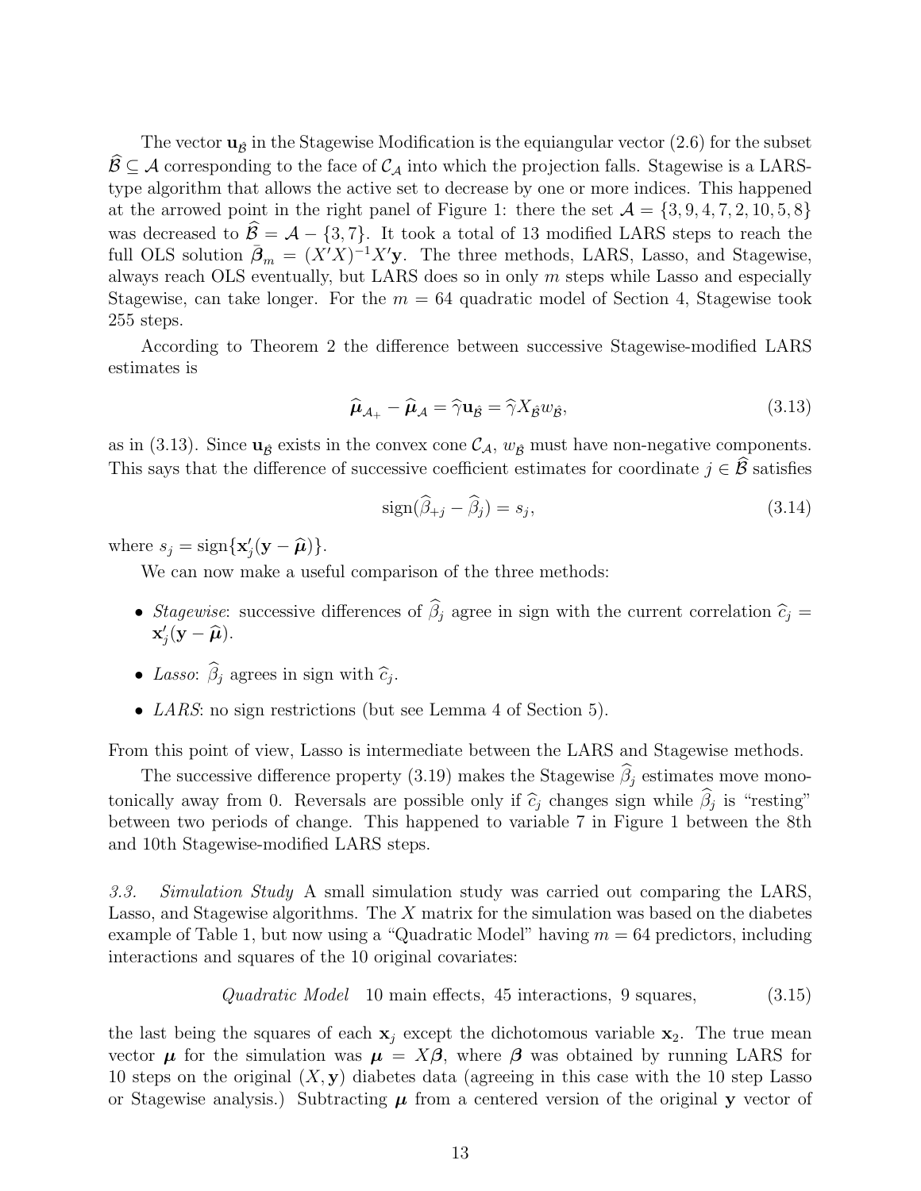The vector $\mathbf{u}_{\widehat{\mathcal{B}}}$ in the Stagewise Modification is the equiangular vector (2.6) for the subset $\widehat{\mathcal{B}} \subseteq \mathcal{A}$ corresponding to the face of $\mathcal{C}_{\mathcal{A}}$ into which the projection falls. Stagewise is a LARS-type algorithm that allows the active set to decrease by one or more indices. This happened at the arrowed point in the right panel of Figure 1: there the set $\mathcal{A} = \{3, 9, 4, 7, 2, 10, 5, 8\}$ was decreased to $\widehat{\mathcal{B}} = \mathcal{A} - \{3, 7\}$. It took a total of 13 modified LARS steps to reach the full OLS solution $\bar{\boldsymbol{\beta}}_m = (X'X)^{-1}X'\mathbf{y}$. The three methods, LARS, Lasso, and Stagewise, always reach OLS eventually, but LARS does so in only $m$ steps while Lasso and especially Stagewise, can take longer. For the $m = 64$ quadratic model of Section 4, Stagewise took 255 steps.

According to Theorem 2 the difference between successive Stagewise-modified LARS estimates is

$$\widehat{\boldsymbol{\mu}}_{\mathcal{A}_+} - \widehat{\boldsymbol{\mu}}_{\mathcal{A}} = \widehat{\gamma}\mathbf{u}_{\widehat{\mathcal{B}}} = \widehat{\gamma} X_{\widehat{\mathcal{B}}} w_{\widehat{\mathcal{B}}}, \tag{3.13}$$

as in (3.13). Since $\mathbf{u}_{\widehat{\mathcal{B}}}$ exists in the convex cone $\mathcal{C}_{\mathcal{A}}$, $w_{\widehat{\mathcal{B}}}$ must have non-negative components. This says that the difference of successive coefficient estimates for coordinate $j \in \widehat{\mathcal{B}}$ satisfies

$$\operatorname{sign}(\widehat{\beta}_{+j} - \widehat{\beta}_j) = s_j, \tag{3.14}$$

where $s_j = \operatorname{sign}\{\mathbf{x}_j'(\mathbf{y} - \widehat{\boldsymbol{\mu}})\}$.

We can now make a useful comparison of the three methods:

- *Stagewise*: successive differences of $\widehat{\beta}_j$ agree in sign with the current correlation $\widehat{c}_j = \mathbf{x}_j'(\mathbf{y} - \widehat{\boldsymbol{\mu}})$.
- *Lasso*: $\widehat{\beta}_j$ agrees in sign with $\widehat{c}_j$.
- *LARS*: no sign restrictions (but see Lemma 4 of Section 5).

From this point of view, Lasso is intermediate between the LARS and Stagewise methods.

The successive difference property (3.19) makes the Stagewise $\widehat{\beta}_j$ estimates move monotonically away from 0. Reversals are possible only if $\widehat{c}_j$ changes sign while $\widehat{\beta}_j$ is "resting" between two periods of change. This happened to variable 7 in Figure 1 between the 8th and 10th Stagewise-modified LARS steps.

*3.3. Simulation Study* A small simulation study was carried out comparing the LARS, Lasso, and Stagewise algorithms. The $X$ matrix for the simulation was based on the diabetes example of Table 1, but now using a "Quadratic Model" having $m = 64$ predictors, including interactions and squares of the 10 original covariates:

$$\textit{Quadratic Model} \quad 10 \text{ main effects}, \; 45 \text{ interactions}, \; 9 \text{ squares}, \tag{3.15}$$

the last being the squares of each $\mathbf{x}_j$ except the dichotomous variable $\mathbf{x}_2$. The true mean vector $\boldsymbol{\mu}$ for the simulation was $\boldsymbol{\mu} = X\boldsymbol{\beta}$, where $\boldsymbol{\beta}$ was obtained by running LARS for 10 steps on the original $(X, \mathbf{y})$ diabetes data (agreeing in this case with the 10 step Lasso or Stagewise analysis.) Subtracting $\boldsymbol{\mu}$ from a centered version of the original $\mathbf{y}$ vector of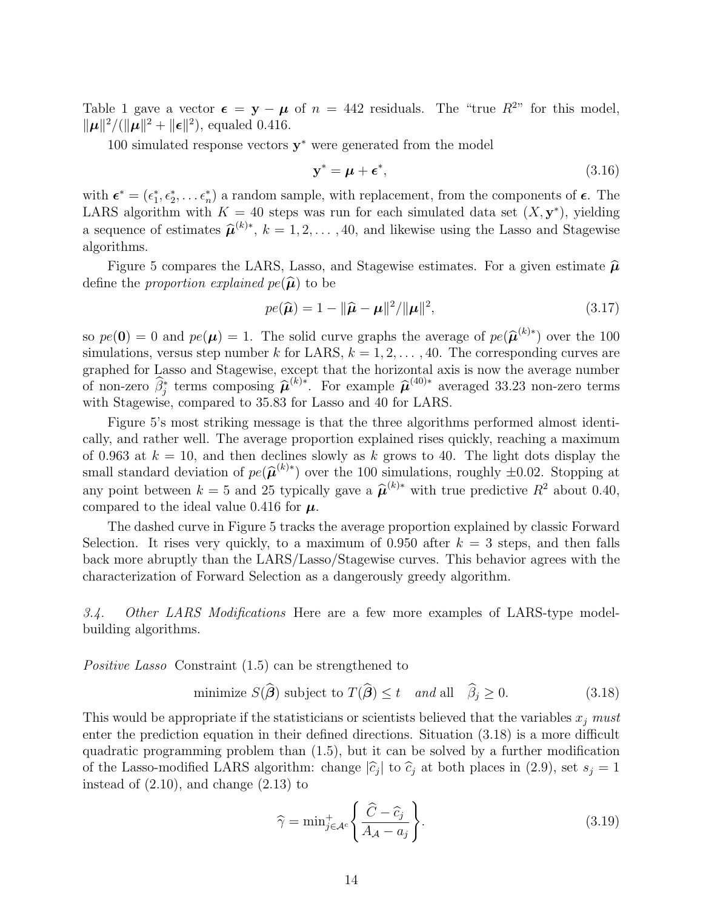Table 1 gave a vector $\boldsymbol{\epsilon} = \mathbf{y} - \boldsymbol{\mu}$ of $n = 442$ residuals. The "true $R^2$" for this model, $\|\boldsymbol{\mu}\|^2/(\|\boldsymbol{\mu}\|^2 + \|\boldsymbol{\epsilon}\|^2)$, equaled 0.416.

100 simulated response vectors $\mathbf{y}^*$ were generated from the model

$$\mathbf{y}^* = \boldsymbol{\mu} + \boldsymbol{\epsilon}^*, \tag{3.16}$$

with $\boldsymbol{\epsilon}^* = (\epsilon_1^*, \epsilon_2^*, \dots \epsilon_n^*)$ a random sample, with replacement, from the components of $\boldsymbol{\epsilon}$. The LARS algorithm with $K = 40$ steps was run for each simulated data set $(X, \mathbf{y}^*)$, yielding a sequence of estimates $\widehat{\boldsymbol{\mu}}^{(k)*}$, $k = 1, 2, \dots, 40$, and likewise using the Lasso and Stagewise algorithms.

Figure 5 compares the LARS, Lasso, and Stagewise estimates. For a given estimate $\widehat{\boldsymbol{\mu}}$ define the *proportion explained* $pe(\widehat{\boldsymbol{\mu}})$ to be

$$pe(\widehat{\boldsymbol{\mu}}) = 1 - \|\widehat{\boldsymbol{\mu}} - \boldsymbol{\mu}\|^2/\|\boldsymbol{\mu}\|^2, \tag{3.17}$$

so $pe(\mathbf{0}) = 0$ and $pe(\boldsymbol{\mu}) = 1$. The solid curve graphs the average of $pe(\widehat{\boldsymbol{\mu}}^{(k)*})$ over the 100 simulations, versus step number $k$ for LARS, $k = 1, 2, \dots, 40$. The corresponding curves are graphed for Lasso and Stagewise, except that the horizontal axis is now the average number of non-zero $\widehat{\beta}_j^*$ terms composing $\widehat{\boldsymbol{\mu}}^{(k)*}$. For example $\widehat{\boldsymbol{\mu}}^{(40)*}$ averaged 33.23 non-zero terms with Stagewise, compared to 35.83 for Lasso and 40 for LARS.

Figure 5's most striking message is that the three algorithms performed almost identically, and rather well. The average proportion explained rises quickly, reaching a maximum of 0.963 at $k = 10$, and then declines slowly as $k$ grows to 40. The light dots display the small standard deviation of $pe(\widehat{\boldsymbol{\mu}}^{(k)*})$ over the 100 simulations, roughly $\pm 0.02$. Stopping at any point between $k = 5$ and 25 typically gave a $\widehat{\boldsymbol{\mu}}^{(k)*}$ with true predictive $R^2$ about 0.40, compared to the ideal value 0.416 for $\boldsymbol{\mu}$.

The dashed curve in Figure 5 tracks the average proportion explained by classic Forward Selection. It rises very quickly, to a maximum of 0.950 after $k = 3$ steps, and then falls back more abruptly than the LARS/Lasso/Stagewise curves. This behavior agrees with the characterization of Forward Selection as a dangerously greedy algorithm.

*3.4. Other LARS Modifications* Here are a few more examples of LARS-type model-building algorithms.

*Positive Lasso* Constraint (1.5) can be strengthened to

$$\text{minimize } S(\widehat{\boldsymbol{\beta}}) \text{ subject to } T(\widehat{\boldsymbol{\beta}}) \leq t \quad \textit{and} \text{ all} \quad \widehat{\beta}_j \geq 0. \tag{3.18}$$

This would be appropriate if the statisticians or scientists believed that the variables $x_j$ *must* enter the prediction equation in their defined directions. Situation (3.18) is a more difficult quadratic programming problem than (1.5), but it can be solved by a further modification of the Lasso-modified LARS algorithm: change $|\widehat{c}_j|$ to $\widehat{c}_j$ at both places in (2.9), set $s_j = 1$ instead of (2.10), and change (2.13) to

$$\widehat{\gamma} = \min\nolimits^+_{j \in \mathcal{A}^c} \left\{ \frac{\widehat{C} - \widehat{c}_j}{A_{\mathcal{A}} - a_j} \right\}. \tag{3.19}$$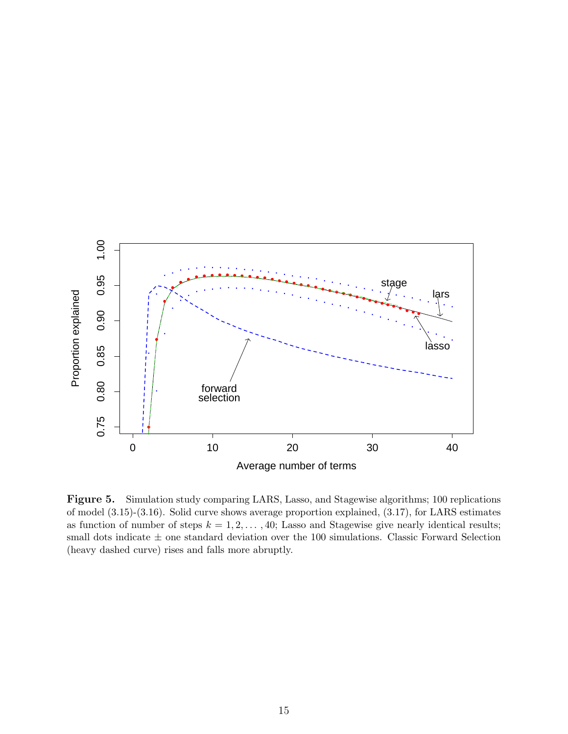**Figure 5.** Simulation study comparing LARS, Lasso, and Stagewise algorithms; 100 replications of model (3.15)-(3.16). Solid curve shows average proportion explained, (3.17), for LARS estimates as function of number of steps $k = 1, 2, \ldots, 40$; Lasso and Stagewise give nearly identical results; small dots indicate $\pm$ one standard deviation over the 100 simulations. Classic Forward Selection (heavy dashed curve) rises and falls more abruptly.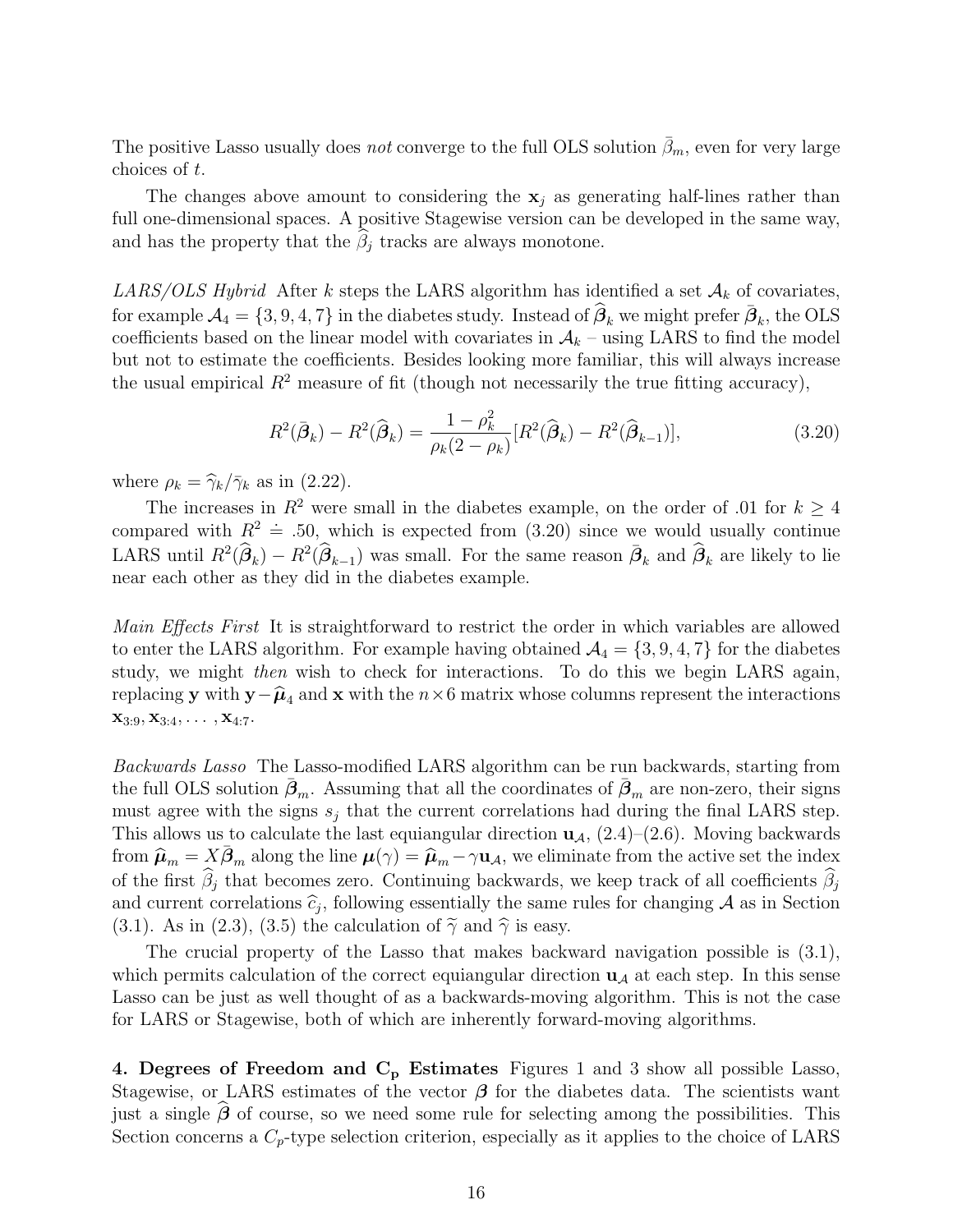The positive Lasso usually does *not* converge to the full OLS solution $\bar{\beta}_m$, even for very large choices of $t$.

The changes above amount to considering the $\mathbf{x}_j$ as generating half-lines rather than full one-dimensional spaces. A positive Stagewise version can be developed in the same way, and has the property that the $\widehat{\beta}_j$ tracks are always monotone.

*LARS/OLS Hybrid* After $k$ steps the LARS algorithm has identified a set $\mathcal{A}_k$ of covariates, for example $\mathcal{A}_4 = \{3, 9, 4, 7\}$ in the diabetes study. Instead of $\widehat{\boldsymbol{\beta}}_k$ we might prefer $\bar{\boldsymbol{\beta}}_k$, the OLS coefficients based on the linear model with covariates in $\mathcal{A}_k$ – using LARS to find the model but not to estimate the coefficients. Besides looking more familiar, this will always increase the usual empirical $R^2$ measure of fit (though not necessarily the true fitting accuracy),

$$R^2(\bar{\boldsymbol{\beta}}_k) - R^2(\widehat{\boldsymbol{\beta}}_k) = \frac{1-\rho_k^2}{\rho_k(2-\rho_k)}[R^2(\widehat{\boldsymbol{\beta}}_k) - R^2(\widehat{\boldsymbol{\beta}}_{k-1})], \tag{3.20}$$

where $\rho_k = \widehat{\gamma}_k / \bar{\gamma}_k$ as in (2.22).

The increases in $R^2$ were small in the diabetes example, on the order of .01 for $k \geq 4$ compared with $R^2 \doteq .50$, which is expected from (3.20) since we would usually continue LARS until $R^2(\widehat{\boldsymbol{\beta}}_k) - R^2(\widehat{\boldsymbol{\beta}}_{k-1})$ was small. For the same reason $\bar{\boldsymbol{\beta}}_k$ and $\widehat{\boldsymbol{\beta}}_k$ are likely to lie near each other as they did in the diabetes example.

*Main Effects First* It is straightforward to restrict the order in which variables are allowed to enter the LARS algorithm. For example having obtained $\mathcal{A}_4 = \{3, 9, 4, 7\}$ for the diabetes study, we might *then* wish to check for interactions. To do this we begin LARS again, replacing $\mathbf{y}$ with $\mathbf{y} - \widehat{\boldsymbol{\mu}}_4$ and $\mathbf{x}$ with the $n \times 6$ matrix whose columns represent the interactions $\mathbf{x}_{3:9}, \mathbf{x}_{3:4}, \ldots, \mathbf{x}_{4:7}$.

*Backwards Lasso* The Lasso-modified LARS algorithm can be run backwards, starting from the full OLS solution $\bar{\boldsymbol{\beta}}_m$. Assuming that all the coordinates of $\bar{\boldsymbol{\beta}}_m$ are non-zero, their signs must agree with the signs $s_j$ that the current correlations had during the final LARS step. This allows us to calculate the last equiangular direction $\mathbf{u}_{\mathcal{A}}$, (2.4)–(2.6). Moving backwards from $\widehat{\boldsymbol{\mu}}_m = X\bar{\boldsymbol{\beta}}_m$ along the line $\boldsymbol{\mu}(\gamma) = \widehat{\boldsymbol{\mu}}_m - \gamma \mathbf{u}_{\mathcal{A}}$, we eliminate from the active set the index of the first $\widehat{\beta}_j$ that becomes zero. Continuing backwards, we keep track of all coefficients $\widehat{\beta}_j$ and current correlations $\widehat{c}_j$, following essentially the same rules for changing $\mathcal{A}$ as in Section (3.1). As in (2.3), (3.5) the calculation of $\widetilde{\gamma}$ and $\widehat{\gamma}$ is easy.

The crucial property of the Lasso that makes backward navigation possible is (3.1), which permits calculation of the correct equiangular direction $\mathbf{u}_{\mathcal{A}}$ at each step. In this sense Lasso can be just as well thought of as a backwards-moving algorithm. This is not the case for LARS or Stagewise, both of which are inherently forward-moving algorithms.

**4. Degrees of Freedom and $\mathbf{C_p}$ Estimates** Figures 1 and 3 show all possible Lasso, Stagewise, or LARS estimates of the vector $\boldsymbol{\beta}$ for the diabetes data. The scientists want just a single $\widehat{\boldsymbol{\beta}}$ of course, so we need some rule for selecting among the possibilities. This Section concerns a $C_p$-type selection criterion, especially as it applies to the choice of LARS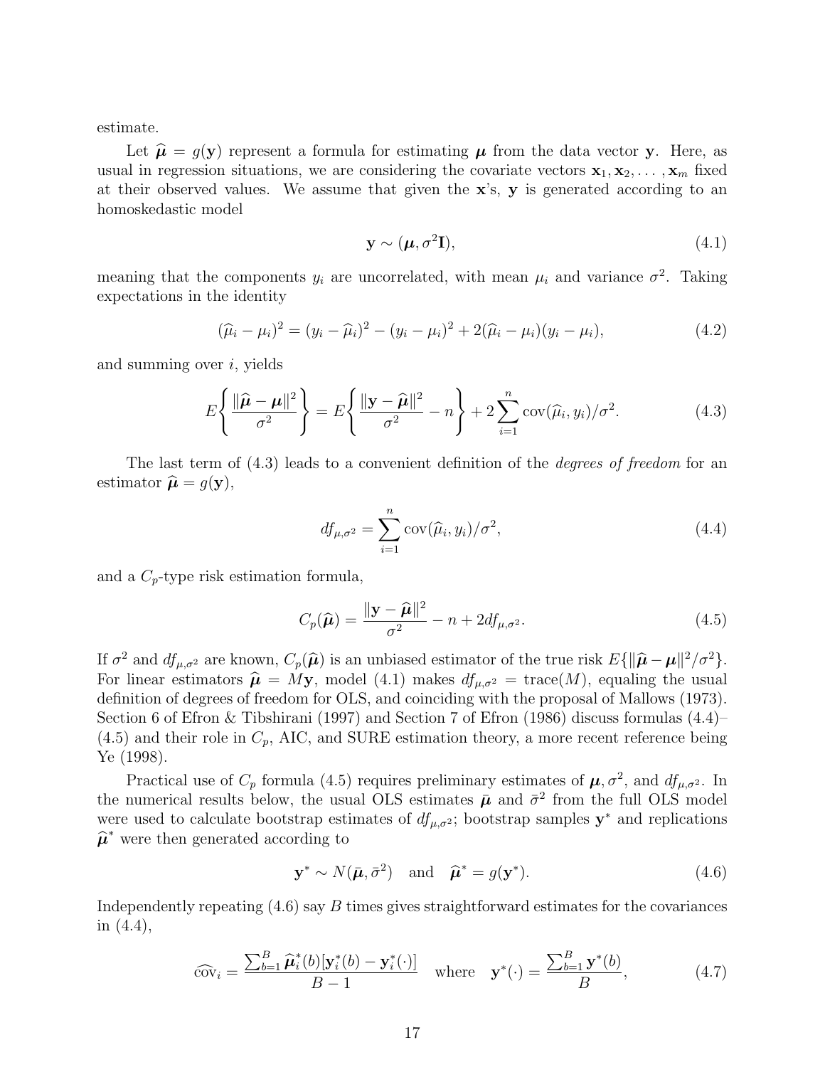estimate.

Let $\widehat{\boldsymbol{\mu}} = g(\mathbf{y})$ represent a formula for estimating $\boldsymbol{\mu}$ from the data vector $\mathbf{y}$. Here, as usual in regression situations, we are considering the covariate vectors $\mathbf{x}_1, \mathbf{x}_2, \ldots, \mathbf{x}_m$ fixed at their observed values. We assume that given the $\mathbf{x}$'s, $\mathbf{y}$ is generated according to an homoskedastic model

$$\mathbf{y} \sim (\boldsymbol{\mu}, \sigma^2 \mathbf{I}), \tag{4.1}$$

meaning that the components $y_i$ are uncorrelated, with mean $\mu_i$ and variance $\sigma^2$. Taking expectations in the identity

$$(\widehat{\mu}_i - \mu_i)^2 = (y_i - \widehat{\mu}_i)^2 - (y_i - \mu_i)^2 + 2(\widehat{\mu}_i - \mu_i)(y_i - \mu_i), \tag{4.2}$$

and summing over $i$, yields

$$E\left\{ \frac{\|\widehat{\boldsymbol{\mu}} - \boldsymbol{\mu}\|^2}{\sigma^2} \right\} = E\left\{ \frac{\|\mathbf{y} - \widehat{\boldsymbol{\mu}}\|^2}{\sigma^2} - n \right\} + 2 \sum_{i=1}^{n} \operatorname{cov}(\widehat{\mu}_i, y_i)/\sigma^2. \tag{4.3}$$

The last term of (4.3) leads to a convenient definition of the *degrees of freedom* for an estimator $\widehat{\boldsymbol{\mu}} = g(\mathbf{y})$,

$$df_{\mu,\sigma^2} = \sum_{i=1}^{n} \operatorname{cov}(\widehat{\mu}_i, y_i)/\sigma^2, \tag{4.4}$$

and a $C_p$-type risk estimation formula,

$$C_p(\widehat{\boldsymbol{\mu}}) = \frac{\|\mathbf{y} - \widehat{\boldsymbol{\mu}}\|^2}{\sigma^2} - n + 2 df_{\mu,\sigma^2}. \tag{4.5}$$

If $\sigma^2$ and $df_{\mu,\sigma^2}$ are known, $C_p(\widehat{\boldsymbol{\mu}})$ is an unbiased estimator of the true risk $E\{\|\widehat{\boldsymbol{\mu}} - \boldsymbol{\mu}\|^2/\sigma^2\}$. For linear estimators $\widehat{\boldsymbol{\mu}} = M\mathbf{y}$, model (4.1) makes $df_{\mu,\sigma^2} = \operatorname{trace}(M)$, equaling the usual definition of degrees of freedom for OLS, and coinciding with the proposal of Mallows (1973). Section 6 of Efron & Tibshirani (1997) and Section 7 of Efron (1986) discuss formulas (4.4)–(4.5) and their role in $C_p$, AIC, and SURE estimation theory, a more recent reference being Ye (1998).

Practical use of $C_p$ formula (4.5) requires preliminary estimates of $\boldsymbol{\mu}, \sigma^2$, and $df_{\mu,\sigma^2}$. In the numerical results below, the usual OLS estimates $\bar{\boldsymbol{\mu}}$ and $\bar{\sigma}^2$ from the full OLS model were used to calculate bootstrap estimates of $df_{\mu,\sigma^2}$; bootstrap samples $\mathbf{y}^*$ and replications $\widehat{\boldsymbol{\mu}}^*$ were then generated according to

$$\mathbf{y}^* \sim N(\bar{\boldsymbol{\mu}}, \bar{\sigma}^2) \quad \text{and} \quad \widehat{\boldsymbol{\mu}}^* = g(\mathbf{y}^*). \tag{4.6}$$

Independently repeating (4.6) say $B$ times gives straightforward estimates for the covariances in (4.4),

$$\widehat{\operatorname{cov}}_i = \frac{\sum_{b=1}^{B} \widehat{\boldsymbol{\mu}}_i^*(b)[\mathbf{y}_i^*(b) - \mathbf{y}_i^*(\cdot)]}{B-1} \quad \text{where} \quad \mathbf{y}^*(\cdot) = \frac{\sum_{b=1}^{B} \mathbf{y}^*(b)}{B}, \tag{4.7}$$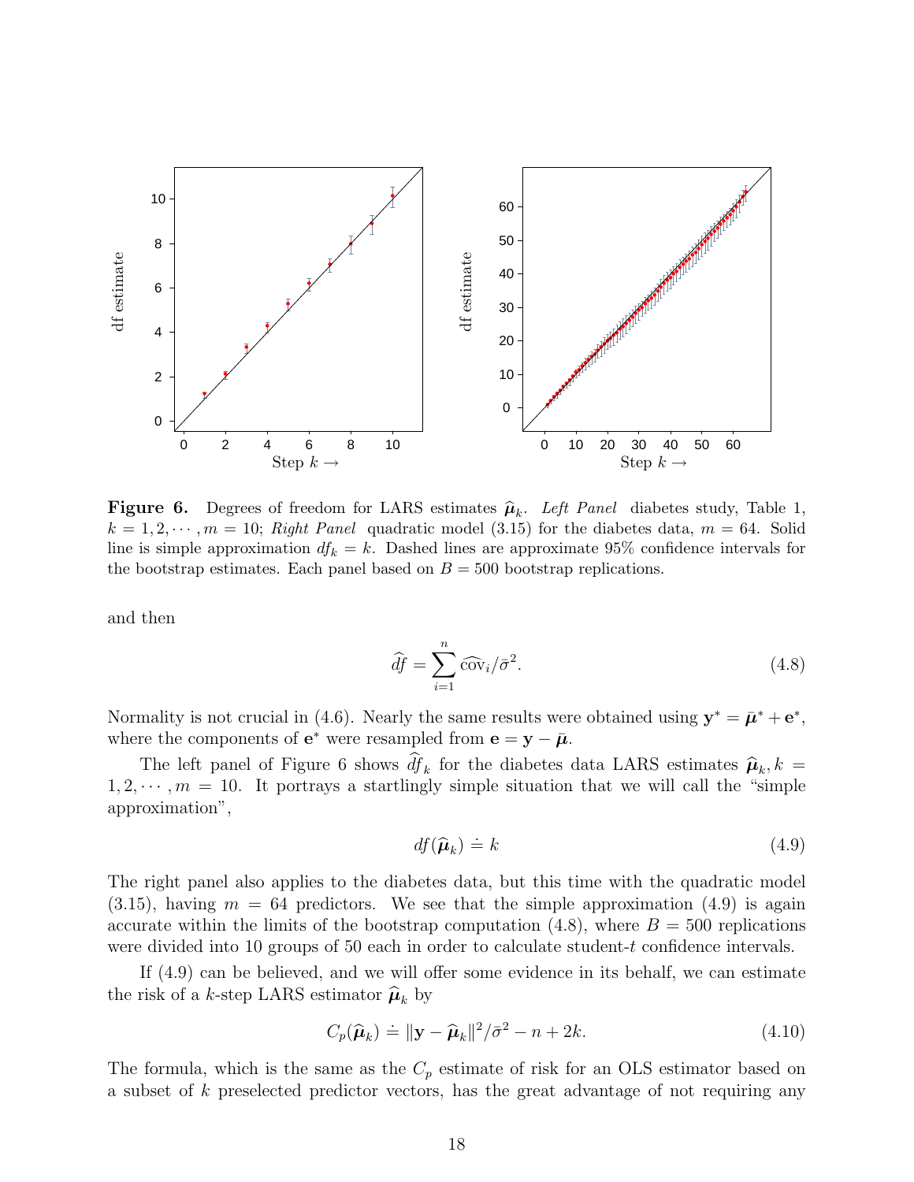**Figure 6.** Degrees of freedom for LARS estimates $\widehat{\boldsymbol{\mu}}_k$. *Left Panel* diabetes study, Table 1, $k = 1, 2, \cdots, m = 10$; *Right Panel* quadratic model (3.15) for the diabetes data, $m = 64$. Solid line is simple approximation $df_k = k$. Dashed lines are approximate 95% confidence intervals for the bootstrap estimates. Each panel based on $B = 500$ bootstrap replications.

and then

$$\widehat{df} = \sum_{i=1}^{n} \widehat{\text{cov}}_i / \bar{\sigma}^2. \tag{4.8}$$

Normality is not crucial in (4.6). Nearly the same results were obtained using $\mathbf{y}^* = \bar{\boldsymbol{\mu}}^* + \mathbf{e}^*$, where the components of $\mathbf{e}^*$ were resampled from $\mathbf{e} = \mathbf{y} - \bar{\boldsymbol{\mu}}$.

The left panel of Figure 6 shows $\widehat{df}_k$ for the diabetes data LARS estimates $\widehat{\boldsymbol{\mu}}_k, k = 1, 2, \cdots, m = 10$. It portrays a startlingly simple situation that we will call the "simple approximation",

$$df(\widehat{\boldsymbol{\mu}}_k) \doteq k \tag{4.9}$$

The right panel also applies to the diabetes data, but this time with the quadratic model (3.15), having $m = 64$ predictors. We see that the simple approximation (4.9) is again accurate within the limits of the bootstrap computation (4.8), where $B = 500$ replications were divided into 10 groups of 50 each in order to calculate student-$t$ confidence intervals.

If (4.9) can be believed, and we will offer some evidence in its behalf, we can estimate the risk of a $k$-step LARS estimator $\widehat{\boldsymbol{\mu}}_k$ by

$$C_p(\widehat{\boldsymbol{\mu}}_k) \doteq \|\mathbf{y} - \widehat{\boldsymbol{\mu}}_k\|^2 / \bar{\sigma}^2 - n + 2k. \tag{4.10}$$

The formula, which is the same as the $C_p$ estimate of risk for an OLS estimator based on a subset of $k$ preselected predictor vectors, has the great advantage of not requiring any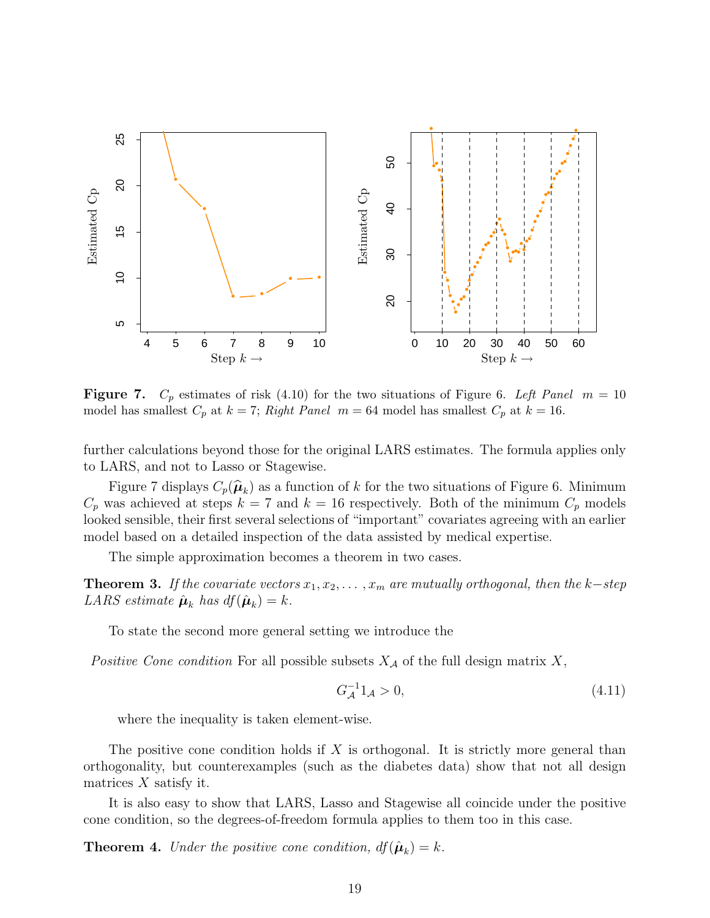**Figure 7.** $C_p$ estimates of risk (4.10) for the two situations of Figure 6. *Left Panel* $m = 10$ model has smallest $C_p$ at $k = 7$; *Right Panel* $m = 64$ model has smallest $C_p$ at $k = 16$.

further calculations beyond those for the original LARS estimates. The formula applies only to LARS, and not to Lasso or Stagewise.

Figure 7 displays $C_p(\widehat{\boldsymbol{\mu}}_k)$ as a function of $k$ for the two situations of Figure 6. Minimum $C_p$ was achieved at steps $k = 7$ and $k = 16$ respectively. Both of the minimum $C_p$ models looked sensible, their first several selections of "important" covariates agreeing with an earlier model based on a detailed inspection of the data assisted by medical expertise.

The simple approximation becomes a theorem in two cases.

**Theorem 3.** *If the covariate vectors $x_1, x_2, \ldots, x_m$ are mutually orthogonal, then the $k-$step LARS estimate $\hat{\boldsymbol{\mu}}_k$ has $df(\hat{\boldsymbol{\mu}}_k) = k$.*

To state the second more general setting we introduce the

*Positive Cone condition* For all possible subsets $X_{\mathcal{A}}$ of the full design matrix $X$,

$$G_{\mathcal{A}}^{-1} 1_{\mathcal{A}} > 0, \tag{4.11}$$

where the inequality is taken element-wise.

The positive cone condition holds if $X$ is orthogonal. It is strictly more general than orthogonality, but counterexamples (such as the diabetes data) show that not all design matrices $X$ satisfy it.

It is also easy to show that LARS, Lasso and Stagewise all coincide under the positive cone condition, so the degrees-of-freedom formula applies to them too in this case.

**Theorem 4.** *Under the positive cone condition, $df(\hat{\boldsymbol{\mu}}_k) = k$.*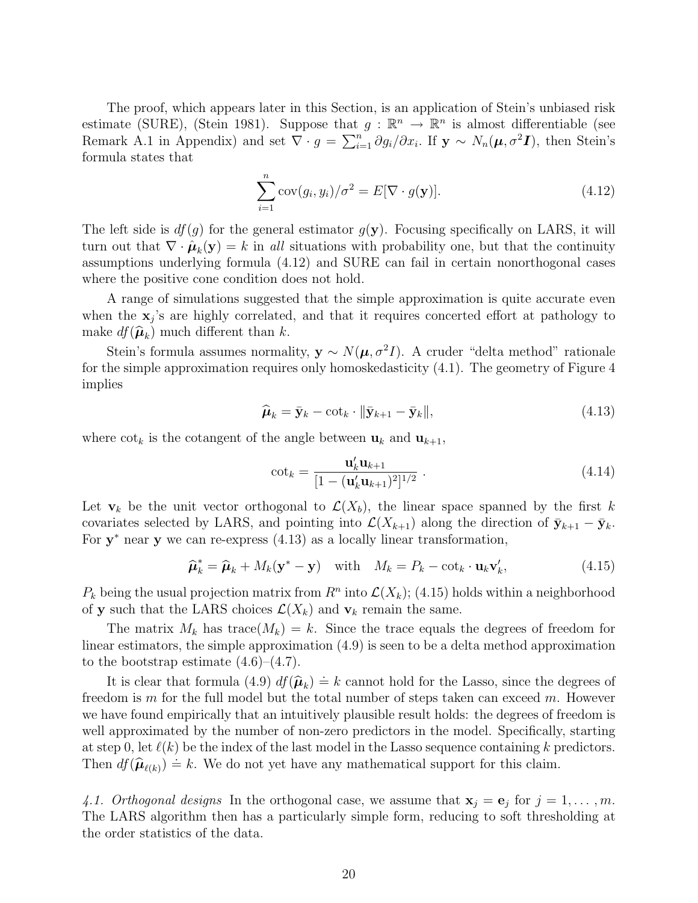The proof, which appears later in this Section, is an application of Stein's unbiased risk estimate (SURE), (Stein 1981). Suppose that $g : \mathbb{R}^n \to \mathbb{R}^n$ is almost differentiable (see Remark A.1 in Appendix) and set $\nabla \cdot g = \sum_{i=1}^n \partial g_i / \partial x_i$. If $\mathbf{y} \sim N_n(\boldsymbol{\mu}, \sigma^2 \boldsymbol{I})$, then Stein's formula states that

$$\sum_{i=1}^{n} \operatorname{cov}(g_i, y_i)/\sigma^2 = E[\nabla \cdot g(\mathbf{y})]. \tag{4.12}$$

The left side is $df(g)$ for the general estimator $g(\mathbf{y})$. Focusing specifically on LARS, it will turn out that $\nabla \cdot \hat{\boldsymbol{\mu}}_k(\mathbf{y}) = k$ in *all* situations with probability one, but that the continuity assumptions underlying formula (4.12) and SURE can fail in certain nonorthogonal cases where the positive cone condition does not hold.

A range of simulations suggested that the simple approximation is quite accurate even when the $\mathbf{x}_j$'s are highly correlated, and that it requires concerted effort at pathology to make $df(\widehat{\boldsymbol{\mu}}_k)$ much different than $k$.

Stein's formula assumes normality, $\mathbf{y} \sim N(\boldsymbol{\mu}, \sigma^2 I)$. A cruder "delta method" rationale for the simple approximation requires only homoskedasticity (4.1). The geometry of Figure 4 implies

$$\widehat{\boldsymbol{\mu}}_k = \bar{\mathbf{y}}_k - \cot_k \cdot \|\bar{\mathbf{y}}_{k+1} - \bar{\mathbf{y}}_k\|, \tag{4.13}$$

where $\cot_k$ is the cotangent of the angle between $\mathbf{u}_k$ and $\mathbf{u}_{k+1}$,

$$\cot_k = \frac{\mathbf{u}_k' \mathbf{u}_{k+1}}{[1 - (\mathbf{u}_k' \mathbf{u}_{k+1})^2]^{1/2}} \ . \tag{4.14}$$

Let $\mathbf{v}_k$ be the unit vector orthogonal to $\mathcal{L}(X_b)$, the linear space spanned by the first $k$ covariates selected by LARS, and pointing into $\mathcal{L}(X_{k+1})$ along the direction of $\bar{\mathbf{y}}_{k+1} - \bar{\mathbf{y}}_k$. For $\mathbf{y}^*$ near $\mathbf{y}$ we can re-express (4.13) as a locally linear transformation,

$$\widehat{\boldsymbol{\mu}}_k^* = \widehat{\boldsymbol{\mu}}_k + M_k(\mathbf{y}^* - \mathbf{y}) \quad \text{with} \quad M_k = P_k - \cot_k \cdot \mathbf{u}_k \mathbf{v}_k', \tag{4.15}$$

$P_k$ being the usual projection matrix from $R^n$ into $\mathcal{L}(X_k)$; (4.15) holds within a neighborhood of $\mathbf{y}$ such that the LARS choices $\mathcal{L}(X_k)$ and $\mathbf{v}_k$ remain the same.

The matrix $M_k$ has $\operatorname{trace}(M_k) = k$. Since the trace equals the degrees of freedom for linear estimators, the simple approximation (4.9) is seen to be a delta method approximation to the bootstrap estimate (4.6)–(4.7).

It is clear that formula (4.9) $df(\widehat{\boldsymbol{\mu}}_k) \doteq k$ cannot hold for the Lasso, since the degrees of freedom is $m$ for the full model but the total number of steps taken can exceed $m$. However we have found empirically that an intuitively plausible result holds: the degrees of freedom is well approximated by the number of non-zero predictors in the model. Specifically, starting at step 0, let $\ell(k)$ be the index of the last model in the Lasso sequence containing $k$ predictors. Then $df(\widehat{\boldsymbol{\mu}}_{\ell(k)}) \doteq k$. We do not yet have any mathematical support for this claim.

*4.1. Orthogonal designs* In the orthogonal case, we assume that $\mathbf{x}_j = \mathbf{e}_j$ for $j = 1, \ldots, m$. The LARS algorithm then has a particularly simple form, reducing to soft thresholding at the order statistics of the data.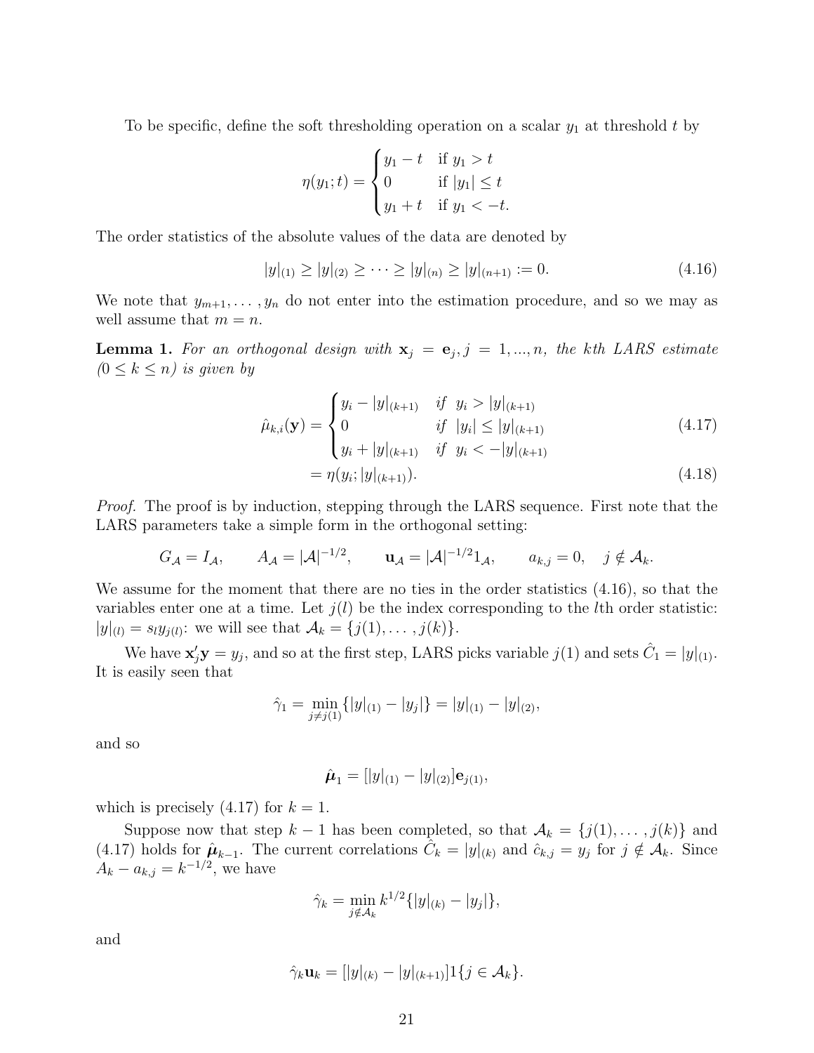To be specific, define the soft thresholding operation on a scalar $y_1$ at threshold $t$ by

$$
\eta(y_1; t) = \begin{cases} y_1 - t & \text{if } y_1 > t \\ 0 & \text{if } |y_1| \le t \\ y_1 + t & \text{if } y_1 < -t. \end{cases}
$$

The order statistics of the absolute values of the data are denoted by

$$
|y|_{(1)} \ge |y|_{(2)} \ge \cdots \ge |y|_{(n)} \ge |y|_{(n+1)} := 0. \tag{4.16}
$$

We note that $y_{m+1}, \ldots, y_n$ do not enter into the estimation procedure, and so we may as well assume that $m = n$.

**Lemma 1.** *For an orthogonal design with $\mathbf{x}_j = \mathbf{e}_j, j = 1, ..., n$, the kth LARS estimate ($0 \le k \le n$) is given by*

$$
\hat{\mu}_{k,i}(\mathbf{y}) = \begin{cases} y_i - |y|_{(k+1)} & \text{if } \; y_i > |y|_{(k+1)} \\ 0 & \text{if } \; |y_i| \le |y|_{(k+1)} \\ y_i + |y|_{(k+1)} & \text{if } \; y_i < -|y|_{(k+1)} \end{cases} \tag{4.17}
$$

$$
= \eta(y_i; |y|_{(k+1)}). \tag{4.18}
$$

*Proof.* The proof is by induction, stepping through the LARS sequence. First note that the LARS parameters take a simple form in the orthogonal setting:

$$
G_{\mathcal{A}} = I_{\mathcal{A}}, \qquad A_{\mathcal{A}} = |\mathcal{A}|^{-1/2}, \qquad \mathbf{u}_{\mathcal{A}} = |\mathcal{A}|^{-1/2} 1_{\mathcal{A}}, \qquad a_{k,j} = 0, \quad j \notin \mathcal{A}_k.
$$

We assume for the moment that there are no ties in the order statistics (4.16), so that the variables enter one at a time. Let $j(l)$ be the index corresponding to the $l$th order statistic: $|y|_{(l)} = s_l y_{j(l)}$: we will see that $\mathcal{A}_k = \{j(1), \ldots, j(k)\}$.

We have $\mathbf{x}_j' \mathbf{y} = y_j$, and so at the first step, LARS picks variable $j(1)$ and sets $\hat{C}_1 = |y|_{(1)}$. It is easily seen that

$$
\hat{\gamma}_1 = \min_{j \ne j(1)} \{|y|_{(1)} - |y_j|\} = |y|_{(1)} - |y|_{(2)},
$$

and so

$$
\hat{\boldsymbol{\mu}}_1 = [|y|_{(1)} - |y|_{(2)}] \mathbf{e}_{j(1)},
$$

which is precisely (4.17) for $k = 1$.

Suppose now that step $k-1$ has been completed, so that $\mathcal{A}_k = \{j(1), \ldots, j(k)\}$ and (4.17) holds for $\hat{\boldsymbol{\mu}}_{k-1}$. The current correlations $\hat{C}_k = |y|_{(k)}$ and $\hat{c}_{k,j} = y_j$ for $j \notin \mathcal{A}_k$. Since $A_k - a_{k,j} = k^{-1/2}$, we have

$$
\hat{\gamma}_k = \min_{j \notin \mathcal{A}_k} k^{1/2} \{|y|_{(k)} - |y_j|\},
$$

and

$$
\hat{\gamma}_k \mathbf{u}_k = [|y|_{(k)} - |y|_{(k+1)}] 1\{j \in \mathcal{A}_k\}.
$$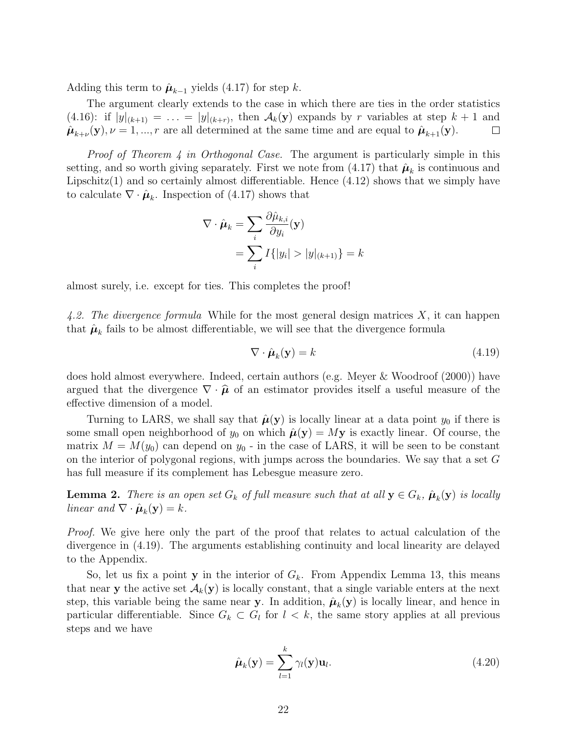Adding this term to $\hat{\boldsymbol{\mu}}_{k-1}$ yields (4.17) for step $k$.

The argument clearly extends to the case in which there are ties in the order statistics (4.16): if $|y|_{(k+1)} = \ldots = |y|_{(k+r)}$, then $\mathcal{A}_k(\mathbf{y})$ expands by $r$ variables at step $k+1$ and $\hat{\boldsymbol{\mu}}_{k+\nu}(\mathbf{y}), \nu = 1, ..., r$ are all determined at the same time and are equal to $\hat{\boldsymbol{\mu}}_{k+1}(\mathbf{y})$. □

*Proof of Theorem 4 in Orthogonal Case.* The argument is particularly simple in this setting, and so worth giving separately. First we note from (4.17) that $\hat{\boldsymbol{\mu}}_k$ is continuous and Lipschitz(1) and so certainly almost differentiable. Hence (4.12) shows that we simply have to calculate $\nabla \cdot \hat{\boldsymbol{\mu}}_k$. Inspection of (4.17) shows that

$$
\begin{aligned}
\nabla \cdot \hat{\boldsymbol{\mu}}_k &= \sum_i \frac{\partial \hat{\mu}_{k,i}}{\partial y_i}(\mathbf{y}) \\
&= \sum_i I\{|y_i| > |y|_{(k+1)}\} = k
\end{aligned}
$$

almost surely, i.e. except for ties. This completes the proof!

*4.2. The divergence formula* While for the most general design matrices $X$, it can happen that $\hat{\boldsymbol{\mu}}_k$ fails to be almost differentiable, we will see that the divergence formula

$$
\nabla \cdot \hat{\boldsymbol{\mu}}_k(\mathbf{y}) = k \tag{4.19}
$$

does hold almost everywhere. Indeed, certain authors (e.g. Meyer & Woodroof (2000)) have argued that the divergence $\nabla \cdot \hat{\boldsymbol{\mu}}$ of an estimator provides itself a useful measure of the effective dimension of a model.

Turning to LARS, we shall say that $\hat{\boldsymbol{\mu}}(\mathbf{y})$ is locally linear at a data point $y_0$ if there is some small open neighborhood of $y_0$ on which $\hat{\boldsymbol{\mu}}(\mathbf{y}) = M\mathbf{y}$ is exactly linear. Of course, the matrix $M = M(y_0)$ can depend on $y_0$ - in the case of LARS, it will be seen to be constant on the interior of polygonal regions, with jumps across the boundaries. We say that a set $G$ has full measure if its complement has Lebesgue measure zero.

**Lemma 2.** *There is an open set $G_k$ of full measure such that at all $\mathbf{y} \in G_k$, $\hat{\boldsymbol{\mu}}_k(\mathbf{y})$ is locally linear and $\nabla \cdot \hat{\boldsymbol{\mu}}_k(\mathbf{y}) = k$.*

*Proof.* We give here only the part of the proof that relates to actual calculation of the divergence in (4.19). The arguments establishing continuity and local linearity are delayed to the Appendix.

So, let us fix a point $\mathbf{y}$ in the interior of $G_k$. From Appendix Lemma 13, this means that near $\mathbf{y}$ the active set $\mathcal{A}_k(\mathbf{y})$ is locally constant, that a single variable enters at the next step, this variable being the same near $\mathbf{y}$. In addition, $\hat{\boldsymbol{\mu}}_k(\mathbf{y})$ is locally linear, and hence in particular differentiable. Since $G_k \subset G_l$ for $l < k$, the same story applies at all previous steps and we have

$$
\hat{\boldsymbol{\mu}}_k(\mathbf{y}) = \sum_{l=1}^{k} \gamma_l(\mathbf{y})\mathbf{u}_l. \tag{4.20}
$$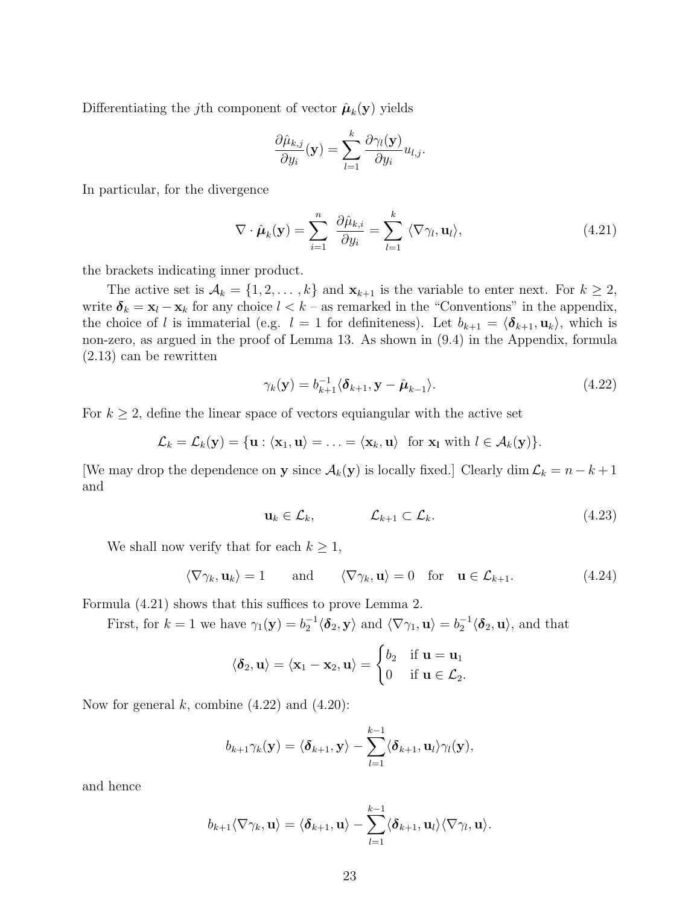Differentiating the $j$th component of vector $\hat{\boldsymbol{\mu}}_k(\mathbf{y})$ yields

$$\frac{\partial \hat{\mu}_{k,j}}{\partial y_i}(\mathbf{y}) = \sum_{l=1}^{k} \frac{\partial \gamma_l(\mathbf{y})}{\partial y_i} u_{l,j}.$$

In particular, for the divergence

$$\nabla \cdot \hat{\boldsymbol{\mu}}_k(\mathbf{y}) = \sum_{i=1}^{n} \frac{\partial \hat{\mu}_{k,i}}{\partial y_i} = \sum_{l=1}^{k} \langle \nabla \gamma_l, \mathbf{u}_l \rangle, \tag{4.21}$$

the brackets indicating inner product.

The active set is $\mathcal{A}_k = \{1, 2, \ldots, k\}$ and $\mathbf{x}_{k+1}$ is the variable to enter next. For $k \geq 2$, write $\boldsymbol{\delta}_k = \mathbf{x}_l - \mathbf{x}_k$ for any choice $l < k$ – as remarked in the "Conventions" in the appendix, the choice of $l$ is immaterial (e.g. $l = 1$ for definiteness). Let $b_{k+1} = \langle \boldsymbol{\delta}_{k+1}, \mathbf{u}_k \rangle$, which is non-zero, as argued in the proof of Lemma 13. As shown in (9.4) in the Appendix, formula (2.13) can be rewritten

$$\gamma_k(\mathbf{y}) = b_{k+1}^{-1} \langle \boldsymbol{\delta}_{k+1}, \mathbf{y} - \hat{\boldsymbol{\mu}}_{k-1} \rangle. \tag{4.22}$$

For $k \geq 2$, define the linear space of vectors equiangular with the active set

$$\mathcal{L}_k = \mathcal{L}_k(\mathbf{y}) = \{\mathbf{u} : \langle \mathbf{x}_1, \mathbf{u} \rangle = \ldots = \langle \mathbf{x}_k, \mathbf{u} \rangle \;\text{ for } \mathbf{x}_l \text{ with } l \in \mathcal{A}_k(\mathbf{y})\}.$$

[We may drop the dependence on $\mathbf{y}$ since $\mathcal{A}_k(\mathbf{y})$ is locally fixed.] Clearly $\dim \mathcal{L}_k = n - k + 1$ and

$$\mathbf{u}_k \in \mathcal{L}_k, \qquad\qquad \mathcal{L}_{k+1} \subset \mathcal{L}_k. \tag{4.23}$$

We shall now verify that for each $k \geq 1$,

$$\langle \nabla \gamma_k, \mathbf{u}_k \rangle = 1 \qquad \text{and} \qquad \langle \nabla \gamma_k, \mathbf{u} \rangle = 0 \quad \text{for} \quad \mathbf{u} \in \mathcal{L}_{k+1}. \tag{4.24}$$

Formula (4.21) shows that this suffices to prove Lemma 2.

First, for $k = 1$ we have $\gamma_1(\mathbf{y}) = b_2^{-1} \langle \boldsymbol{\delta}_2, \mathbf{y} \rangle$ and $\langle \nabla \gamma_1, \mathbf{u} \rangle = b_2^{-1} \langle \boldsymbol{\delta}_2, \mathbf{u} \rangle$, and that

$$\langle \boldsymbol{\delta}_2, \mathbf{u} \rangle = \langle \mathbf{x}_1 - \mathbf{x}_2, \mathbf{u} \rangle = \begin{cases} b_2 & \text{if } \mathbf{u} = \mathbf{u}_1 \\ 0 & \text{if } \mathbf{u} \in \mathcal{L}_2. \end{cases}$$

Now for general $k$, combine (4.22) and (4.20):

$$b_{k+1} \gamma_k(\mathbf{y}) = \langle \boldsymbol{\delta}_{k+1}, \mathbf{y} \rangle - \sum_{l=1}^{k-1} \langle \boldsymbol{\delta}_{k+1}, \mathbf{u}_l \rangle \gamma_l(\mathbf{y}),$$

and hence

$$b_{k+1} \langle \nabla \gamma_k, \mathbf{u} \rangle = \langle \boldsymbol{\delta}_{k+1}, \mathbf{u} \rangle - \sum_{l=1}^{k-1} \langle \boldsymbol{\delta}_{k+1}, \mathbf{u}_l \rangle \langle \nabla \gamma_l, \mathbf{u} \rangle.$$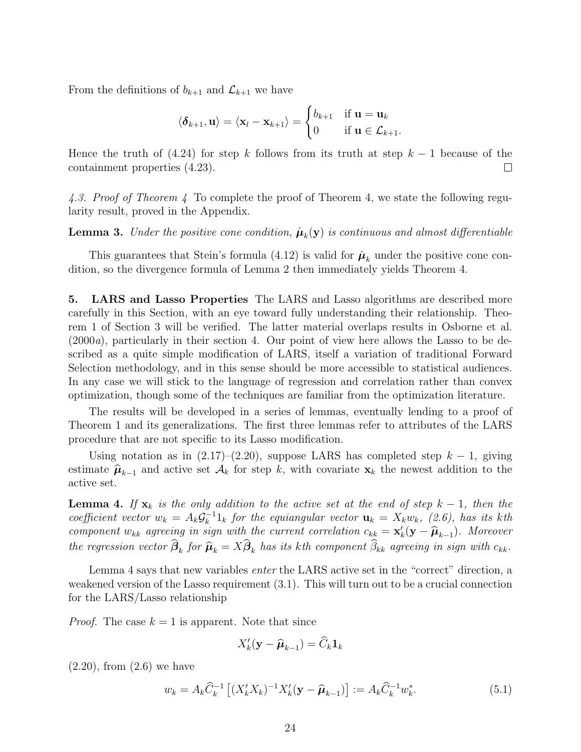From the definitions of $b_{k+1}$ and $\mathcal{L}_{k+1}$ we have

$$\langle \boldsymbol{\delta}_{k+1}, \mathbf{u} \rangle = \langle \mathbf{x}_l - \mathbf{x}_{k+1} \rangle = \begin{cases} b_{k+1} & \text{if } \mathbf{u} = \mathbf{u}_k \\ 0 & \text{if } \mathbf{u} \in \mathcal{L}_{k+1}. \end{cases}$$

Hence the truth of (4.24) for step $k$ follows from its truth at step $k-1$ because of the containment properties (4.23). □

*4.3. Proof of Theorem 4* To complete the proof of Theorem 4, we state the following regularity result, proved in the Appendix.

**Lemma 3.** *Under the positive cone condition, $\hat{\boldsymbol{\mu}}_k(\mathbf{y})$ is continuous and almost differentiable*

This guarantees that Stein's formula (4.12) is valid for $\hat{\boldsymbol{\mu}}_k$ under the positive cone condition, so the divergence formula of Lemma 2 then immediately yields Theorem 4.

**5. LARS and Lasso Properties** The LARS and Lasso algorithms are described more carefully in this Section, with an eye toward fully understanding their relationship. Theorem 1 of Section 3 will be verified. The latter material overlaps results in Osborne et al. (2000*a*), particularly in their section 4. Our point of view here allows the Lasso to be described as a quite simple modification of LARS, itself a variation of traditional Forward Selection methodology, and in this sense should be more accessible to statistical audiences. In any case we will stick to the language of regression and correlation rather than convex optimization, though some of the techniques are familiar from the optimization literature.

The results will be developed in a series of lemmas, eventually lending to a proof of Theorem 1 and its generalizations. The first three lemmas refer to attributes of the LARS procedure that are not specific to its Lasso modification.

Using notation as in (2.17)–(2.20), suppose LARS has completed step $k-1$, giving estimate $\widehat{\boldsymbol{\mu}}_{k-1}$ and active set $\mathcal{A}_k$ for step $k$, with covariate $\mathbf{x}_k$ the newest addition to the active set.

**Lemma 4.** *If $\mathbf{x}_k$ is the only addition to the active set at the end of step $k-1$, then the coefficient vector $w_k = A_k \mathcal{G}_k^{-1} 1_k$ for the equiangular vector $\mathbf{u}_k = X_k w_k$, (2.6), has its kth component $w_{kk}$ agreeing in sign with the current correlation $c_{kk} = \mathbf{x}_k'(\mathbf{y} - \widehat{\boldsymbol{\mu}}_{k-1})$. Moreover the regression vector $\widehat{\boldsymbol{\beta}}_k$ for $\widehat{\boldsymbol{\mu}}_k = X\widehat{\boldsymbol{\beta}}_k$ has its kth component $\widehat{\beta}_{kk}$ agreeing in sign with $c_{kk}$.*

Lemma 4 says that new variables *enter* the LARS active set in the "correct" direction, a weakened version of the Lasso requirement (3.1). This will turn out to be a crucial connection for the LARS/Lasso relationship

*Proof.* The case $k=1$ is apparent. Note that since

$$X_k'(\mathbf{y} - \widehat{\boldsymbol{\mu}}_{k-1}) = \widehat{C}_k \mathbf{1}_k$$

(2.20), from (2.6) we have

$$w_k = A_k \widehat{C}_k^{-1} \left[ (X_k' X_k)^{-1} X_k' (\mathbf{y} - \widehat{\boldsymbol{\mu}}_{k-1}) \right] := A_k \widehat{C}_k^{-1} w_k^*. \tag{5.1}$$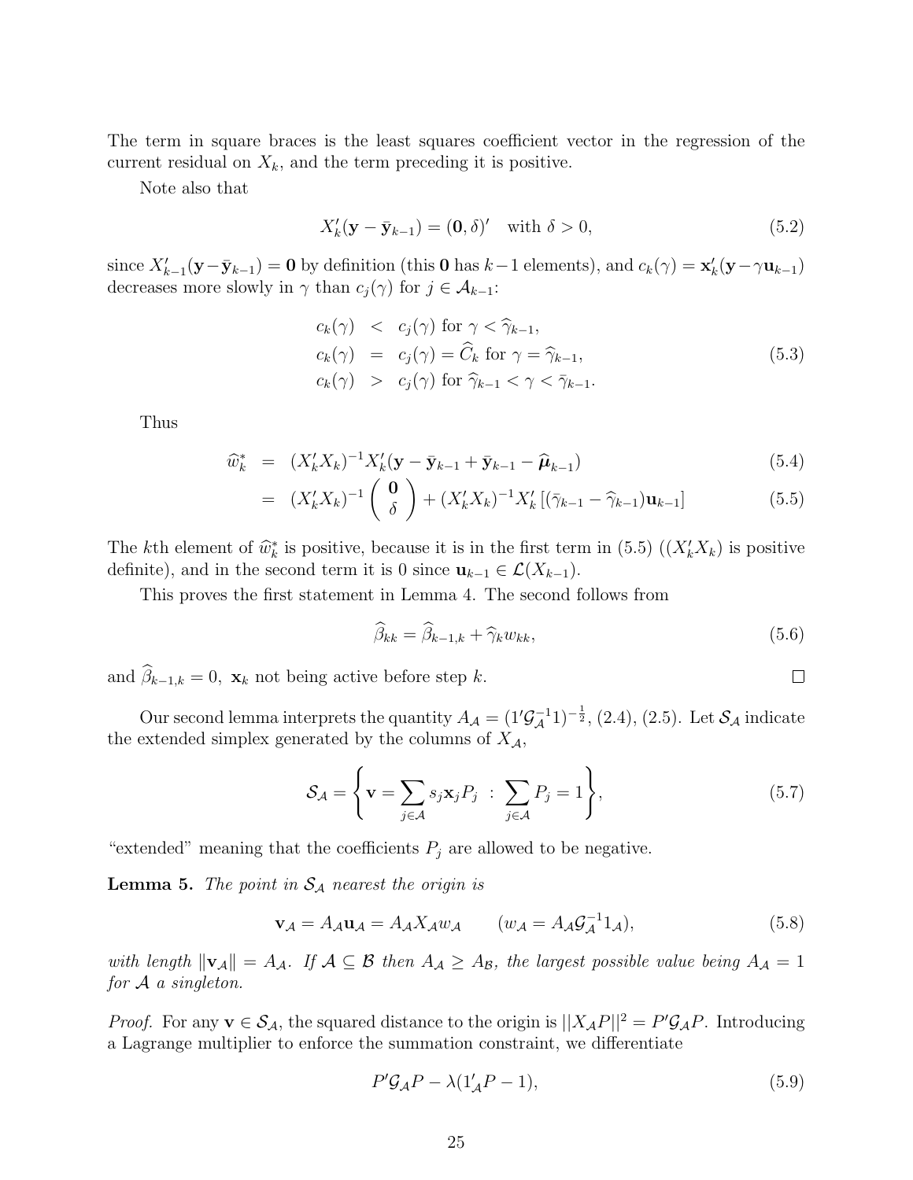The term in square braces is the least squares coefficient vector in the regression of the current residual on $X_k$, and the term preceding it is positive.

Note also that

$$X_k'(\mathbf{y} - \bar{\mathbf{y}}_{k-1}) = (\mathbf{0}, \delta)' \quad \text{with } \delta > 0, \tag{5.2}$$

since $X_{k-1}'(\mathbf{y} - \bar{\mathbf{y}}_{k-1}) = \mathbf{0}$ by definition (this $\mathbf{0}$ has $k-1$ elements), and $c_k(\gamma) = \mathbf{x}_k'(\mathbf{y} - \gamma \mathbf{u}_{k-1})$ decreases more slowly in $\gamma$ than $c_j(\gamma)$ for $j \in \mathcal{A}_{k-1}$:

$$\begin{aligned}
c_k(\gamma) &< c_j(\gamma) \text{ for } \gamma < \widehat{\gamma}_{k-1}, \\
c_k(\gamma) &= c_j(\gamma) = \widehat{C}_k \text{ for } \gamma = \widehat{\gamma}_{k-1}, \\
c_k(\gamma) &> c_j(\gamma) \text{ for } \widehat{\gamma}_{k-1} < \gamma < \bar{\gamma}_{k-1}.
\end{aligned} \tag{5.3}$$

Thus

$$\begin{aligned}
\widehat{w}_k^* &= (X_k'X_k)^{-1} X_k'(\mathbf{y} - \bar{\mathbf{y}}_{k-1} + \bar{\mathbf{y}}_{k-1} - \widehat{\boldsymbol{\mu}}_{k-1}) & (5.4) \\
&= (X_k'X_k)^{-1} \begin{pmatrix} \mathbf{0} \\ \delta \end{pmatrix} + (X_k'X_k)^{-1} X_k' \left[ (\bar{\gamma}_{k-1} - \widehat{\gamma}_{k-1}) \mathbf{u}_{k-1} \right] & (5.5)
\end{aligned}$$

The $k$th element of $\widehat{w}_k^*$ is positive, because it is in the first term in (5.5) ($(X_k'X_k)$ is positive definite), and in the second term it is 0 since $\mathbf{u}_{k-1} \in \mathcal{L}(X_{k-1})$.

This proves the first statement in Lemma 4. The second follows from

$$\widehat{\beta}_{kk} = \widehat{\beta}_{k-1,k} + \widehat{\gamma}_k w_{kk}, \tag{5.6}$$

and $\widehat{\beta}_{k-1,k} = 0$, $\mathbf{x}_k$ not being active before step $k$. □

Our second lemma interprets the quantity $A_{\mathcal{A}} = (1'\mathcal{G}_{\mathcal{A}}^{-1}1)^{-\frac{1}{2}}$, (2.4), (2.5). Let $\mathcal{S}_{\mathcal{A}}$ indicate the extended simplex generated by the columns of $X_{\mathcal{A}}$,

$$\mathcal{S}_{\mathcal{A}} = \left\{ \mathbf{v} = \sum_{j \in \mathcal{A}} s_j \mathbf{x}_j P_j \ : \ \sum_{j \in \mathcal{A}} P_j = 1 \right\}, \tag{5.7}$$

"extended" meaning that the coefficients $P_j$ are allowed to be negative.

**Lemma 5.** *The point in $\mathcal{S}_{\mathcal{A}}$ nearest the origin is*

$$\mathbf{v}_{\mathcal{A}} = A_{\mathcal{A}} \mathbf{u}_{\mathcal{A}} = A_{\mathcal{A}} X_{\mathcal{A}} w_{\mathcal{A}} \qquad (w_{\mathcal{A}} = A_{\mathcal{A}} \mathcal{G}_{\mathcal{A}}^{-1} 1_{\mathcal{A}}), \tag{5.8}$$

*with length $\|\mathbf{v}_{\mathcal{A}}\| = A_{\mathcal{A}}$. If $\mathcal{A} \subseteq \mathcal{B}$ then $A_{\mathcal{A}} \geq A_{\mathcal{B}}$, the largest possible value being $A_{\mathcal{A}} = 1$ for $\mathcal{A}$ a singleton.*

*Proof.* For any $\mathbf{v} \in \mathcal{S}_{\mathcal{A}}$, the squared distance to the origin is $||X_{\mathcal{A}} P||^2 = P' \mathcal{G}_{\mathcal{A}} P$. Introducing a Lagrange multiplier to enforce the summation constraint, we differentiate

$$P' \mathcal{G}_{\mathcal{A}} P - \lambda (1_{\mathcal{A}}' P - 1), \tag{5.9}$$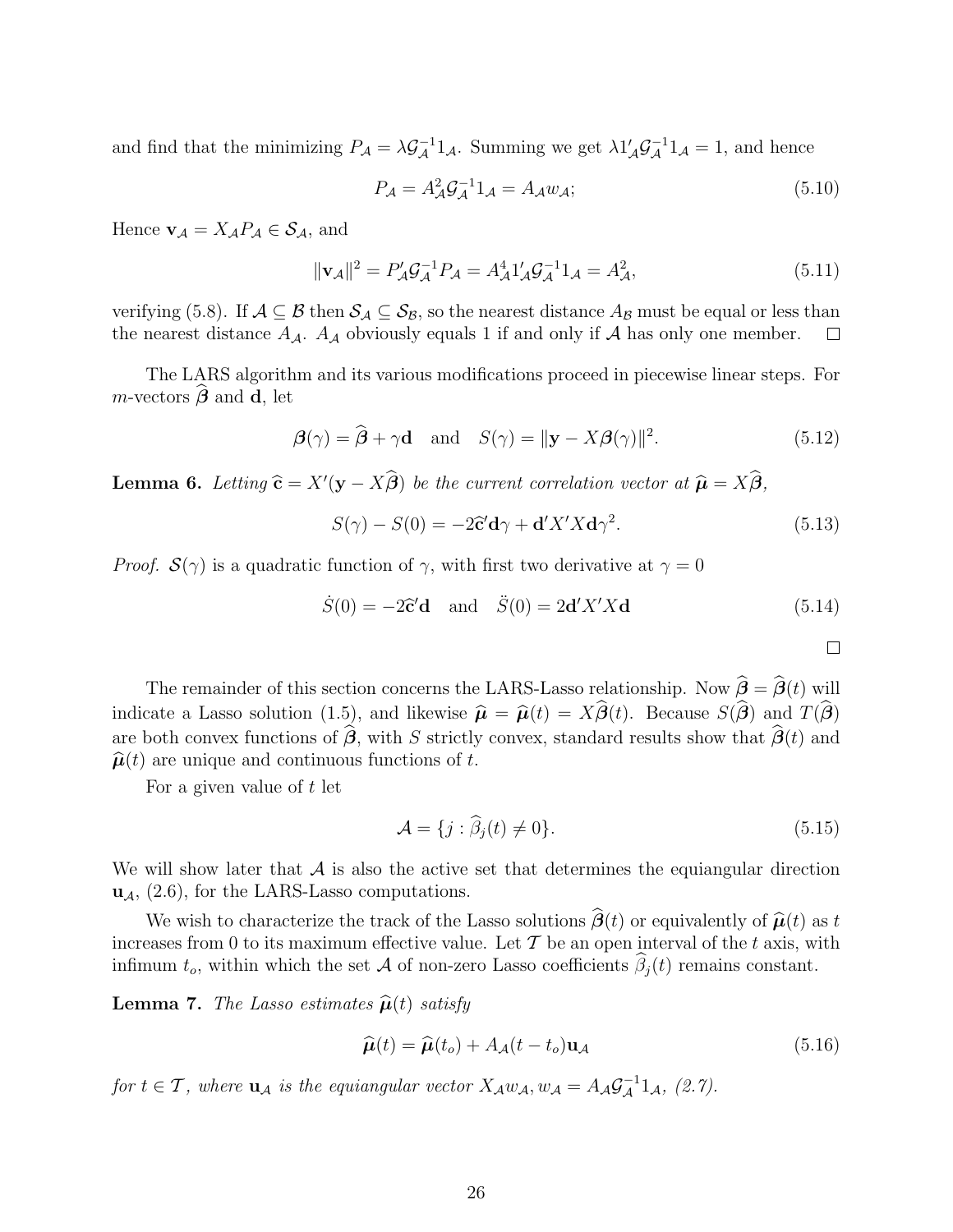and find that the minimizing $P_{\mathcal{A}} = \lambda \mathcal{G}_{\mathcal{A}}^{-1} 1_{\mathcal{A}}$. Summing we get $\lambda 1'_{\mathcal{A}} \mathcal{G}_{\mathcal{A}}^{-1} 1_{\mathcal{A}} = 1$, and hence

$$P_{\mathcal{A}} = A_{\mathcal{A}}^2 \mathcal{G}_{\mathcal{A}}^{-1} 1_{\mathcal{A}} = A_{\mathcal{A}} w_{\mathcal{A}}; \tag{5.10}$$

Hence $\mathbf{v}_{\mathcal{A}} = X_{\mathcal{A}} P_{\mathcal{A}} \in \mathcal{S}_{\mathcal{A}}$, and

$$\|\mathbf{v}_{\mathcal{A}}\|^2 = P'_{\mathcal{A}} \mathcal{G}_{\mathcal{A}}^{-1} P_{\mathcal{A}} = A_{\mathcal{A}}^4 1'_{\mathcal{A}} \mathcal{G}_{\mathcal{A}}^{-1} 1_{\mathcal{A}} = A_{\mathcal{A}}^2, \tag{5.11}$$

verifying (5.8). If $\mathcal{A} \subseteq \mathcal{B}$ then $\mathcal{S}_{\mathcal{A}} \subseteq \mathcal{S}_{\mathcal{B}}$, so the nearest distance $A_{\mathcal{B}}$ must be equal or less than the nearest distance $A_{\mathcal{A}}$. $A_{\mathcal{A}}$ obviously equals 1 if and only if $\mathcal{A}$ has only one member. □

The LARS algorithm and its various modifications proceed in piecewise linear steps. For $m$-vectors $\widehat{\boldsymbol{\beta}}$ and $\mathbf{d}$, let

$$\boldsymbol{\beta}(\gamma) = \widehat{\boldsymbol{\beta}} + \gamma \mathbf{d} \quad \text{and} \quad S(\gamma) = \|\mathbf{y} - X\boldsymbol{\beta}(\gamma)\|^2. \tag{5.12}$$

**Lemma 6.** *Letting $\widehat{\mathbf{c}} = X'(\mathbf{y} - X\widehat{\boldsymbol{\beta}})$ be the current correlation vector at $\widehat{\boldsymbol{\mu}} = X\widehat{\boldsymbol{\beta}}$,*

$$S(\gamma) - S(0) = -2\widehat{\mathbf{c}}'\mathbf{d}\gamma + \mathbf{d}'X'X\mathbf{d}\gamma^2. \tag{5.13}$$

*Proof.* $\mathcal{S}(\gamma)$ is a quadratic function of $\gamma$, with first two derivative at $\gamma = 0$

$$\dot{S}(0) = -2\widehat{\mathbf{c}}'\mathbf{d} \quad \text{and} \quad \ddot{S}(0) = 2\mathbf{d}'X'X\mathbf{d} \tag{5.14}$$

□

The remainder of this section concerns the LARS-Lasso relationship. Now $\widehat{\boldsymbol{\beta}} = \widehat{\boldsymbol{\beta}}(t)$ will indicate a Lasso solution (1.5), and likewise $\widehat{\boldsymbol{\mu}} = \widehat{\boldsymbol{\mu}}(t) = X\widehat{\boldsymbol{\beta}}(t)$. Because $S(\widehat{\boldsymbol{\beta}})$ and $T(\widehat{\boldsymbol{\beta}})$ are both convex functions of $\widehat{\boldsymbol{\beta}}$, with $S$ strictly convex, standard results show that $\widehat{\boldsymbol{\beta}}(t)$ and $\widehat{\boldsymbol{\mu}}(t)$ are unique and continuous functions of $t$.

For a given value of $t$ let

$$\mathcal{A} = \{j : \widehat{\beta}_j(t) \neq 0\}. \tag{5.15}$$

We will show later that $\mathcal{A}$ is also the active set that determines the equiangular direction $\mathbf{u}_{\mathcal{A}}$, (2.6), for the LARS-Lasso computations.

We wish to characterize the track of the Lasso solutions $\widehat{\boldsymbol{\beta}}(t)$ or equivalently of $\widehat{\boldsymbol{\mu}}(t)$ as $t$ increases from 0 to its maximum effective value. Let $\mathcal{T}$ be an open interval of the $t$ axis, with infimum $t_o$, within which the set $\mathcal{A}$ of non-zero Lasso coefficients $\widehat{\beta}_j(t)$ remains constant.

**Lemma 7.** *The Lasso estimates $\widehat{\boldsymbol{\mu}}(t)$ satisfy*

$$\widehat{\boldsymbol{\mu}}(t) = \widehat{\boldsymbol{\mu}}(t_o) + A_{\mathcal{A}}(t - t_o)\mathbf{u}_{\mathcal{A}} \tag{5.16}$$

*for $t \in \mathcal{T}$, where $\mathbf{u}_{\mathcal{A}}$ is the equiangular vector $X_{\mathcal{A}} w_{\mathcal{A}}, w_{\mathcal{A}} = A_{\mathcal{A}} \mathcal{G}_{\mathcal{A}}^{-1} 1_{\mathcal{A}}$, (2.7).*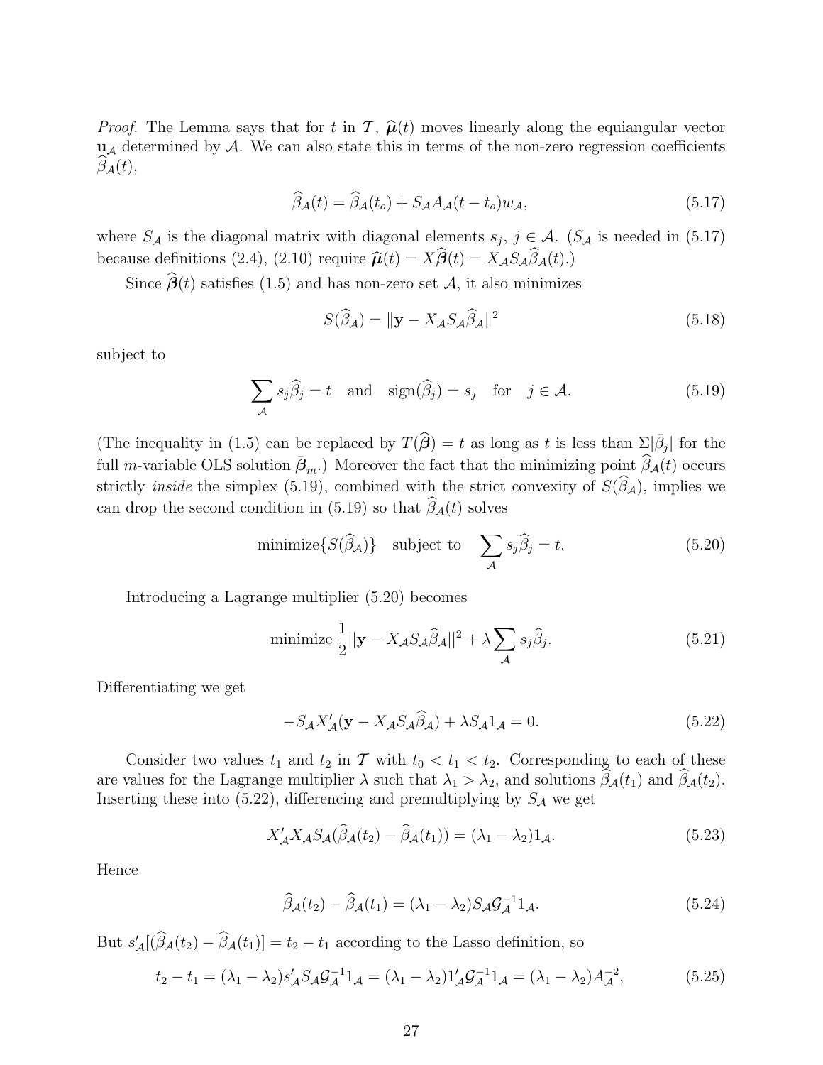*Proof.* The Lemma says that for $t$ in $\mathcal{T}$, $\widehat{\boldsymbol{\mu}}(t)$ moves linearly along the equiangular vector $\mathbf{u}_{\mathcal{A}}$ determined by $\mathcal{A}$. We can also state this in terms of the non-zero regression coefficients $\widehat{\beta}_{\mathcal{A}}(t)$,

$$\widehat{\beta}_{\mathcal{A}}(t) = \widehat{\beta}_{\mathcal{A}}(t_o) + S_{\mathcal{A}} A_{\mathcal{A}} (t - t_o) w_{\mathcal{A}}, \tag{5.17}$$

where $S_{\mathcal{A}}$ is the diagonal matrix with diagonal elements $s_j$, $j \in \mathcal{A}$. ($S_{\mathcal{A}}$ is needed in (5.17) because definitions (2.4), (2.10) require $\widehat{\boldsymbol{\mu}}(t) = X\widehat{\boldsymbol{\beta}}(t) = X_{\mathcal{A}} S_{\mathcal{A}} \widehat{\beta}_{\mathcal{A}}(t)$.)

Since $\widehat{\boldsymbol{\beta}}(t)$ satisfies (1.5) and has non-zero set $\mathcal{A}$, it also minimizes

$$S(\widehat{\beta}_{\mathcal{A}}) = \|\mathbf{y} - X_{\mathcal{A}} S_{\mathcal{A}} \widehat{\beta}_{\mathcal{A}}\|^2 \tag{5.18}$$

subject to

$$\sum_{\mathcal{A}} s_j \widehat{\beta}_j = t \quad \text{and} \quad \text{sign}(\widehat{\beta}_j) = s_j \quad \text{for} \quad j \in \mathcal{A}. \tag{5.19}$$

(The inequality in (1.5) can be replaced by $T(\widehat{\boldsymbol{\beta}}) = t$ as long as $t$ is less than $\Sigma|\bar{\beta}_j|$ for the full $m$-variable OLS solution $\bar{\boldsymbol{\beta}}_m$.) Moreover the fact that the minimizing point $\widehat{\beta}_{\mathcal{A}}(t)$ occurs strictly *inside* the simplex (5.19), combined with the strict convexity of $S(\widehat{\beta}_{\mathcal{A}})$, implies we can drop the second condition in (5.19) so that $\widehat{\beta}_{\mathcal{A}}(t)$ solves

$$\text{minimize}\{S(\widehat{\beta}_{\mathcal{A}})\} \quad \text{subject to} \quad \sum_{\mathcal{A}} s_j \widehat{\beta}_j = t. \tag{5.20}$$

Introducing a Lagrange multiplier (5.20) becomes

$$\text{minimize } \frac{1}{2}||\mathbf{y} - X_{\mathcal{A}} S_{\mathcal{A}} \widehat{\beta}_{\mathcal{A}}||^2 + \lambda \sum_{\mathcal{A}} s_j \widehat{\beta}_j. \tag{5.21}$$

Differentiating we get

$$-S_{\mathcal{A}} X'_{\mathcal{A}}(\mathbf{y} - X_{\mathcal{A}} S_{\mathcal{A}} \widehat{\beta}_{\mathcal{A}}) + \lambda S_{\mathcal{A}} 1_{\mathcal{A}} = 0. \tag{5.22}$$

Consider two values $t_1$ and $t_2$ in $\mathcal{T}$ with $t_0 < t_1 < t_2$. Corresponding to each of these are values for the Lagrange multiplier $\lambda$ such that $\lambda_1 > \lambda_2$, and solutions $\widehat{\beta}_{\mathcal{A}}(t_1)$ and $\widehat{\beta}_{\mathcal{A}}(t_2)$. Inserting these into (5.22), differencing and premultiplying by $S_{\mathcal{A}}$ we get

$$X'_{\mathcal{A}} X_{\mathcal{A}} S_{\mathcal{A}}(\widehat{\beta}_{\mathcal{A}}(t_2) - \widehat{\beta}_{\mathcal{A}}(t_1)) = (\lambda_1 - \lambda_2) 1_{\mathcal{A}}. \tag{5.23}$$

Hence

$$\widehat{\beta}_{\mathcal{A}}(t_2) - \widehat{\beta}_{\mathcal{A}}(t_1) = (\lambda_1 - \lambda_2) S_{\mathcal{A}} \mathcal{G}_{\mathcal{A}}^{-1} 1_{\mathcal{A}}. \tag{5.24}$$

But $s'_{\mathcal{A}}[(\widehat{\beta}_{\mathcal{A}}(t_2) - \widehat{\beta}_{\mathcal{A}}(t_1)] = t_2 - t_1$ according to the Lasso definition, so

$$t_2 - t_1 = (\lambda_1 - \lambda_2) s'_{\mathcal{A}} S_{\mathcal{A}} \mathcal{G}_{\mathcal{A}}^{-1} 1_{\mathcal{A}} = (\lambda_1 - \lambda_2) 1'_{\mathcal{A}} \mathcal{G}_{\mathcal{A}}^{-1} 1_{\mathcal{A}} = (\lambda_1 - \lambda_2) A_{\mathcal{A}}^{-2}, \tag{5.25}$$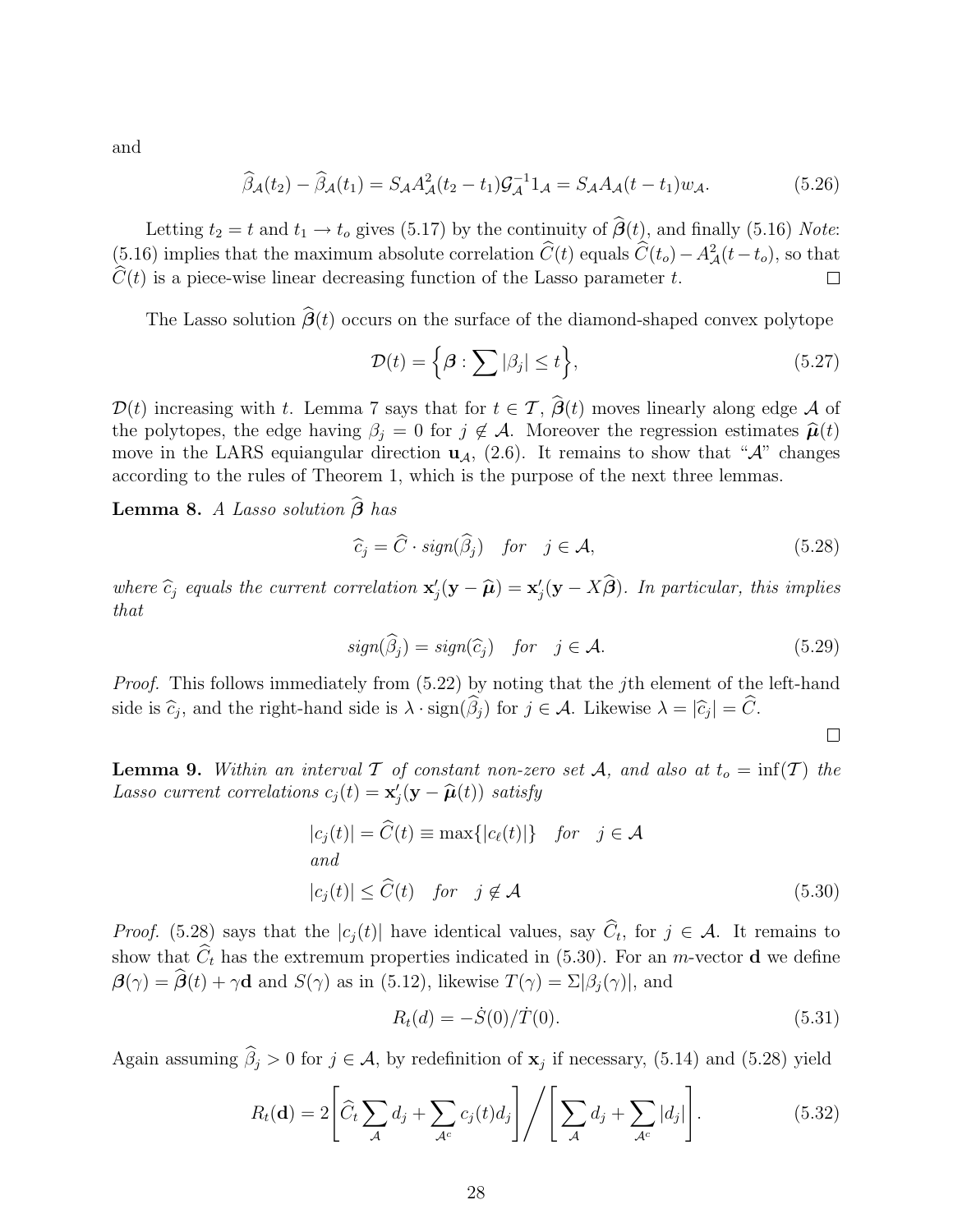and

$$\widehat{\beta}_{\mathcal{A}}(t_2) - \widehat{\beta}_{\mathcal{A}}(t_1) = S_{\mathcal{A}} A_{\mathcal{A}}^2 (t_2 - t_1) \mathcal{G}_{\mathcal{A}}^{-1} 1_{\mathcal{A}} = S_{\mathcal{A}} A_{\mathcal{A}} (t - t_1) w_{\mathcal{A}}. \tag{5.26}$$

Letting $t_2 = t$ and $t_1 \to t_o$ gives (5.17) by the continuity of $\widehat{\boldsymbol{\beta}}(t)$, and finally (5.16) *Note*: (5.16) implies that the maximum absolute correlation $\widehat{C}(t)$ equals $\widehat{C}(t_o) - A_{\mathcal{A}}^2 (t - t_o)$, so that $\widehat{C}(t)$ is a piece-wise linear decreasing function of the Lasso parameter $t$. □

The Lasso solution $\widehat{\boldsymbol{\beta}}(t)$ occurs on the surface of the diamond-shaped convex polytope

$$\mathcal{D}(t) = \Big\{ \boldsymbol{\beta} : \sum |\beta_j| \leq t \Big\}, \tag{5.27}$$

$\mathcal{D}(t)$ increasing with $t$. Lemma 7 says that for $t \in \mathcal{T}$, $\widehat{\boldsymbol{\beta}}(t)$ moves linearly along edge $\mathcal{A}$ of the polytopes, the edge having $\beta_j = 0$ for $j \notin \mathcal{A}$. Moreover the regression estimates $\widehat{\boldsymbol{\mu}}(t)$ move in the LARS equiangular direction $\mathbf{u}_{\mathcal{A}}$, (2.6). It remains to show that "$\mathcal{A}$" changes according to the rules of Theorem 1, which is the purpose of the next three lemmas.

**Lemma 8.** *A Lasso solution $\widehat{\boldsymbol{\beta}}$ has*

$$\widehat{c}_j = \widehat{C} \cdot sign(\widehat{\beta}_j) \quad for \quad j \in \mathcal{A}, \tag{5.28}$$

*where $\widehat{c}_j$ equals the current correlation $\mathbf{x}_j'(\mathbf{y} - \widehat{\boldsymbol{\mu}}) = \mathbf{x}_j'(\mathbf{y} - X\widehat{\boldsymbol{\beta}})$. In particular, this implies that*

$$sign(\widehat{\beta}_j) = sign(\widehat{c}_j) \quad for \quad j \in \mathcal{A}. \tag{5.29}$$

*Proof.* This follows immediately from (5.22) by noting that the $j$th element of the left-hand side is $\widehat{c}_j$, and the right-hand side is $\lambda \cdot \mathrm{sign}(\widehat{\beta}_j)$ for $j \in \mathcal{A}$. Likewise $\lambda = |\widehat{c}_j| = \widehat{C}$. □

**Lemma 9.** *Within an interval $\mathcal{T}$ of constant non-zero set $\mathcal{A}$, and also at $t_o = \inf(\mathcal{T})$ the Lasso current correlations $c_j(t) = \mathbf{x}_j'(\mathbf{y} - \widehat{\boldsymbol{\mu}}(t))$ satisfy*

$$|c_j(t)| = \widehat{C}(t) \equiv \max\{|c_\ell(t)|\} \quad for \quad j \in \mathcal{A}$$
*and*
$$|c_j(t)| \leq \widehat{C}(t) \quad for \quad j \notin \mathcal{A} \tag{5.30}$$

*Proof.* (5.28) says that the $|c_j(t)|$ have identical values, say $\widehat{C}_t$, for $j \in \mathcal{A}$. It remains to show that $\widehat{C}_t$ has the extremum properties indicated in (5.30). For an $m$-vector $\mathbf{d}$ we define $\boldsymbol{\beta}(\gamma) = \widehat{\boldsymbol{\beta}}(t) + \gamma \mathbf{d}$ and $S(\gamma)$ as in (5.12), likewise $T(\gamma) = \Sigma |\beta_j(\gamma)|$, and

$$R_t(d) = -\dot{S}(0)/\dot{T}(0). \tag{5.31}$$

Again assuming $\widehat{\beta}_j > 0$ for $j \in \mathcal{A}$, by redefinition of $\mathbf{x}_j$ if necessary, (5.14) and (5.28) yield

$$R_t(\mathbf{d}) = 2 \left[ \widehat{C}_t \sum_{\mathcal{A}} d_j + \sum_{\mathcal{A}^c} c_j(t) d_j \right] \bigg/ \left[ \sum_{\mathcal{A}} d_j + \sum_{\mathcal{A}^c} |d_j| \right]. \tag{5.32}$$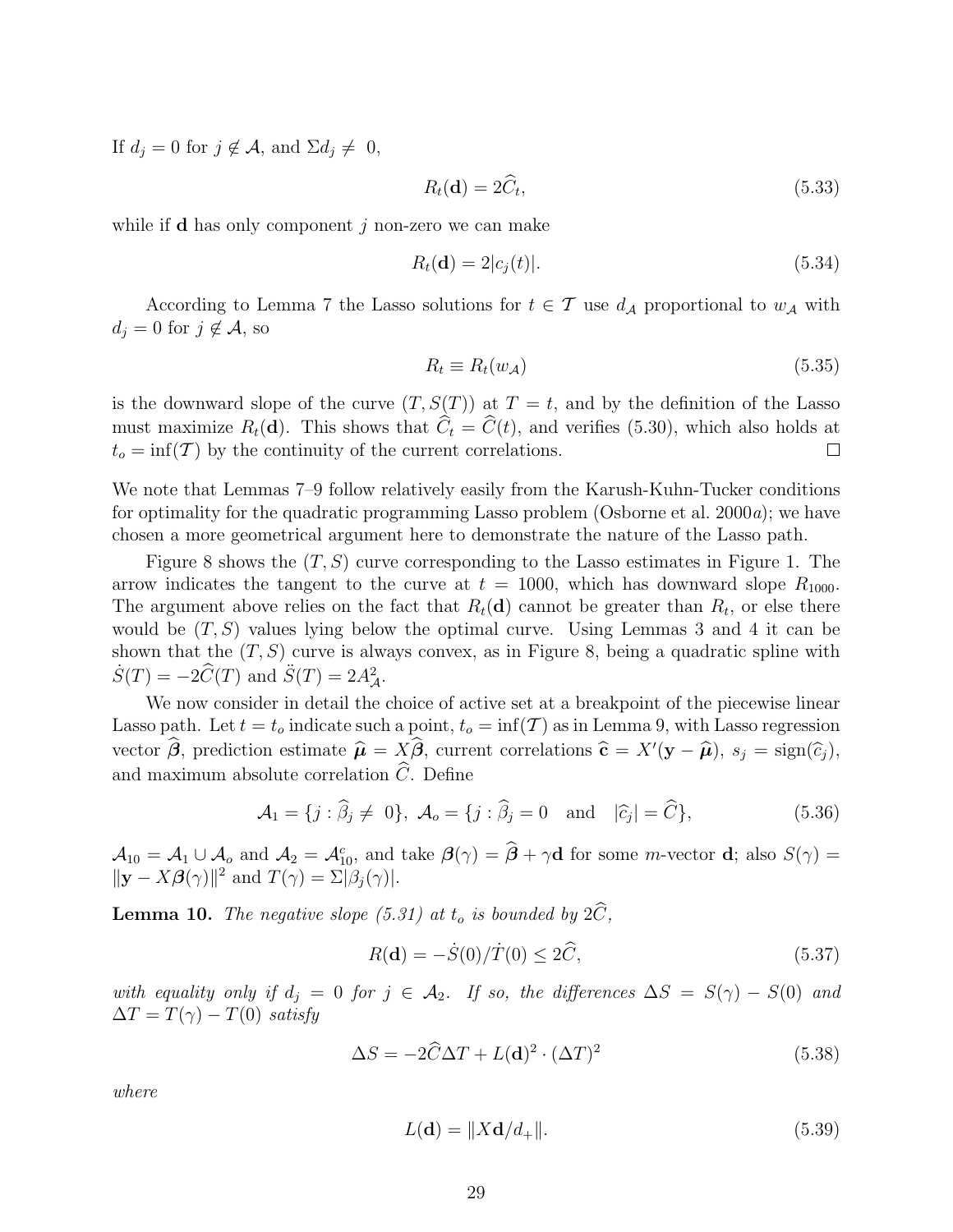If $d_j = 0$ for $j \notin \mathcal{A}$, and $\Sigma d_j \neq 0$,

$$R_t(\mathbf{d}) = 2\widehat{C}_t, \tag{5.33}$$

while if $\mathbf{d}$ has only component $j$ non-zero we can make

$$R_t(\mathbf{d}) = 2|c_j(t)|. \tag{5.34}$$

According to Lemma 7 the Lasso solutions for $t \in \mathcal{T}$ use $d_{\mathcal{A}}$ proportional to $w_{\mathcal{A}}$ with $d_j = 0$ for $j \notin \mathcal{A}$, so

$$R_t \equiv R_t(w_{\mathcal{A}}) \tag{5.35}$$

is the downward slope of the curve $(T, S(T))$ at $T = t$, and by the definition of the Lasso must maximize $R_t(\mathbf{d})$. This shows that $\widehat{C}_t = \widehat{C}(t)$, and verifies (5.30), which also holds at $t_o = \inf(\mathcal{T})$ by the continuity of the current correlations. $\square$

We note that Lemmas 7–9 follow relatively easily from the Karush-Kuhn-Tucker conditions for optimality for the quadratic programming Lasso problem (Osborne et al. 2000*a*); we have chosen a more geometrical argument here to demonstrate the nature of the Lasso path.

Figure 8 shows the $(T, S)$ curve corresponding to the Lasso estimates in Figure 1. The arrow indicates the tangent to the curve at $t = 1000$, which has downward slope $R_{1000}$. The argument above relies on the fact that $R_t(\mathbf{d})$ cannot be greater than $R_t$, or else there would be $(T, S)$ values lying below the optimal curve. Using Lemmas 3 and 4 it can be shown that the $(T, S)$ curve is always convex, as in Figure 8, being a quadratic spline with $\dot{S}(T) = -2\widehat{C}(T)$ and $\ddot{S}(T) = 2A_{\mathcal{A}}^2$.

We now consider in detail the choice of active set at a breakpoint of the piecewise linear Lasso path. Let $t = t_o$ indicate such a point, $t_o = \inf(\mathcal{T})$ as in Lemma 9, with Lasso regression vector $\widehat{\boldsymbol{\beta}}$, prediction estimate $\widehat{\boldsymbol{\mu}} = X\widehat{\boldsymbol{\beta}}$, current correlations $\widehat{\mathbf{c}} = X'(\mathbf{y} - \widehat{\boldsymbol{\mu}})$, $s_j = \text{sign}(\widehat{c}_j)$, and maximum absolute correlation $\widehat{C}$. Define

$$\mathcal{A}_1 = \{j : \widehat{\beta}_j \neq 0\}, \ \mathcal{A}_o = \{j : \widehat{\beta}_j = 0 \quad \text{and} \quad |\widehat{c}_j| = \widehat{C}\}, \tag{5.36}$$

$\mathcal{A}_{10} = \mathcal{A}_1 \cup \mathcal{A}_o$ and $\mathcal{A}_2 = \mathcal{A}_{10}^c$, and take $\boldsymbol{\beta}(\gamma) = \widehat{\boldsymbol{\beta}} + \gamma \mathbf{d}$ for some $m$-vector $\mathbf{d}$; also $S(\gamma) = \|\mathbf{y} - X\boldsymbol{\beta}(\gamma)\|^2$ and $T(\gamma) = \Sigma|\beta_j(\gamma)|$.

**Lemma 10.** *The negative slope (5.31) at $t_o$ is bounded by $2\widehat{C}$,*

$$R(\mathbf{d}) = -\dot{S}(0)/\dot{T}(0) \leq 2\widehat{C}, \tag{5.37}$$

*with equality only if $d_j = 0$ for $j \in \mathcal{A}_2$. If so, the differences $\Delta S = S(\gamma) - S(0)$ and $\Delta T = T(\gamma) - T(0)$ satisfy*

$$\Delta S = -2\widehat{C}\Delta T + L(\mathbf{d})^2 \cdot (\Delta T)^2 \tag{5.38}$$

*where*

$$L(\mathbf{d}) = \|X\mathbf{d}/d_+\|. \tag{5.39}$$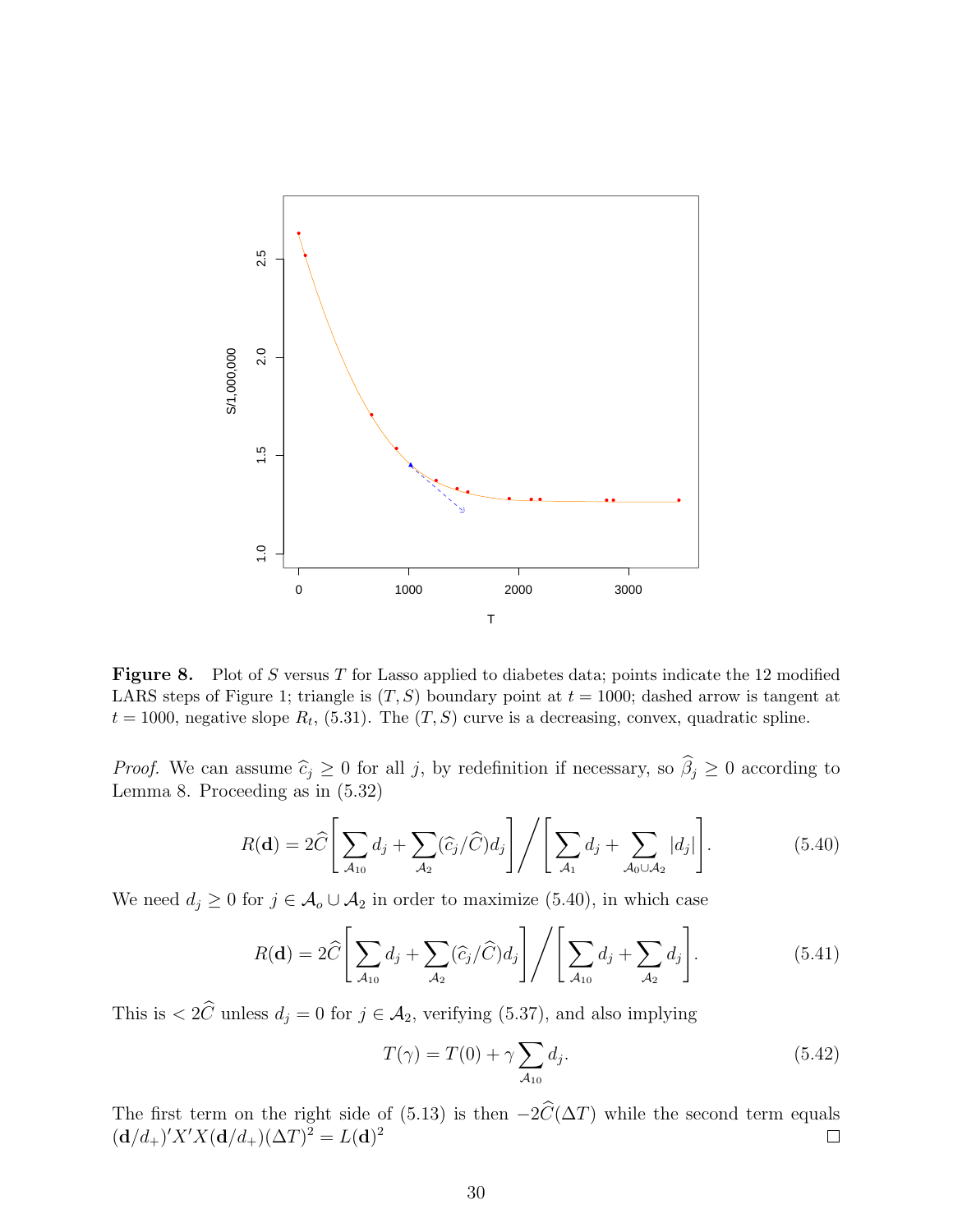**Figure 8.** Plot of $S$ versus $T$ for Lasso applied to diabetes data; points indicate the 12 modified LARS steps of Figure 1; triangle is $(T, S)$ boundary point at $t = 1000$; dashed arrow is tangent at $t = 1000$, negative slope $R_t$, (5.31). The $(T, S)$ curve is a decreasing, convex, quadratic spline.

*Proof.* We can assume $\widehat{c}_j \geq 0$ for all $j$, by redefinition if necessary, so $\widehat{\beta}_j \geq 0$ according to Lemma 8. Proceeding as in (5.32)

$$R(\mathbf{d}) = 2\widehat{C}\left[\sum_{\mathcal{A}_{10}} d_j + \sum_{\mathcal{A}_2} (\widehat{c}_j/\widehat{C}) d_j\right] \Bigg/ \left[\sum_{\mathcal{A}_1} d_j + \sum_{\mathcal{A}_0 \cup \mathcal{A}_2} |d_j|\right]. \tag{5.40}$$

We need $d_j \geq 0$ for $j \in \mathcal{A}_o \cup \mathcal{A}_2$ in order to maximize (5.40), in which case

$$R(\mathbf{d}) = 2\widehat{C}\left[\sum_{\mathcal{A}_{10}} d_j + \sum_{\mathcal{A}_2} (\widehat{c}_j/\widehat{C}) d_j\right] \Bigg/ \left[\sum_{\mathcal{A}_{10}} d_j + \sum_{\mathcal{A}_2} d_j\right]. \tag{5.41}$$

This is $< 2\widehat{C}$ unless $d_j = 0$ for $j \in \mathcal{A}_2$, verifying (5.37), and also implying

$$T(\gamma) = T(0) + \gamma \sum_{\mathcal{A}_{10}} d_j. \tag{5.42}$$

The first term on the right side of (5.13) is then $-2\widehat{C}(\Delta T)$ while the second term equals $(\mathbf{d}/d_+)' X' X (\mathbf{d}/d_+)(\Delta T)^2 = L(\mathbf{d})^2$ $\square$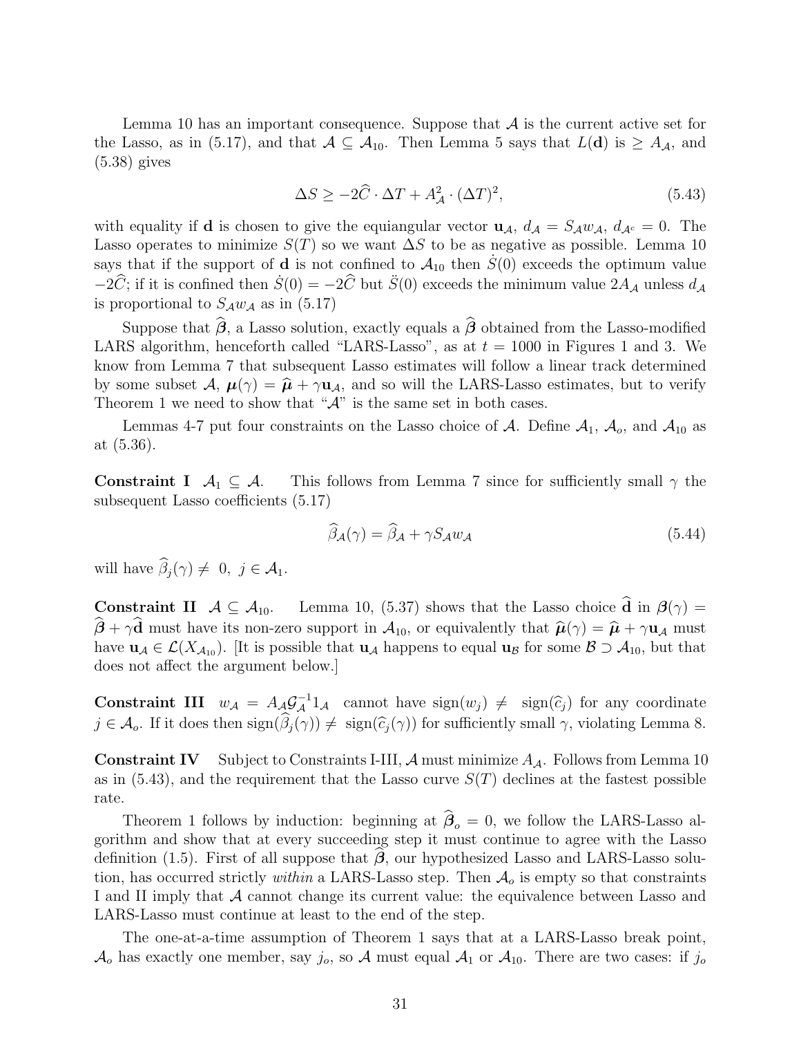Lemma 10 has an important consequence. Suppose that $\mathcal{A}$ is the current active set for the Lasso, as in (5.17), and that $\mathcal{A} \subseteq \mathcal{A}_{10}$. Then Lemma 5 says that $L(\mathbf{d})$ is $\geq A_{\mathcal{A}}$, and (5.38) gives

$$\Delta S \geq -2\widehat{C} \cdot \Delta T + A_{\mathcal{A}}^2 \cdot (\Delta T)^2, \tag{5.43}$$

with equality if $\mathbf{d}$ is chosen to give the equiangular vector $\mathbf{u}_{\mathcal{A}}$, $d_{\mathcal{A}} = S_{\mathcal{A}} w_{\mathcal{A}}$, $d_{\mathcal{A}^c} = 0$. The Lasso operates to minimize $S(T)$ so we want $\Delta S$ to be as negative as possible. Lemma 10 says that if the support of $\mathbf{d}$ is not confined to $\mathcal{A}_{10}$ then $\dot{S}(0)$ exceeds the optimum value $-2\widehat{C}$; if it is confined then $\dot{S}(0) = -2\widehat{C}$ but $\ddot{S}(0)$ exceeds the minimum value $2A_{\mathcal{A}}$ unless $d_{\mathcal{A}}$ is proportional to $S_{\mathcal{A}} w_{\mathcal{A}}$ as in (5.17)

Suppose that $\widehat{\boldsymbol{\beta}}$, a Lasso solution, exactly equals a $\widehat{\boldsymbol{\beta}}$ obtained from the Lasso-modified LARS algorithm, henceforth called "LARS-Lasso", as at $t = 1000$ in Figures 1 and 3. We know from Lemma 7 that subsequent Lasso estimates will follow a linear track determined by some subset $\mathcal{A}$, $\boldsymbol{\mu}(\gamma) = \widehat{\boldsymbol{\mu}} + \gamma \mathbf{u}_{\mathcal{A}}$, and so will the LARS-Lasso estimates, but to verify Theorem 1 we need to show that "$\mathcal{A}$" is the same set in both cases.

Lemmas 4-7 put four constraints on the Lasso choice of $\mathcal{A}$. Define $\mathcal{A}_1$, $\mathcal{A}_o$, and $\mathcal{A}_{10}$ as at (5.36).

**Constraint I** $\mathcal{A}_1 \subseteq \mathcal{A}$. This follows from Lemma 7 since for sufficiently small $\gamma$ the subsequent Lasso coefficients (5.17)

$$\widehat{\beta}_{\mathcal{A}}(\gamma) = \widehat{\beta}_{\mathcal{A}} + \gamma S_{\mathcal{A}} w_{\mathcal{A}} \tag{5.44}$$

will have $\widehat{\beta}_j(\gamma) \neq 0$, $j \in \mathcal{A}_1$.

**Constraint II** $\mathcal{A} \subseteq \mathcal{A}_{10}$. Lemma 10, (5.37) shows that the Lasso choice $\widehat{\mathbf{d}}$ in $\boldsymbol{\beta}(\gamma) = \widehat{\boldsymbol{\beta}} + \gamma \widehat{\mathbf{d}}$ must have its non-zero support in $\mathcal{A}_{10}$, or equivalently that $\widehat{\boldsymbol{\mu}}(\gamma) = \widehat{\boldsymbol{\mu}} + \gamma \mathbf{u}_{\mathcal{A}}$ must have $\mathbf{u}_{\mathcal{A}} \in \mathcal{L}(X_{\mathcal{A}_{10}})$. [It is possible that $\mathbf{u}_{\mathcal{A}}$ happens to equal $\mathbf{u}_{\mathcal{B}}$ for some $\mathcal{B} \supset \mathcal{A}_{10}$, but that does not affect the argument below.]

**Constraint III** $w_{\mathcal{A}} = A_{\mathcal{A}} \mathcal{G}_{\mathcal{A}}^{-1} 1_{\mathcal{A}}$ cannot have $\text{sign}(w_j) \neq \text{sign}(\widehat{c}_j)$ for any coordinate $j \in \mathcal{A}_o$. If it does then $\text{sign}(\widehat{\beta}_j(\gamma)) \neq \text{sign}(\widehat{c}_j(\gamma))$ for sufficiently small $\gamma$, violating Lemma 8.

**Constraint IV** Subject to Constraints I-III, $\mathcal{A}$ must minimize $A_{\mathcal{A}}$. Follows from Lemma 10 as in (5.43), and the requirement that the Lasso curve $S(T)$ declines at the fastest possible rate.

Theorem 1 follows by induction: beginning at $\widehat{\boldsymbol{\beta}}_o = 0$, we follow the LARS-Lasso algorithm and show that at every succeeding step it must continue to agree with the Lasso definition (1.5). First of all suppose that $\widehat{\boldsymbol{\beta}}$, our hypothesized Lasso and LARS-Lasso solution, has occurred strictly *within* a LARS-Lasso step. Then $\mathcal{A}_o$ is empty so that constraints I and II imply that $\mathcal{A}$ cannot change its current value: the equivalence between Lasso and LARS-Lasso must continue at least to the end of the step.

The one-at-a-time assumption of Theorem 1 says that at a LARS-Lasso break point, $\mathcal{A}_o$ has exactly one member, say $j_o$, so $\mathcal{A}$ must equal $\mathcal{A}_1$ or $\mathcal{A}_{10}$. There are two cases: if $j_o$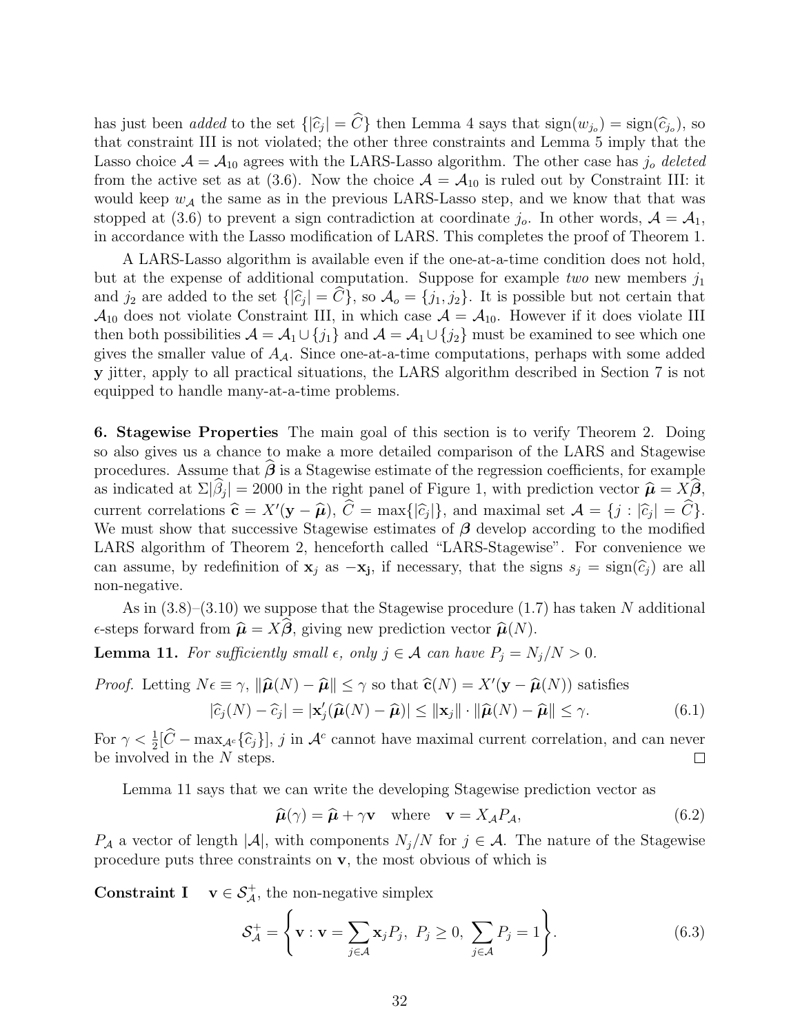has just been *added* to the set $\{|\widehat{c}_j| = \widehat{C}\}$ then Lemma 4 says that $\text{sign}(w_{j_o}) = \text{sign}(\widehat{c}_{j_o})$, so that constraint III is not violated; the other three constraints and Lemma 5 imply that the Lasso choice $\mathcal{A} = \mathcal{A}_{10}$ agrees with the LARS-Lasso algorithm. The other case has $j_o$ *deleted* from the active set as at (3.6). Now the choice $\mathcal{A} = \mathcal{A}_{10}$ is ruled out by Constraint III: it would keep $w_{\mathcal{A}}$ the same as in the previous LARS-Lasso step, and we know that that was stopped at (3.6) to prevent a sign contradiction at coordinate $j_o$. In other words, $\mathcal{A} = \mathcal{A}_1$, in accordance with the Lasso modification of LARS. This completes the proof of Theorem 1.

A LARS-Lasso algorithm is available even if the one-at-a-time condition does not hold, but at the expense of additional computation. Suppose for example *two* new members $j_1$ and $j_2$ are added to the set $\{|\widehat{c}_j| = \widehat{C}\}$, so $\mathcal{A}_o = \{j_1, j_2\}$. It is possible but not certain that $\mathcal{A}_{10}$ does not violate Constraint III, in which case $\mathcal{A} = \mathcal{A}_{10}$. However if it does violate III then both possibilities $\mathcal{A} = \mathcal{A}_1 \cup \{j_1\}$ and $\mathcal{A} = \mathcal{A}_1 \cup \{j_2\}$ must be examined to see which one gives the smaller value of $A_{\mathcal{A}}$. Since one-at-a-time computations, perhaps with some added $\mathbf{y}$ jitter, apply to all practical situations, the LARS algorithm described in Section 7 is not equipped to handle many-at-a-time problems.

**6. Stagewise Properties** The main goal of this section is to verify Theorem 2. Doing so also gives us a chance to make a more detailed comparison of the LARS and Stagewise procedures. Assume that $\widehat{\boldsymbol{\beta}}$ is a Stagewise estimate of the regression coefficients, for example as indicated at $\Sigma|\widehat{\beta}_j| = 2000$ in the right panel of Figure 1, with prediction vector $\widehat{\boldsymbol{\mu}} = X\widehat{\boldsymbol{\beta}}$, current correlations $\widehat{\mathbf{c}} = X'(\mathbf{y} - \widehat{\boldsymbol{\mu}})$, $\widehat{C} = \max\{|\widehat{c}_j|\}$, and maximal set $\mathcal{A} = \{j : |\widehat{c}_j| = \widehat{C}\}$. We must show that successive Stagewise estimates of $\boldsymbol{\beta}$ develop according to the modified LARS algorithm of Theorem 2, henceforth called "LARS-Stagewise". For convenience we can assume, by redefinition of $\mathbf{x}_j$ as $-\mathbf{x}_j$, if necessary, that the signs $s_j = \text{sign}(\widehat{c}_j)$ are all non-negative.

As in (3.8)–(3.10) we suppose that the Stagewise procedure (1.7) has taken $N$ additional $\epsilon$-steps forward from $\widehat{\boldsymbol{\mu}} = X\widehat{\boldsymbol{\beta}}$, giving new prediction vector $\widehat{\boldsymbol{\mu}}(N)$.

**Lemma 11.** *For sufficiently small $\epsilon$, only $j \in \mathcal{A}$ can have $P_j = N_j/N > 0$.*

*Proof.* Letting $N\epsilon \equiv \gamma$, $\|\widehat{\boldsymbol{\mu}}(N) - \widehat{\boldsymbol{\mu}}\| \leq \gamma$ so that $\widehat{\mathbf{c}}(N) = X'(\mathbf{y} - \widehat{\boldsymbol{\mu}}(N))$ satisfies

$$|\widehat{c}_j(N) - \widehat{c}_j| = |\mathbf{x}_j'(\widehat{\boldsymbol{\mu}}(N) - \widehat{\boldsymbol{\mu}})| \leq \|\mathbf{x}_j\| \cdot \|\widehat{\boldsymbol{\mu}}(N) - \widehat{\boldsymbol{\mu}}\| \leq \gamma. \tag{6.1}$$

For $\gamma < \frac{1}{2}[\widehat{C} - \max_{\mathcal{A}^c}\{\widehat{c}_j\}]$, $j$ in $\mathcal{A}^c$ cannot have maximal current correlation, and can never be involved in the $N$ steps. $\square$

Lemma 11 says that we can write the developing Stagewise prediction vector as

$$\widehat{\boldsymbol{\mu}}(\gamma) = \widehat{\boldsymbol{\mu}} + \gamma\mathbf{v} \quad \text{where} \quad \mathbf{v} = X_{\mathcal{A}}P_{\mathcal{A}}, \tag{6.2}$$

$P_{\mathcal{A}}$ a vector of length $|\mathcal{A}|$, with components $N_j/N$ for $j \in \mathcal{A}$. The nature of the Stagewise procedure puts three constraints on $\mathbf{v}$, the most obvious of which is

**Constraint I** $\quad \mathbf{v} \in \mathcal{S}_{\mathcal{A}}^+$, the non-negative simplex

$$\mathcal{S}_{\mathcal{A}}^+ = \left\{\mathbf{v} : \mathbf{v} = \sum_{j \in \mathcal{A}} \mathbf{x}_j P_j,\ P_j \geq 0,\ \sum_{j \in \mathcal{A}} P_j = 1\right\}. \tag{6.3}$$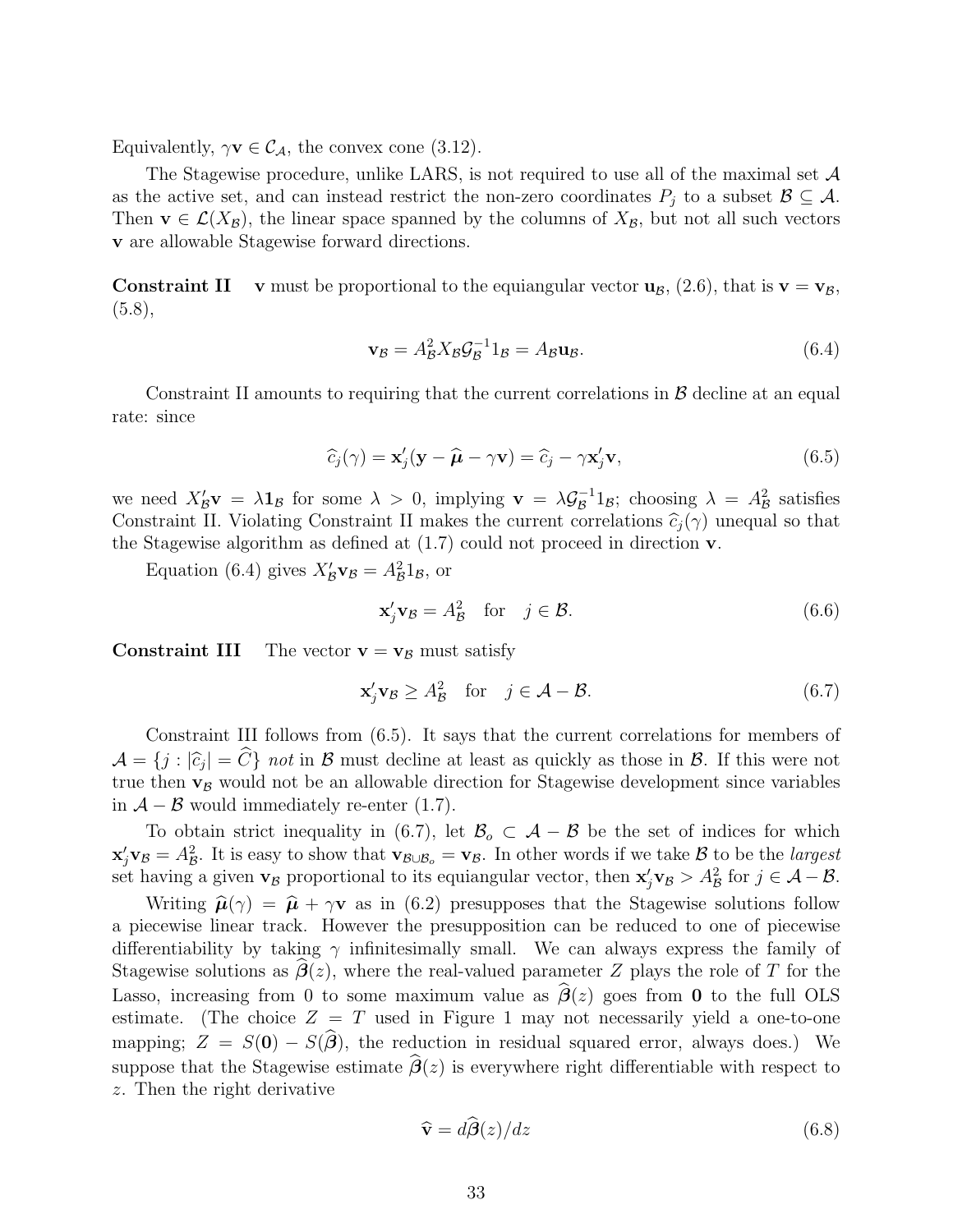Equivalently, $\gamma \mathbf{v} \in \mathcal{C}_{\mathcal{A}}$, the convex cone (3.12).

The Stagewise procedure, unlike LARS, is not required to use all of the maximal set $\mathcal{A}$ as the active set, and can instead restrict the non-zero coordinates $P_j$ to a subset $\mathcal{B} \subseteq \mathcal{A}$. Then $\mathbf{v} \in \mathcal{L}(X_{\mathcal{B}})$, the linear space spanned by the columns of $X_{\mathcal{B}}$, but not all such vectors $\mathbf{v}$ are allowable Stagewise forward directions.

**Constraint II** $\mathbf{v}$ must be proportional to the equiangular vector $\mathbf{u}_{\mathcal{B}}$, (2.6), that is $\mathbf{v} = \mathbf{v}_{\mathcal{B}}$, (5.8),

$$\mathbf{v}_{\mathcal{B}} = A_{\mathcal{B}}^2 X_{\mathcal{B}} \mathcal{G}_{\mathcal{B}}^{-1} 1_{\mathcal{B}} = A_{\mathcal{B}} \mathbf{u}_{\mathcal{B}}. \tag{6.4}$$

Constraint II amounts to requiring that the current correlations in $\mathcal{B}$ decline at an equal rate: since

$$\widehat{c}_j(\gamma) = \mathbf{x}_j'(\mathbf{y} - \widehat{\boldsymbol{\mu}} - \gamma \mathbf{v}) = \widehat{c}_j - \gamma \mathbf{x}_j' \mathbf{v}, \tag{6.5}$$

we need $X_{\mathcal{B}}' \mathbf{v} = \lambda \mathbf{1}_{\mathcal{B}}$ for some $\lambda > 0$, implying $\mathbf{v} = \lambda \mathcal{G}_{\mathcal{B}}^{-1} 1_{\mathcal{B}}$; choosing $\lambda = A_{\mathcal{B}}^2$ satisfies Constraint II. Violating Constraint II makes the current correlations $\widehat{c}_j(\gamma)$ unequal so that the Stagewise algorithm as defined at (1.7) could not proceed in direction $\mathbf{v}$.

Equation (6.4) gives $X_{\mathcal{B}}' \mathbf{v}_{\mathcal{B}} = A_{\mathcal{B}}^2 1_{\mathcal{B}}$, or

$$\mathbf{x}_j' \mathbf{v}_{\mathcal{B}} = A_{\mathcal{B}}^2 \quad \text{for} \quad j \in \mathcal{B}. \tag{6.6}$$

**Constraint III** The vector $\mathbf{v} = \mathbf{v}_{\mathcal{B}}$ must satisfy

$$\mathbf{x}_j' \mathbf{v}_{\mathcal{B}} \geq A_{\mathcal{B}}^2 \quad \text{for} \quad j \in \mathcal{A} - \mathcal{B}. \tag{6.7}$$

Constraint III follows from (6.5). It says that the current correlations for members of $\mathcal{A} = \{j : |\widehat{c}_j| = \widehat{C}\}$ *not* in $\mathcal{B}$ must decline at least as quickly as those in $\mathcal{B}$. If this were not true then $\mathbf{v}_{\mathcal{B}}$ would not be an allowable direction for Stagewise development since variables in $\mathcal{A} - \mathcal{B}$ would immediately re-enter (1.7).

To obtain strict inequality in (6.7), let $\mathcal{B}_o \subset \mathcal{A} - \mathcal{B}$ be the set of indices for which $\mathbf{x}_j' \mathbf{v}_{\mathcal{B}} = A_{\mathcal{B}}^2$. It is easy to show that $\mathbf{v}_{\mathcal{B} \cup \mathcal{B}_o} = \mathbf{v}_{\mathcal{B}}$. In other words if we take $\mathcal{B}$ to be the *largest* set having a given $\mathbf{v}_{\mathcal{B}}$ proportional to its equiangular vector, then $\mathbf{x}_j' \mathbf{v}_{\mathcal{B}} > A_{\mathcal{B}}^2$ for $j \in \mathcal{A} - \mathcal{B}$.

Writing $\widehat{\boldsymbol{\mu}}(\gamma) = \widehat{\boldsymbol{\mu}} + \gamma \mathbf{v}$ as in (6.2) presupposes that the Stagewise solutions follow a piecewise linear track. However the presupposition can be reduced to one of piecewise differentiability by taking $\gamma$ infinitesimally small. We can always express the family of Stagewise solutions as $\widehat{\boldsymbol{\beta}}(z)$, where the real-valued parameter $Z$ plays the role of $T$ for the Lasso, increasing from 0 to some maximum value as $\widehat{\boldsymbol{\beta}}(z)$ goes from $\mathbf{0}$ to the full OLS estimate. (The choice $Z = T$ used in Figure 1 may not necessarily yield a one-to-one mapping; $Z = S(\mathbf{0}) - S(\widehat{\boldsymbol{\beta}})$, the reduction in residual squared error, always does.) We suppose that the Stagewise estimate $\widehat{\boldsymbol{\beta}}(z)$ is everywhere right differentiable with respect to $z$. Then the right derivative

$$\widehat{\mathbf{v}} = d\widehat{\boldsymbol{\beta}}(z)/dz \tag{6.8}$$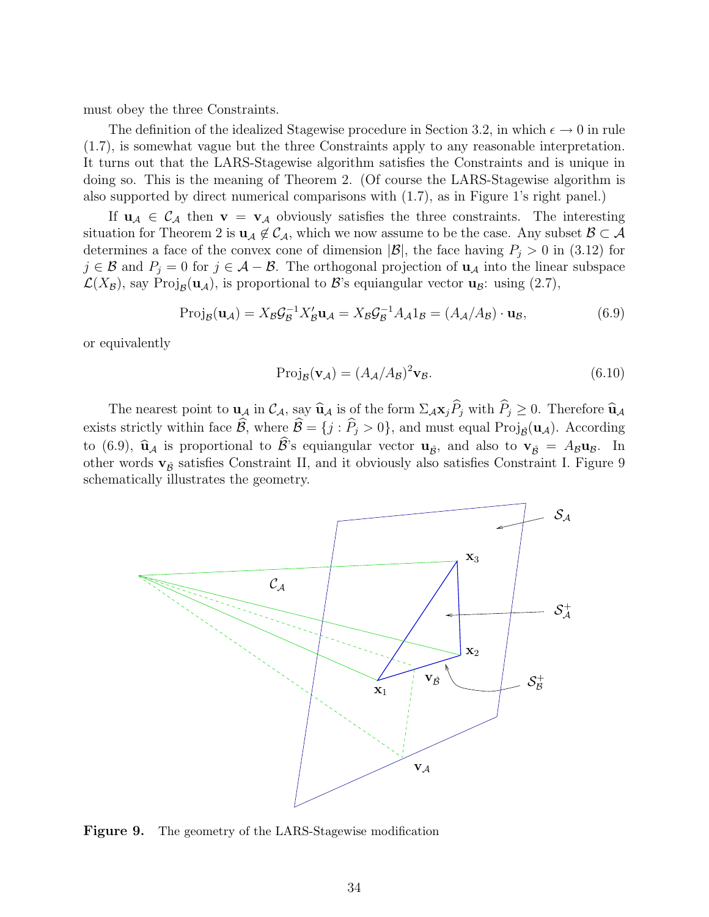must obey the three Constraints.

The definition of the idealized Stagewise procedure in Section 3.2, in which $\epsilon \to 0$ in rule (1.7), is somewhat vague but the three Constraints apply to any reasonable interpretation. It turns out that the LARS-Stagewise algorithm satisfies the Constraints and is unique in doing so. This is the meaning of Theorem 2. (Of course the LARS-Stagewise algorithm is also supported by direct numerical comparisons with (1.7), as in Figure 1's right panel.)

If $\mathbf{u}_{\mathcal{A}} \in \mathcal{C}_{\mathcal{A}}$ then $\mathbf{v} = \mathbf{v}_{\mathcal{A}}$ obviously satisfies the three constraints. The interesting situation for Theorem 2 is $\mathbf{u}_{\mathcal{A}} \notin \mathcal{C}_{\mathcal{A}}$, which we now assume to be the case. Any subset $\mathcal{B} \subset \mathcal{A}$ determines a face of the convex cone of dimension $|\mathcal{B}|$, the face having $P_j > 0$ in (3.12) for $j \in \mathcal{B}$ and $P_j = 0$ for $j \in \mathcal{A} - \mathcal{B}$. The orthogonal projection of $\mathbf{u}_{\mathcal{A}}$ into the linear subspace $\mathcal{L}(X_{\mathcal{B}})$, say $\text{Proj}_{\mathcal{B}}(\mathbf{u}_{\mathcal{A}})$, is proportional to $\mathcal{B}$'s equiangular vector $\mathbf{u}_{\mathcal{B}}$: using (2.7),

$$\text{Proj}_{\mathcal{B}}(\mathbf{u}_{\mathcal{A}}) = X_{\mathcal{B}}\mathcal{G}_{\mathcal{B}}^{-1}X_{\mathcal{B}}'\mathbf{u}_{\mathcal{A}} = X_{\mathcal{B}}\mathcal{G}_{\mathcal{B}}^{-1}A_{\mathcal{A}}1_{\mathcal{B}} = (A_{\mathcal{A}}/A_{\mathcal{B}}) \cdot \mathbf{u}_{\mathcal{B}}, \tag{6.9}$$

or equivalently

$$\text{Proj}_{\mathcal{B}}(\mathbf{v}_{\mathcal{A}}) = (A_{\mathcal{A}}/A_{\mathcal{B}})^2\mathbf{v}_{\mathcal{B}}. \tag{6.10}$$

The nearest point to $\mathbf{u}_{\mathcal{A}}$ in $\mathcal{C}_{\mathcal{A}}$, say $\widehat{\mathbf{u}}_{\mathcal{A}}$ is of the form $\Sigma_{\mathcal{A}}\mathbf{x}_j\widehat{P}_j$ with $\widehat{P}_j \geq 0$. Therefore $\widehat{\mathbf{u}}_{\mathcal{A}}$ exists strictly within face $\widehat{\mathcal{B}}$, where $\widehat{\mathcal{B}} = \{j : \widehat{P}_j > 0\}$, and must equal $\text{Proj}_{\widehat{\mathcal{B}}}(\mathbf{u}_{\mathcal{A}})$. According to (6.9), $\widehat{\mathbf{u}}_{\mathcal{A}}$ is proportional to $\widehat{\mathcal{B}}$'s equiangular vector $\mathbf{u}_{\hat{\mathcal{B}}}$, and also to $\mathbf{v}_{\hat{\mathcal{B}}} = A_{\mathcal{B}}\mathbf{u}_{\mathcal{B}}$. In other words $\mathbf{v}_{\hat{\mathcal{B}}}$ satisfies Constraint II, and it obviously also satisfies Constraint I. Figure 9 schematically illustrates the geometry.

**Figure 9.** The geometry of the LARS-Stagewise modification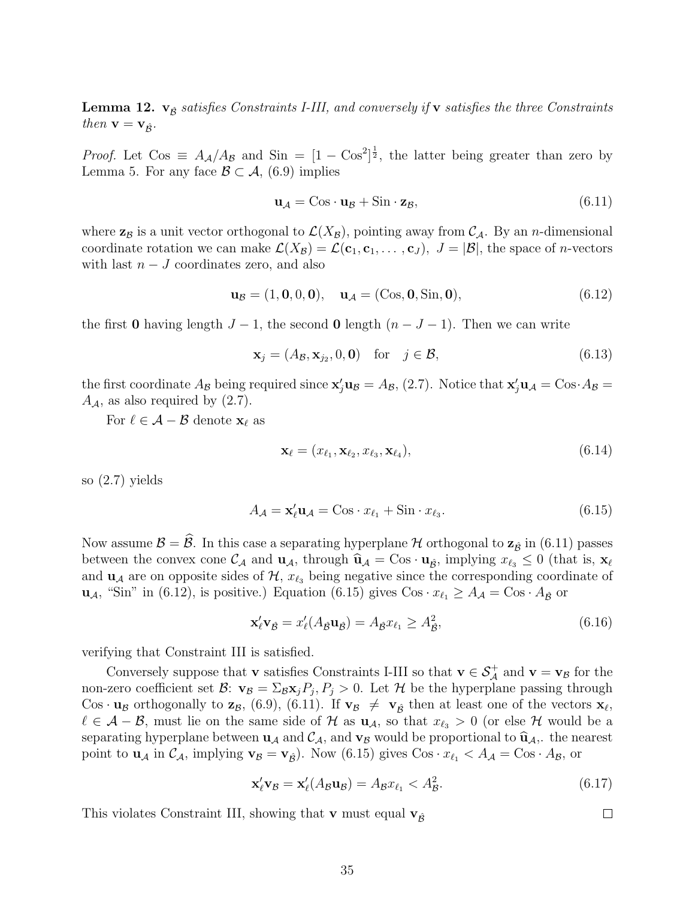**Lemma 12.** $\mathbf{v}_{\hat{\mathcal{B}}}$ *satisfies Constraints I-III, and conversely if* $\mathbf{v}$ *satisfies the three Constraints then* $\mathbf{v} = \mathbf{v}_{\hat{\mathcal{B}}}$.

*Proof.* Let $\text{Cos} \equiv A_{\mathcal{A}}/A_{\mathcal{B}}$ and $\text{Sin} = [1 - \text{Cos}^2]^{\frac{1}{2}}$, the latter being greater than zero by Lemma 5. For any face $\mathcal{B} \subset \mathcal{A}$, (6.9) implies

$$\mathbf{u}_{\mathcal{A}} = \text{Cos} \cdot \mathbf{u}_{\mathcal{B}} + \text{Sin} \cdot \mathbf{z}_{\mathcal{B}}, \tag{6.11}$$

where $\mathbf{z}_{\mathcal{B}}$ is a unit vector orthogonal to $\mathcal{L}(X_{\mathcal{B}})$, pointing away from $\mathcal{C}_{\mathcal{A}}$. By an $n$-dimensional coordinate rotation we can make $\mathcal{L}(X_{\mathcal{B}}) = \mathcal{L}(\mathbf{c}_1, \mathbf{c}_1, \ldots, \mathbf{c}_J)$, $J = |\mathcal{B}|$, the space of $n$-vectors with last $n - J$ coordinates zero, and also

$$\mathbf{u}_{\mathcal{B}} = (1, \mathbf{0}, 0, \mathbf{0}), \quad \mathbf{u}_{\mathcal{A}} = (\text{Cos}, \mathbf{0}, \text{Sin}, \mathbf{0}), \tag{6.12}$$

the first $\mathbf{0}$ having length $J - 1$, the second $\mathbf{0}$ length $(n - J - 1)$. Then we can write

$$\mathbf{x}_j = (A_{\mathcal{B}}, \mathbf{x}_{j_2}, 0, \mathbf{0}) \quad \text{for} \quad j \in \mathcal{B}, \tag{6.13}$$

the first coordinate $A_{\mathcal{B}}$ being required since $\mathbf{x}_j' \mathbf{u}_{\mathcal{B}} = A_{\mathcal{B}}$, (2.7). Notice that $\mathbf{x}_j' \mathbf{u}_{\mathcal{A}} = \text{Cos} \cdot A_{\mathcal{B}} = A_{\mathcal{A}}$, as also required by (2.7).

For $\ell \in \mathcal{A} - \mathcal{B}$ denote $\mathbf{x}_\ell$ as

$$\mathbf{x}_\ell = (x_{\ell_1}, \mathbf{x}_{\ell_2}, x_{\ell_3}, \mathbf{x}_{\ell_4}), \tag{6.14}$$

so (2.7) yields

$$A_{\mathcal{A}} = \mathbf{x}_\ell' \mathbf{u}_{\mathcal{A}} = \text{Cos} \cdot x_{\ell_1} + \text{Sin} \cdot x_{\ell_3}. \tag{6.15}$$

Now assume $\mathcal{B} = \widehat{\mathcal{B}}$. In this case a separating hyperplane $\mathcal{H}$ orthogonal to $\mathbf{z}_{\hat{\mathcal{B}}}$ in (6.11) passes between the convex cone $\mathcal{C}_{\mathcal{A}}$ and $\mathbf{u}_{\mathcal{A}}$, through $\widehat{\mathbf{u}}_{\mathcal{A}} = \text{Cos} \cdot \mathbf{u}_{\hat{\mathcal{B}}}$, implying $x_{\ell_3} \leq 0$ (that is, $\mathbf{x}_\ell$ and $\mathbf{u}_{\mathcal{A}}$ are on opposite sides of $\mathcal{H}$, $x_{\ell_3}$ being negative since the corresponding coordinate of $\mathbf{u}_{\mathcal{A}}$, "Sin" in (6.12), is positive.) Equation (6.15) gives $\text{Cos} \cdot x_{\ell_1} \geq A_{\mathcal{A}} = \text{Cos} \cdot A_{\hat{\mathcal{B}}}$ or

$$\mathbf{x}_\ell' \mathbf{v}_{\hat{\mathcal{B}}} = x_\ell'(A_{\hat{\mathcal{B}}} \mathbf{u}_{\hat{\mathcal{B}}}) = A_{\hat{\mathcal{B}}} x_{\ell_1} \geq A_{\hat{\mathcal{B}}}^2, \tag{6.16}$$

verifying that Constraint III is satisfied.

Conversely suppose that $\mathbf{v}$ satisfies Constraints I-III so that $\mathbf{v} \in \mathcal{S}_{\mathcal{A}}^+$ and $\mathbf{v} = \mathbf{v}_{\mathcal{B}}$ for the non-zero coefficient set $\mathcal{B}$: $\mathbf{v}_{\mathcal{B}} = \Sigma_{\mathcal{B}} \mathbf{x}_j P_j, P_j > 0$. Let $\mathcal{H}$ be the hyperplane passing through $\text{Cos} \cdot \mathbf{u}_{\mathcal{B}}$ orthogonally to $\mathbf{z}_{\mathcal{B}}$, (6.9), (6.11). If $\mathbf{v}_{\mathcal{B}} \neq \mathbf{v}_{\hat{\mathcal{B}}}$ then at least one of the vectors $\mathbf{x}_\ell$, $\ell \in \mathcal{A} - \mathcal{B}$, must lie on the same side of $\mathcal{H}$ as $\mathbf{u}_{\mathcal{A}}$, so that $x_{\ell_3} > 0$ (or else $\mathcal{H}$ would be a separating hyperplane between $\mathbf{u}_{\mathcal{A}}$ and $\mathcal{C}_{\mathcal{A}}$, and $\mathbf{v}_{\mathcal{B}}$ would be proportional to $\widehat{\mathbf{u}}_{\mathcal{A}}$,. the nearest point to $\mathbf{u}_{\mathcal{A}}$ in $\mathcal{C}_{\mathcal{A}}$, implying $\mathbf{v}_{\mathcal{B}} = \mathbf{v}_{\hat{\mathcal{B}}}$). Now (6.15) gives $\text{Cos} \cdot x_{\ell_1} < A_{\mathcal{A}} = \text{Cos} \cdot A_{\mathcal{B}}$, or

$$\mathbf{x}_\ell' \mathbf{v}_{\mathcal{B}} = \mathbf{x}_\ell'(A_{\mathcal{B}} \mathbf{u}_{\mathcal{B}}) = A_{\mathcal{B}} x_{\ell_1} < A_{\mathcal{B}}^2. \tag{6.17}$$

This violates Constraint III, showing that $\mathbf{v}$ must equal $\mathbf{v}_{\hat{\mathcal{B}}}$ $\square$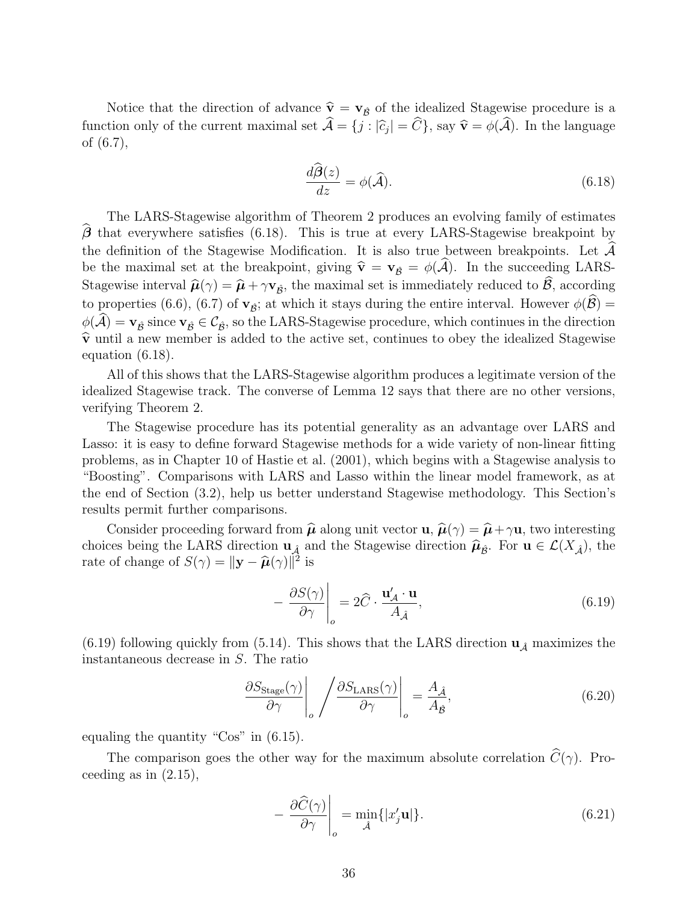Notice that the direction of advance $\widehat{\mathbf{v}} = \mathbf{v}_{\hat{\mathcal{B}}}$ of the idealized Stagewise procedure is a function only of the current maximal set $\widehat{\mathcal{A}} = \{j : |\widehat{c}_j| = \widehat{C}\}$, say $\widehat{\mathbf{v}} = \phi(\widehat{\mathcal{A}})$. In the language of (6.7),

$$\frac{d\widehat{\boldsymbol{\beta}}(z)}{dz} = \phi(\widehat{\mathcal{A}}). \tag{6.18}$$

The LARS-Stagewise algorithm of Theorem 2 produces an evolving family of estimates $\widehat{\boldsymbol{\beta}}$ that everywhere satisfies (6.18). This is true at every LARS-Stagewise breakpoint by the definition of the Stagewise Modification. It is also true between breakpoints. Let $\widehat{\mathcal{A}}$ be the maximal set at the breakpoint, giving $\widehat{\mathbf{v}} = \mathbf{v}_{\hat{\mathcal{B}}} = \phi(\widehat{\mathcal{A}})$. In the succeeding LARS-Stagewise interval $\widehat{\boldsymbol{\mu}}(\gamma) = \widehat{\boldsymbol{\mu}} + \gamma \mathbf{v}_{\hat{\mathcal{B}}}$, the maximal set is immediately reduced to $\widehat{\mathcal{B}}$, according to properties (6.6), (6.7) of $\mathbf{v}_{\hat{\mathcal{B}}}$; at which it stays during the entire interval. However $\phi(\widehat{\mathcal{B}}) = \phi(\widehat{\mathcal{A}}) = \mathbf{v}_{\hat{\mathcal{B}}}$ since $\mathbf{v}_{\hat{\mathcal{B}}} \in \mathcal{C}_{\hat{\mathcal{B}}}$, so the LARS-Stagewise procedure, which continues in the direction $\widehat{\mathbf{v}}$ until a new member is added to the active set, continues to obey the idealized Stagewise equation (6.18).

All of this shows that the LARS-Stagewise algorithm produces a legitimate version of the idealized Stagewise track. The converse of Lemma 12 says that there are no other versions, verifying Theorem 2.

The Stagewise procedure has its potential generality as an advantage over LARS and Lasso: it is easy to define forward Stagewise methods for a wide variety of non-linear fitting problems, as in Chapter 10 of Hastie et al. (2001), which begins with a Stagewise analysis to "Boosting". Comparisons with LARS and Lasso within the linear model framework, as at the end of Section (3.2), help us better understand Stagewise methodology. This Section's results permit further comparisons.

Consider proceeding forward from $\widehat{\boldsymbol{\mu}}$ along unit vector $\mathbf{u}$, $\widehat{\boldsymbol{\mu}}(\gamma) = \widehat{\boldsymbol{\mu}} + \gamma \mathbf{u}$, two interesting choices being the LARS direction $\mathbf{u}_{\hat{\mathcal{A}}}$ and the Stagewise direction $\widehat{\boldsymbol{\mu}}_{\hat{\mathcal{B}}}$. For $\mathbf{u} \in \mathcal{L}(X_{\hat{\mathcal{A}}})$, the rate of change of $S(\gamma) = \|\mathbf{y} - \widehat{\boldsymbol{\mu}}(\gamma)\|^2$ is

$$-\left.\frac{\partial S(\gamma)}{\partial \gamma}\right|_o = 2\widehat{C} \cdot \frac{\mathbf{u}'_{\mathcal{A}} \cdot \mathbf{u}}{A_{\hat{\mathcal{A}}}}, \tag{6.19}$$

(6.19) following quickly from (5.14). This shows that the LARS direction $\mathbf{u}_{\hat{\mathcal{A}}}$ maximizes the instantaneous decrease in $S$. The ratio

$$\left.\frac{\partial S_{\text{Stage}}(\gamma)}{\partial \gamma}\right|_o \Bigg/ \left.\frac{\partial S_{\text{LARS}}(\gamma)}{\partial \gamma}\right|_o = \frac{A_{\hat{\mathcal{A}}}}{A_{\hat{\mathcal{B}}}}, \tag{6.20}$$

equaling the quantity "Cos" in (6.15).

The comparison goes the other way for the maximum absolute correlation $\widehat{C}(\gamma)$. Proceeding as in (2.15),

$$-\left.\frac{\partial \widehat{C}(\gamma)}{\partial \gamma}\right|_o = \min_{\hat{\mathcal{A}}}\{|x'_j \mathbf{u}|\}. \tag{6.21}$$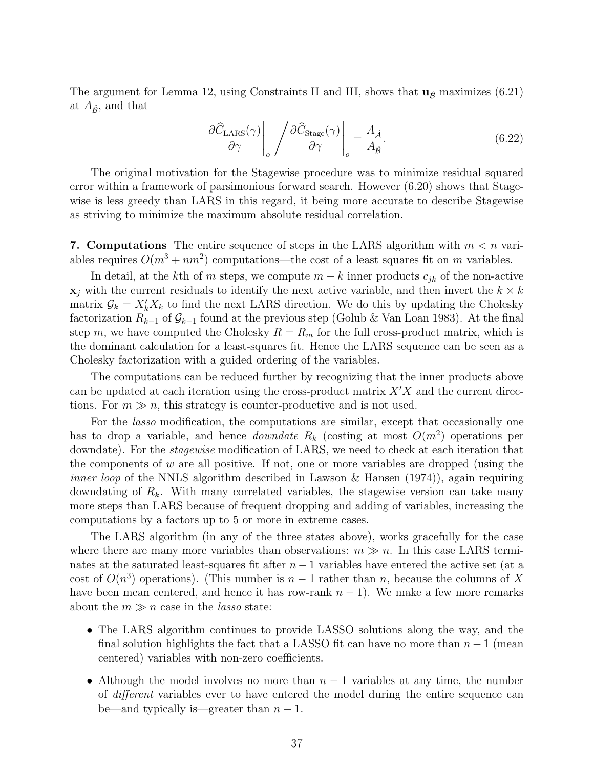The argument for Lemma 12, using Constraints II and III, shows that $\mathbf{u}_{\hat{\mathcal{B}}}$ maximizes (6.21) at $A_{\hat{\mathcal{B}}}$, and that

$$\left.\frac{\partial \widehat{C}_{\mathrm{LARS}}(\gamma)}{\partial \gamma}\right|_o \Bigg/ \left.\frac{\partial \widehat{C}_{\mathrm{Stage}}(\gamma)}{\partial \gamma}\right|_o = \frac{A_{\hat{\mathcal{A}}}}{A_{\hat{\mathcal{B}}}}. \tag{6.22}$$

The original motivation for the Stagewise procedure was to minimize residual squared error within a framework of parsimonious forward search. However (6.20) shows that Stagewise is less greedy than LARS in this regard, it being more accurate to describe Stagewise as striving to minimize the maximum absolute residual correlation.

**7. Computations** The entire sequence of steps in the LARS algorithm with $m < n$ variables requires $O(m^3 + nm^2)$ computations—the cost of a least squares fit on $m$ variables.

In detail, at the $k$th of $m$ steps, we compute $m - k$ inner products $c_{jk}$ of the non-active $\mathbf{x}_j$ with the current residuals to identify the next active variable, and then invert the $k \times k$ matrix $\mathcal{G}_k = X_k' X_k$ to find the next LARS direction. We do this by updating the Cholesky factorization $R_{k-1}$ of $\mathcal{G}_{k-1}$ found at the previous step (Golub & Van Loan 1983). At the final step $m$, we have computed the Cholesky $R = R_m$ for the full cross-product matrix, which is the dominant calculation for a least-squares fit. Hence the LARS sequence can be seen as a Cholesky factorization with a guided ordering of the variables.

The computations can be reduced further by recognizing that the inner products above can be updated at each iteration using the cross-product matrix $X'X$ and the current directions. For $m \gg n$, this strategy is counter-productive and is not used.

For the *lasso* modification, the computations are similar, except that occasionally one has to drop a variable, and hence *downdate* $R_k$ (costing at most $O(m^2)$ operations per downdate). For the *stagewise* modification of LARS, we need to check at each iteration that the components of $w$ are all positive. If not, one or more variables are dropped (using the *inner loop* of the NNLS algorithm described in Lawson & Hansen (1974)), again requiring downdating of $R_k$. With many correlated variables, the stagewise version can take many more steps than LARS because of frequent dropping and adding of variables, increasing the computations by a factors up to 5 or more in extreme cases.

The LARS algorithm (in any of the three states above), works gracefully for the case where there are many more variables than observations: $m \gg n$. In this case LARS terminates at the saturated least-squares fit after $n - 1$ variables have entered the active set (at a cost of $O(n^3)$ operations). (This number is $n - 1$ rather than $n$, because the columns of $X$ have been mean centered, and hence it has row-rank $n - 1$). We make a few more remarks about the $m \gg n$ case in the *lasso* state:

- The LARS algorithm continues to provide LASSO solutions along the way, and the final solution highlights the fact that a LASSO fit can have no more than $n - 1$ (mean centered) variables with non-zero coefficients.
- Although the model involves no more than $n - 1$ variables at any time, the number of *different* variables ever to have entered the model during the entire sequence can be—and typically is—greater than $n - 1$.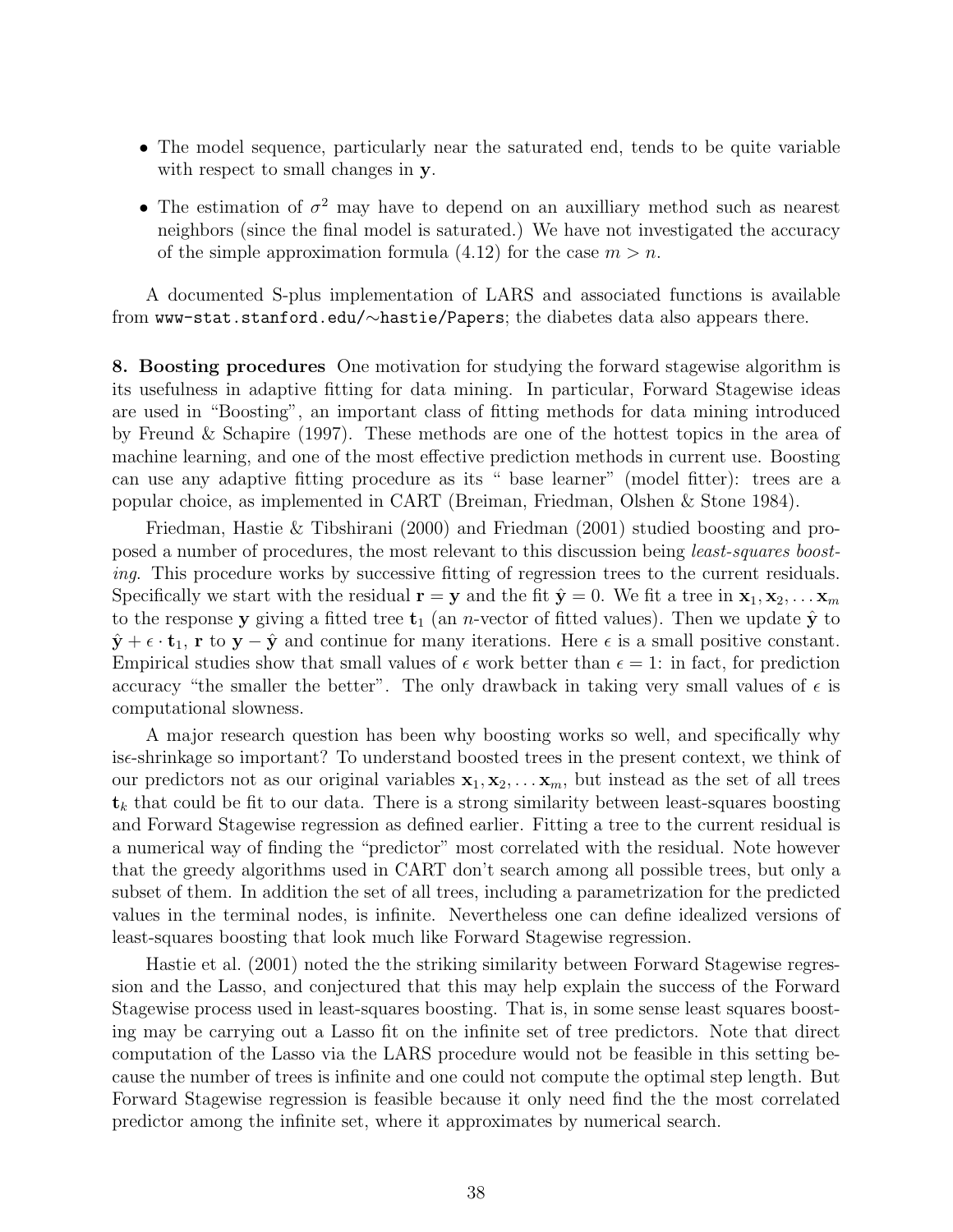- The model sequence, particularly near the saturated end, tends to be quite variable with respect to small changes in $\mathbf{y}$.

- The estimation of $\sigma^2$ may have to depend on an auxilliary method such as nearest neighbors (since the final model is saturated.) We have not investigated the accuracy of the simple approximation formula (4.12) for the case $m > n$.

A documented S-plus implementation of LARS and associated functions is available from `www-stat.stanford.edu/∼hastie/Papers`; the diabetes data also appears there.

**8. Boosting procedures** One motivation for studying the forward stagewise algorithm is its usefulness in adaptive fitting for data mining. In particular, Forward Stagewise ideas are used in "Boosting", an important class of fitting methods for data mining introduced by Freund & Schapire (1997). These methods are one of the hottest topics in the area of machine learning, and one of the most effective prediction methods in current use. Boosting can use any adaptive fitting procedure as its " base learner" (model fitter): trees are a popular choice, as implemented in CART (Breiman, Friedman, Olshen & Stone 1984).

Friedman, Hastie & Tibshirani (2000) and Friedman (2001) studied boosting and proposed a number of procedures, the most relevant to this discussion being *least-squares boosting*. This procedure works by successive fitting of regression trees to the current residuals. Specifically we start with the residual $\mathbf{r} = \mathbf{y}$ and the fit $\hat{\mathbf{y}} = 0$. We fit a tree in $\mathbf{x}_1, \mathbf{x}_2, \ldots \mathbf{x}_m$ to the response $\mathbf{y}$ giving a fitted tree $\mathbf{t}_1$ (an $n$-vector of fitted values). Then we update $\hat{\mathbf{y}}$ to $\hat{\mathbf{y}} + \epsilon \cdot \mathbf{t}_1$, $\mathbf{r}$ to $\mathbf{y} - \hat{\mathbf{y}}$ and continue for many iterations. Here $\epsilon$ is a small positive constant. Empirical studies show that small values of $\epsilon$ work better than $\epsilon = 1$: in fact, for prediction accuracy "the smaller the better". The only drawback in taking very small values of $\epsilon$ is computational slowness.

A major research question has been why boosting works so well, and specifically why is$\epsilon$-shrinkage so important? To understand boosted trees in the present context, we think of our predictors not as our original variables $\mathbf{x}_1, \mathbf{x}_2, \ldots \mathbf{x}_m$, but instead as the set of all trees $\mathbf{t}_k$ that could be fit to our data. There is a strong similarity between least-squares boosting and Forward Stagewise regression as defined earlier. Fitting a tree to the current residual is a numerical way of finding the "predictor" most correlated with the residual. Note however that the greedy algorithms used in CART don't search among all possible trees, but only a subset of them. In addition the set of all trees, including a parametrization for the predicted values in the terminal nodes, is infinite. Nevertheless one can define idealized versions of least-squares boosting that look much like Forward Stagewise regression.

Hastie et al. (2001) noted the the striking similarity between Forward Stagewise regression and the Lasso, and conjectured that this may help explain the success of the Forward Stagewise process used in least-squares boosting. That is, in some sense least squares boosting may be carrying out a Lasso fit on the infinite set of tree predictors. Note that direct computation of the Lasso via the LARS procedure would not be feasible in this setting because the number of trees is infinite and one could not compute the optimal step length. But Forward Stagewise regression is feasible because it only need find the the most correlated predictor among the infinite set, where it approximates by numerical search.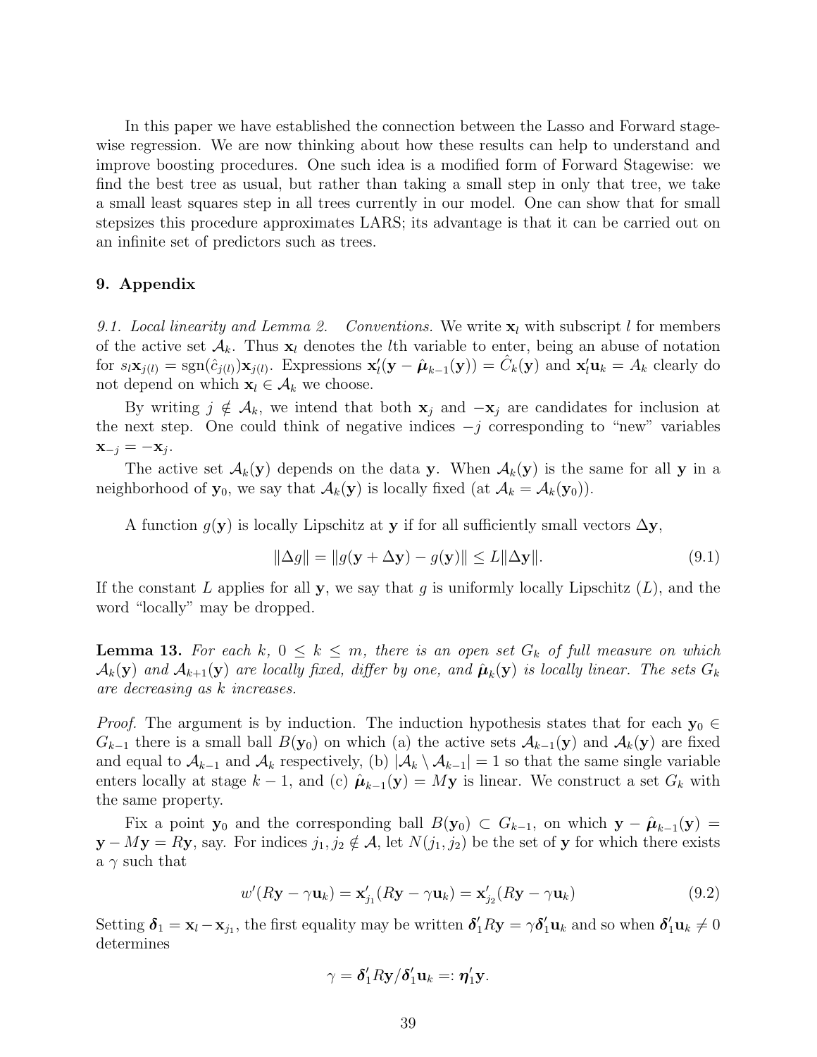In this paper we have established the connection between the Lasso and Forward stagewise regression. We are now thinking about how these results can help to understand and improve boosting procedures. One such idea is a modified form of Forward Stagewise: we find the best tree as usual, but rather than taking a small step in only that tree, we take a small least squares step in all trees currently in our model. One can show that for small stepsizes this procedure approximates LARS; its advantage is that it can be carried out on an infinite set of predictors such as trees.

## 9. Appendix

*9.1. Local linearity and Lemma 2.* *Conventions.* We write $\mathbf{x}_l$ with subscript $l$ for members of the active set $\mathcal{A}_k$. Thus $\mathbf{x}_l$ denotes the $l$th variable to enter, being an abuse of notation for $s_l \mathbf{x}_{j(l)} = \mathrm{sgn}(\hat{c}_{j(l)})\mathbf{x}_{j(l)}$. Expressions $\mathbf{x}_l'(\mathbf{y} - \hat{\boldsymbol{\mu}}_{k-1}(\mathbf{y})) = \hat{C}_k(\mathbf{y})$ and $\mathbf{x}_l'\mathbf{u}_k = A_k$ clearly do not depend on which $\mathbf{x}_l \in \mathcal{A}_k$ we choose.

By writing $j \notin \mathcal{A}_k$, we intend that both $\mathbf{x}_j$ and $-\mathbf{x}_j$ are candidates for inclusion at the next step. One could think of negative indices $-j$ corresponding to "new" variables $\mathbf{x}_{-j} = -\mathbf{x}_j$.

The active set $\mathcal{A}_k(\mathbf{y})$ depends on the data $\mathbf{y}$. When $\mathcal{A}_k(\mathbf{y})$ is the same for all $\mathbf{y}$ in a neighborhood of $\mathbf{y}_0$, we say that $\mathcal{A}_k(\mathbf{y})$ is locally fixed (at $\mathcal{A}_k = \mathcal{A}_k(\mathbf{y}_0)$).

A function $g(\mathbf{y})$ is locally Lipschitz at $\mathbf{y}$ if for all sufficiently small vectors $\Delta\mathbf{y}$,

$$\|\Delta g\| = \|g(\mathbf{y} + \Delta\mathbf{y}) - g(\mathbf{y})\| \leq L\|\Delta\mathbf{y}\|. \tag{9.1}$$

If the constant $L$ applies for all $\mathbf{y}$, we say that $g$ is uniformly locally Lipschitz ($L$), and the word "locally" may be dropped.

**Lemma 13.** *For each $k$, $0 \leq k \leq m$, there is an open set $G_k$ of full measure on which $\mathcal{A}_k(\mathbf{y})$ and $\mathcal{A}_{k+1}(\mathbf{y})$ are locally fixed, differ by one, and $\hat{\boldsymbol{\mu}}_k(\mathbf{y})$ is locally linear. The sets $G_k$ are decreasing as $k$ increases.*

*Proof.* The argument is by induction. The induction hypothesis states that for each $\mathbf{y}_0 \in G_{k-1}$ there is a small ball $B(\mathbf{y}_0)$ on which (a) the active sets $\mathcal{A}_{k-1}(\mathbf{y})$ and $\mathcal{A}_k(\mathbf{y})$ are fixed and equal to $\mathcal{A}_{k-1}$ and $\mathcal{A}_k$ respectively, (b) $|\mathcal{A}_k \setminus \mathcal{A}_{k-1}| = 1$ so that the same single variable enters locally at stage $k-1$, and (c) $\hat{\boldsymbol{\mu}}_{k-1}(\mathbf{y}) = M\mathbf{y}$ is linear. We construct a set $G_k$ with the same property.

Fix a point $\mathbf{y}_0$ and the corresponding ball $B(\mathbf{y}_0) \subset G_{k-1}$, on which $\mathbf{y} - \hat{\boldsymbol{\mu}}_{k-1}(\mathbf{y}) = \mathbf{y} - M\mathbf{y} = R\mathbf{y}$, say. For indices $j_1, j_2 \notin \mathcal{A}$, let $N(j_1, j_2)$ be the set of $\mathbf{y}$ for which there exists a $\gamma$ such that

$$w'(R\mathbf{y} - \gamma\mathbf{u}_k) = \mathbf{x}_{j_1}'(R\mathbf{y} - \gamma\mathbf{u}_k) = \mathbf{x}_{j_2}'(R\mathbf{y} - \gamma\mathbf{u}_k) \tag{9.2}$$

Setting $\boldsymbol{\delta}_1 = \mathbf{x}_l - \mathbf{x}_{j_1}$, the first equality may be written $\boldsymbol{\delta}_1' R\mathbf{y} = \gamma\boldsymbol{\delta}_1'\mathbf{u}_k$ and so when $\boldsymbol{\delta}_1'\mathbf{u}_k \neq 0$ determines

$$\gamma = \boldsymbol{\delta}_1' R\mathbf{y} / \boldsymbol{\delta}_1'\mathbf{u}_k =: \boldsymbol{\eta}_1'\mathbf{y}.$$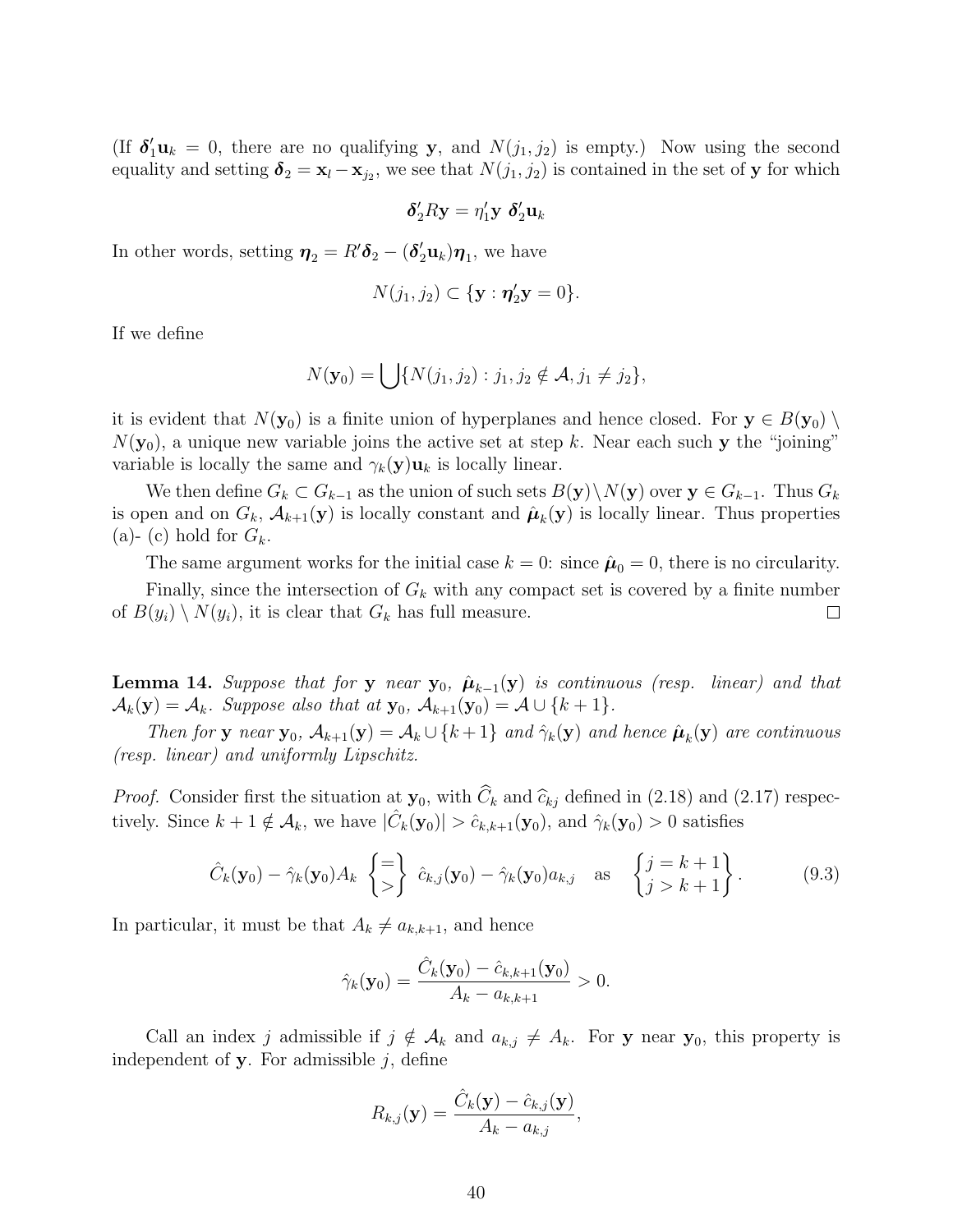(If $\boldsymbol{\delta}_1'\mathbf{u}_k = 0$, there are no qualifying $\mathbf{y}$, and $N(j_1, j_2)$ is empty.) Now using the second equality and setting $\boldsymbol{\delta}_2 = \mathbf{x}_l - \mathbf{x}_{j_2}$, we see that $N(j_1, j_2)$ is contained in the set of $\mathbf{y}$ for which

$$\boldsymbol{\delta}_2' R\mathbf{y} = \eta_1'\mathbf{y}\ \boldsymbol{\delta}_2'\mathbf{u}_k$$

In other words, setting $\boldsymbol{\eta}_2 = R'\boldsymbol{\delta}_2 - (\boldsymbol{\delta}_2'\mathbf{u}_k)\boldsymbol{\eta}_1$, we have

$$N(j_1, j_2) \subset \{\mathbf{y} : \boldsymbol{\eta}_2'\mathbf{y} = 0\}.$$

If we define

$$N(\mathbf{y}_0) = \bigcup \{N(j_1, j_2) : j_1, j_2 \notin \mathcal{A}, j_1 \neq j_2\},$$

it is evident that $N(\mathbf{y}_0)$ is a finite union of hyperplanes and hence closed. For $\mathbf{y} \in B(\mathbf{y}_0) \setminus N(\mathbf{y}_0)$, a unique new variable joins the active set at step $k$. Near each such $\mathbf{y}$ the "joining" variable is locally the same and $\gamma_k(\mathbf{y})\mathbf{u}_k$ is locally linear.

We then define $G_k \subset G_{k-1}$ as the union of such sets $B(\mathbf{y}) \setminus N(\mathbf{y})$ over $\mathbf{y} \in G_{k-1}$. Thus $G_k$ is open and on $G_k$, $\mathcal{A}_{k+1}(\mathbf{y})$ is locally constant and $\hat{\boldsymbol{\mu}}_k(\mathbf{y})$ is locally linear. Thus properties (a)- (c) hold for $G_k$.

The same argument works for the initial case $k = 0$: since $\hat{\boldsymbol{\mu}}_0 = 0$, there is no circularity.

Finally, since the intersection of $G_k$ with any compact set is covered by a finite number of $B(y_i) \setminus N(y_i)$, it is clear that $G_k$ has full measure. □

**Lemma 14.** *Suppose that for* $\mathbf{y}$ *near* $\mathbf{y}_0$, $\hat{\boldsymbol{\mu}}_{k-1}(\mathbf{y})$ *is continuous (resp. linear) and that* $\mathcal{A}_k(\mathbf{y}) = \mathcal{A}_k$. *Suppose also that at* $\mathbf{y}_0$, $\mathcal{A}_{k+1}(\mathbf{y}_0) = \mathcal{A} \cup \{k+1\}$.

*Then for* $\mathbf{y}$ *near* $\mathbf{y}_0$, $\mathcal{A}_{k+1}(\mathbf{y}) = \mathcal{A}_k \cup \{k+1\}$ *and* $\hat{\gamma}_k(\mathbf{y})$ *and hence* $\hat{\boldsymbol{\mu}}_k(\mathbf{y})$ *are continuous (resp. linear) and uniformly Lipschitz.*

*Proof.* Consider first the situation at $\mathbf{y}_0$, with $\widehat{C}_k$ and $\widehat{c}_{kj}$ defined in (2.18) and (2.17) respectively. Since $k+1 \notin \mathcal{A}_k$, we have $|\hat{C}_k(\mathbf{y}_0)| > \hat{c}_{k,k+1}(\mathbf{y}_0)$, and $\hat{\gamma}_k(\mathbf{y}_0) > 0$ satisfies

$$\hat{C}_k(\mathbf{y}_0) - \hat{\gamma}_k(\mathbf{y}_0)A_k \begin{Bmatrix} = \\ > \end{Bmatrix} \hat{c}_{k,j}(\mathbf{y}_0) - \hat{\gamma}_k(\mathbf{y}_0)a_{k,j} \quad \text{as} \quad \begin{Bmatrix} j = k+1 \\ j > k+1 \end{Bmatrix}. \tag{9.3}$$

In particular, it must be that $A_k \neq a_{k,k+1}$, and hence

$$\hat{\gamma}_k(\mathbf{y}_0) = \frac{\hat{C}_k(\mathbf{y}_0) - \hat{c}_{k,k+1}(\mathbf{y}_0)}{A_k - a_{k,k+1}} > 0.$$

Call an index $j$ admissible if $j \notin \mathcal{A}_k$ and $a_{k,j} \neq A_k$. For $\mathbf{y}$ near $\mathbf{y}_0$, this property is independent of $\mathbf{y}$. For admissible $j$, define

$$R_{k,j}(\mathbf{y}) = \frac{\hat{C}_k(\mathbf{y}) - \hat{c}_{k,j}(\mathbf{y})}{A_k - a_{k,j}},$$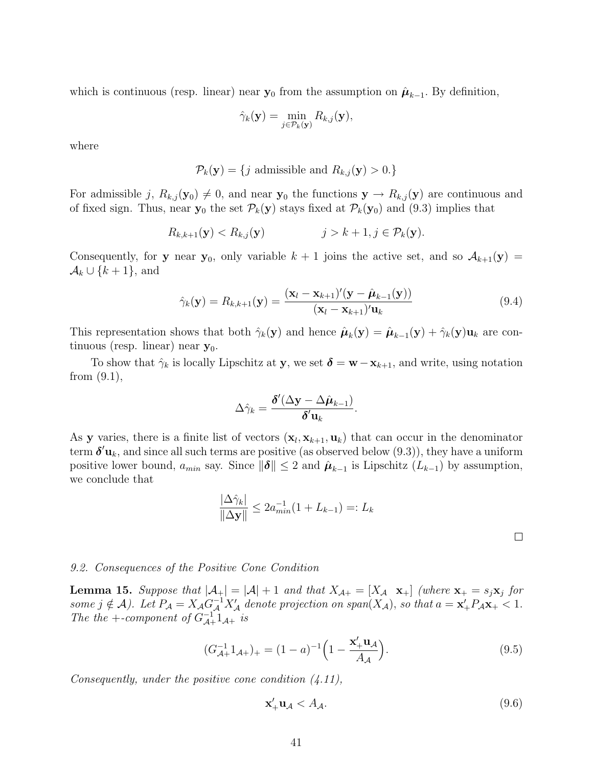which is continuous (resp. linear) near $\mathbf{y}_0$ from the assumption on $\hat{\boldsymbol{\mu}}_{k-1}$. By definition,

$$\hat{\gamma}_k(\mathbf{y}) = \min_{j \in \mathcal{P}_k(\mathbf{y})} R_{k,j}(\mathbf{y}),$$

where

$$\mathcal{P}_k(\mathbf{y}) = \{j \text{ admissible and } R_{k,j}(\mathbf{y}) > 0.\}$$

For admissible $j$, $R_{k,j}(\mathbf{y}_0) \neq 0$, and near $\mathbf{y}_0$ the functions $\mathbf{y} \to R_{k,j}(\mathbf{y})$ are continuous and of fixed sign. Thus, near $\mathbf{y}_0$ the set $\mathcal{P}_k(\mathbf{y})$ stays fixed at $\mathcal{P}_k(\mathbf{y}_0)$ and (9.3) implies that

$$R_{k,k+1}(\mathbf{y}) < R_{k,j}(\mathbf{y}) \qquad\qquad j > k+1, j \in \mathcal{P}_k(\mathbf{y}).$$

Consequently, for $\mathbf{y}$ near $\mathbf{y}_0$, only variable $k+1$ joins the active set, and so $\mathcal{A}_{k+1}(\mathbf{y}) = \mathcal{A}_k \cup \{k+1\}$, and

$$\hat{\gamma}_k(\mathbf{y}) = R_{k,k+1}(\mathbf{y}) = \frac{(\mathbf{x}_l - \mathbf{x}_{k+1})'(\mathbf{y} - \hat{\boldsymbol{\mu}}_{k-1}(\mathbf{y}))}{(\mathbf{x}_l - \mathbf{x}_{k+1})'\mathbf{u}_k} \tag{9.4}$$

This representation shows that both $\hat{\gamma}_k(\mathbf{y})$ and hence $\hat{\boldsymbol{\mu}}_k(\mathbf{y}) = \hat{\boldsymbol{\mu}}_{k-1}(\mathbf{y}) + \hat{\gamma}_k(\mathbf{y})\mathbf{u}_k$ are continuous (resp. linear) near $\mathbf{y}_0$.

To show that $\hat{\gamma}_k$ is locally Lipschitz at $\mathbf{y}$, we set $\boldsymbol{\delta} = \mathbf{w} - \mathbf{x}_{k+1}$, and write, using notation from (9.1),

$$\Delta\hat{\gamma}_k = \frac{\boldsymbol{\delta}'(\Delta\mathbf{y} - \Delta\hat{\boldsymbol{\mu}}_{k-1})}{\boldsymbol{\delta}'\mathbf{u}_k}.$$

As $\mathbf{y}$ varies, there is a finite list of vectors $(\mathbf{x}_l, \mathbf{x}_{k+1}, \mathbf{u}_k)$ that can occur in the denominator term $\boldsymbol{\delta}'\mathbf{u}_k$, and since all such terms are positive (as observed below (9.3)), they have a uniform positive lower bound, $a_{min}$ say. Since $\|\boldsymbol{\delta}\| \leq 2$ and $\hat{\boldsymbol{\mu}}_{k-1}$ is Lipschitz ($L_{k-1}$) by assumption, we conclude that

$$\frac{|\Delta\hat{\gamma}_k|}{\|\Delta\mathbf{y}\|} \leq 2a_{min}^{-1}(1 + L_{k-1}) =: L_k$$

□

*9.2. Consequences of the Positive Cone Condition*

**Lemma 15.** *Suppose that $|\mathcal{A}_+| = |\mathcal{A}| + 1$ and that $X_{\mathcal{A}+} = [X_{\mathcal{A}} \ \ \mathbf{x}_+]$ (where $\mathbf{x}_+ = s_j\mathbf{x}_j$ for some $j \notin \mathcal{A}$). Let $P_{\mathcal{A}} = X_{\mathcal{A}}G_{\mathcal{A}}^{-1}X_{\mathcal{A}}'$ denote projection on span$(X_{\mathcal{A}})$, so that $a = \mathbf{x}_+'P_{\mathcal{A}}\mathbf{x}_+ < 1$. The the $+$-component of $G_{\mathcal{A}+}^{-1}1_{\mathcal{A}+}$ is*

$$(G_{\mathcal{A}+}^{-1}1_{\mathcal{A}+})_+ = (1-a)^{-1}\Big(1 - \frac{\mathbf{x}_+'\mathbf{u}_{\mathcal{A}}}{A_{\mathcal{A}}}\Big). \tag{9.5}$$

*Consequently, under the positive cone condition (4.11),*

$$\mathbf{x}_+'\mathbf{u}_{\mathcal{A}} < A_{\mathcal{A}}. \tag{9.6}$$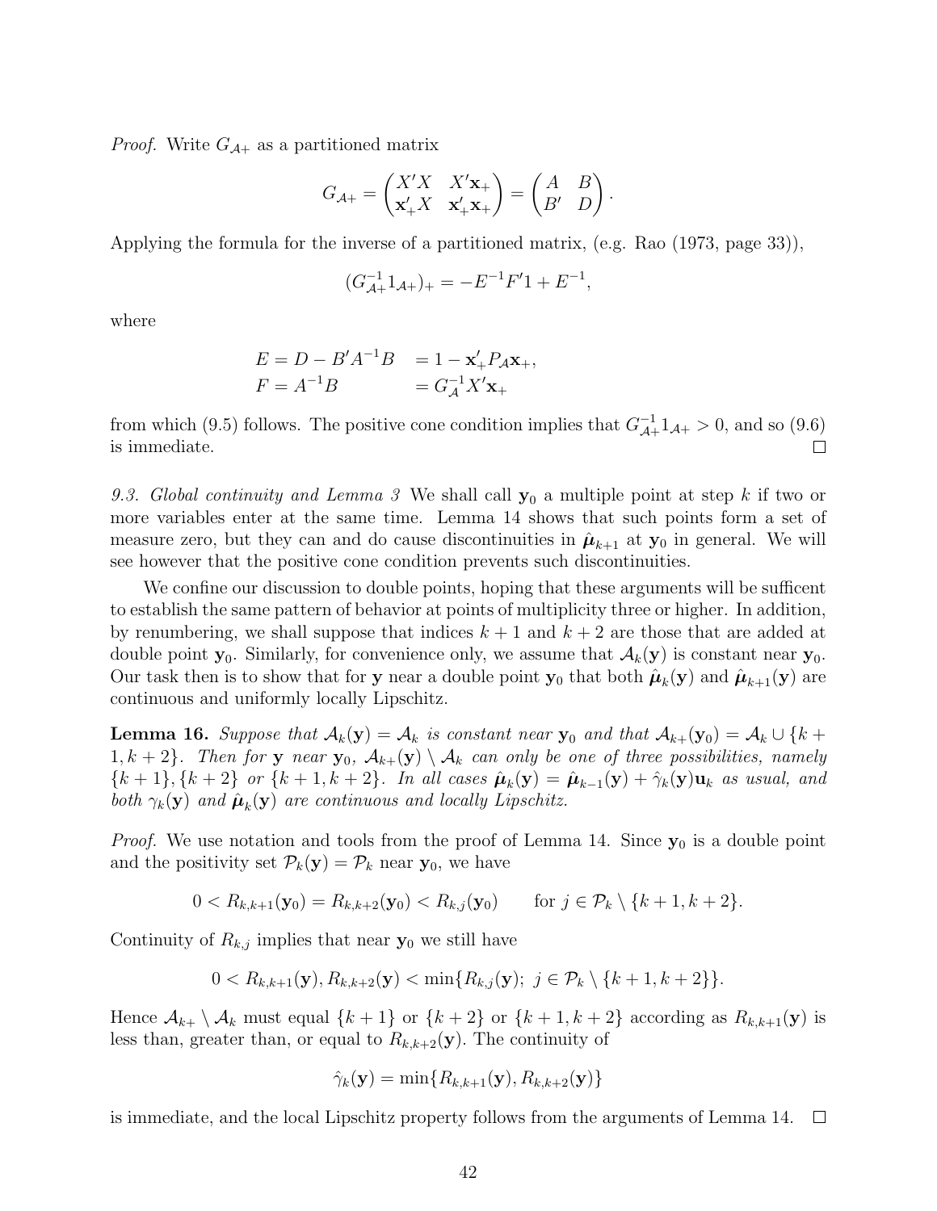*Proof.* Write $G_{\mathcal{A}+}$ as a partitioned matrix

$$G_{\mathcal{A}+} = \begin{pmatrix} X'X & X'\mathbf{x}_+ \\ \mathbf{x}_+'X & \mathbf{x}_+'\mathbf{x}_+ \end{pmatrix} = \begin{pmatrix} A & B \\ B' & D \end{pmatrix}.$$

Applying the formula for the inverse of a partitioned matrix, (e.g. Rao (1973, page 33)),

$$(G_{\mathcal{A}+}^{-1} 1_{\mathcal{A}+})_+ = -E^{-1}F'1 + E^{-1},$$

where

$$\begin{aligned} E &= D - B'A^{-1}B &&= 1 - \mathbf{x}_+' P_{\mathcal{A}} \mathbf{x}_+, \\ F &= A^{-1}B &&= G_{\mathcal{A}}^{-1} X'\mathbf{x}_+ \end{aligned}$$

from which (9.5) follows. The positive cone condition implies that $G_{\mathcal{A}+}^{-1} 1_{\mathcal{A}+} > 0$, and so (9.6) is immediate. $\square$

*9.3. Global continuity and Lemma 3* We shall call $\mathbf{y}_0$ a multiple point at step $k$ if two or more variables enter at the same time. Lemma 14 shows that such points form a set of measure zero, but they can and do cause discontinuities in $\hat{\boldsymbol{\mu}}_{k+1}$ at $\mathbf{y}_0$ in general. We will see however that the positive cone condition prevents such discontinuities.

We confine our discussion to double points, hoping that these arguments will be sufficent to establish the same pattern of behavior at points of multiplicity three or higher. In addition, by renumbering, we shall suppose that indices $k+1$ and $k+2$ are those that are added at double point $\mathbf{y}_0$. Similarly, for convenience only, we assume that $\mathcal{A}_k(\mathbf{y})$ is constant near $\mathbf{y}_0$. Our task then is to show that for $\mathbf{y}$ near a double point $\mathbf{y}_0$ that both $\hat{\boldsymbol{\mu}}_k(\mathbf{y})$ and $\hat{\boldsymbol{\mu}}_{k+1}(\mathbf{y})$ are continuous and uniformly locally Lipschitz.

**Lemma 16.** *Suppose that $\mathcal{A}_k(\mathbf{y}) = \mathcal{A}_k$ is constant near $\mathbf{y}_0$ and that $\mathcal{A}_{k+}(\mathbf{y}_0) = \mathcal{A}_k \cup \{k+1, k+2\}$. Then for $\mathbf{y}$ near $\mathbf{y}_0$, $\mathcal{A}_{k+}(\mathbf{y}) \setminus \mathcal{A}_k$ can only be one of three possibilities, namely $\{k+1\}, \{k+2\}$ or $\{k+1, k+2\}$. In all cases $\hat{\boldsymbol{\mu}}_k(\mathbf{y}) = \hat{\boldsymbol{\mu}}_{k-1}(\mathbf{y}) + \hat{\gamma}_k(\mathbf{y})\mathbf{u}_k$ as usual, and both $\gamma_k(\mathbf{y})$ and $\hat{\boldsymbol{\mu}}_k(\mathbf{y})$ are continuous and locally Lipschitz.*

*Proof.* We use notation and tools from the proof of Lemma 14. Since $\mathbf{y}_0$ is a double point and the positivity set $\mathcal{P}_k(\mathbf{y}) = \mathcal{P}_k$ near $\mathbf{y}_0$, we have

$$0 < R_{k,k+1}(\mathbf{y}_0) = R_{k,k+2}(\mathbf{y}_0) < R_{k,j}(\mathbf{y}_0) \qquad \text{for } j \in \mathcal{P}_k \setminus \{k+1, k+2\}.$$

Continuity of $R_{k,j}$ implies that near $\mathbf{y}_0$ we still have

$$0 < R_{k,k+1}(\mathbf{y}), R_{k,k+2}(\mathbf{y}) < \min\{R_{k,j}(\mathbf{y});\ j \in \mathcal{P}_k \setminus \{k+1, k+2\}\}.$$

Hence $\mathcal{A}_{k+} \setminus \mathcal{A}_k$ must equal $\{k+1\}$ or $\{k+2\}$ or $\{k+1, k+2\}$ according as $R_{k,k+1}(\mathbf{y})$ is less than, greater than, or equal to $R_{k,k+2}(\mathbf{y})$. The continuity of

$$\hat{\gamma}_k(\mathbf{y}) = \min\{R_{k,k+1}(\mathbf{y}), R_{k,k+2}(\mathbf{y})\}$$

is immediate, and the local Lipschitz property follows from the arguments of Lemma 14. $\square$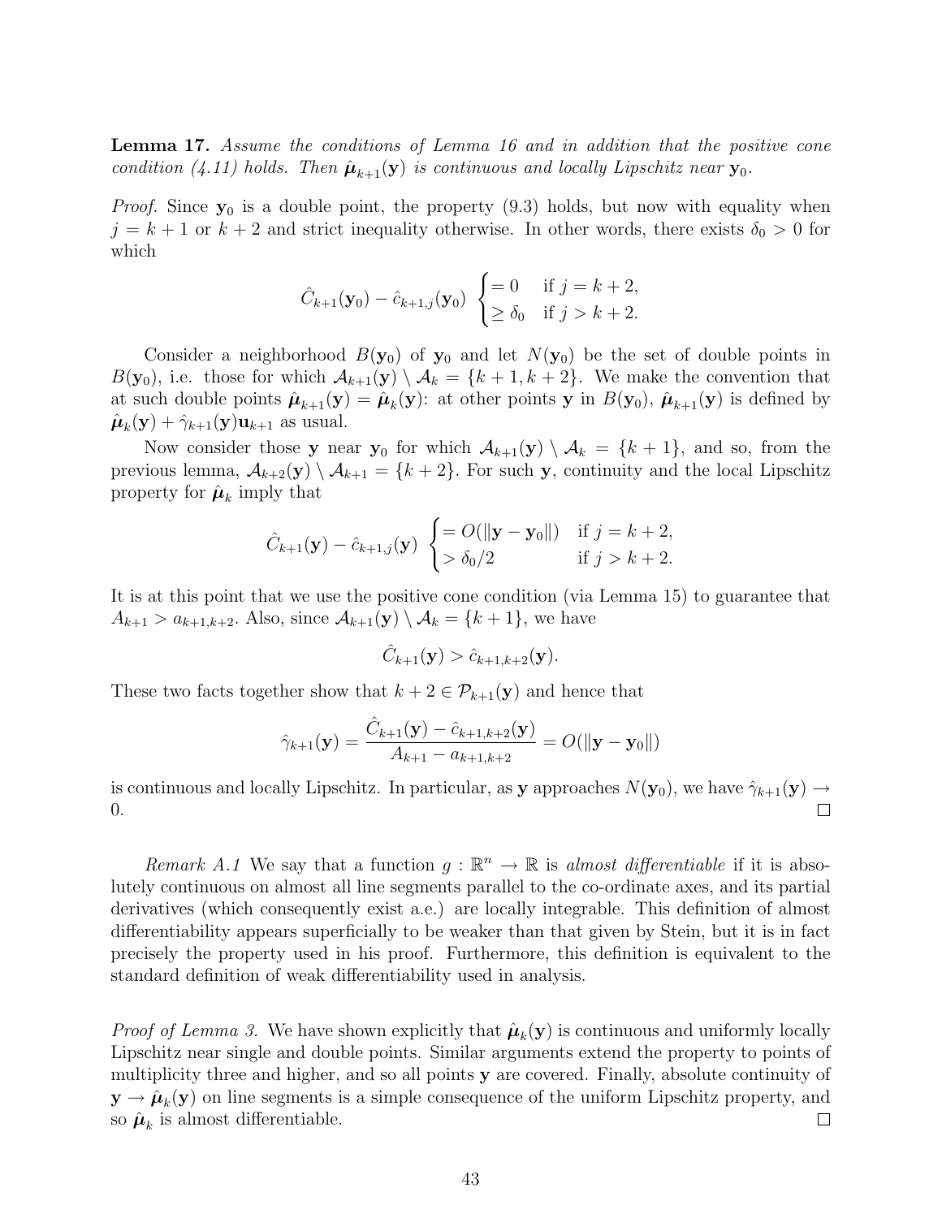**Lemma 17.** *Assume the conditions of Lemma 16 and in addition that the positive cone condition (4.11) holds. Then $\hat{\boldsymbol{\mu}}_{k+1}(\mathbf{y})$ is continuous and locally Lipschitz near $\mathbf{y}_0$.*

*Proof.* Since $\mathbf{y}_0$ is a double point, the property (9.3) holds, but now with equality when $j = k+1$ or $k+2$ and strict inequality otherwise. In other words, there exists $\delta_0 > 0$ for which

$$\hat{C}_{k+1}(\mathbf{y}_0) - \hat{c}_{k+1,j}(\mathbf{y}_0) \begin{cases} = 0 & \text{if } j = k+2, \\ \geq \delta_0 & \text{if } j > k+2. \end{cases}$$

Consider a neighborhood $B(\mathbf{y}_0)$ of $\mathbf{y}_0$ and let $N(\mathbf{y}_0)$ be the set of double points in $B(\mathbf{y}_0)$, i.e. those for which $\mathcal{A}_{k+1}(\mathbf{y}) \setminus \mathcal{A}_k = \{k+1, k+2\}$. We make the convention that at such double points $\hat{\boldsymbol{\mu}}_{k+1}(\mathbf{y}) = \hat{\boldsymbol{\mu}}_k(\mathbf{y})$: at other points $\mathbf{y}$ in $B(\mathbf{y}_0)$, $\hat{\boldsymbol{\mu}}_{k+1}(\mathbf{y})$ is defined by $\hat{\boldsymbol{\mu}}_k(\mathbf{y}) + \hat{\gamma}_{k+1}(\mathbf{y})\mathbf{u}_{k+1}$ as usual.

Now consider those $\mathbf{y}$ near $\mathbf{y}_0$ for which $\mathcal{A}_{k+1}(\mathbf{y}) \setminus \mathcal{A}_k = \{k+1\}$, and so, from the previous lemma, $\mathcal{A}_{k+2}(\mathbf{y}) \setminus \mathcal{A}_{k+1} = \{k+2\}$. For such $\mathbf{y}$, continuity and the local Lipschitz property for $\hat{\boldsymbol{\mu}}_k$ imply that

$$\hat{C}_{k+1}(\mathbf{y}) - \hat{c}_{k+1,j}(\mathbf{y}) \begin{cases} = O(\|\mathbf{y} - \mathbf{y}_0\|) & \text{if } j = k+2, \\ > \delta_0/2 & \text{if } j > k+2. \end{cases}$$

It is at this point that we use the positive cone condition (via Lemma 15) to guarantee that $A_{k+1} > a_{k+1,k+2}$. Also, since $\mathcal{A}_{k+1}(\mathbf{y}) \setminus \mathcal{A}_k = \{k+1\}$, we have

$$\hat{C}_{k+1}(\mathbf{y}) > \hat{c}_{k+1,k+2}(\mathbf{y}).$$

These two facts together show that $k+2 \in \mathcal{P}_{k+1}(\mathbf{y})$ and hence that

$$\hat{\gamma}_{k+1}(\mathbf{y}) = \frac{\hat{C}_{k+1}(\mathbf{y}) - \hat{c}_{k+1,k+2}(\mathbf{y})}{A_{k+1} - a_{k+1,k+2}} = O(\|\mathbf{y} - \mathbf{y}_0\|)$$

is continuous and locally Lipschitz. In particular, as $\mathbf{y}$ approaches $N(\mathbf{y}_0)$, we have $\hat{\gamma}_{k+1}(\mathbf{y}) \to 0$. □

*Remark A.1* We say that a function $g : \mathbb{R}^n \to \mathbb{R}$ is *almost differentiable* if it is absolutely continuous on almost all line segments parallel to the co-ordinate axes, and its partial derivatives (which consequently exist a.e.) are locally integrable. This definition of almost differentiability appears superficially to be weaker than that given by Stein, but it is in fact precisely the property used in his proof. Furthermore, this definition is equivalent to the standard definition of weak differentiability used in analysis.

*Proof of Lemma 3.* We have shown explicitly that $\hat{\boldsymbol{\mu}}_k(\mathbf{y})$ is continuous and uniformly locally Lipschitz near single and double points. Similar arguments extend the property to points of multiplicity three and higher, and so all points $\mathbf{y}$ are covered. Finally, absolute continuity of $\mathbf{y} \to \hat{\boldsymbol{\mu}}_k(\mathbf{y})$ on line segments is a simple consequence of the uniform Lipschitz property, and so $\hat{\boldsymbol{\mu}}_k$ is almost differentiable. □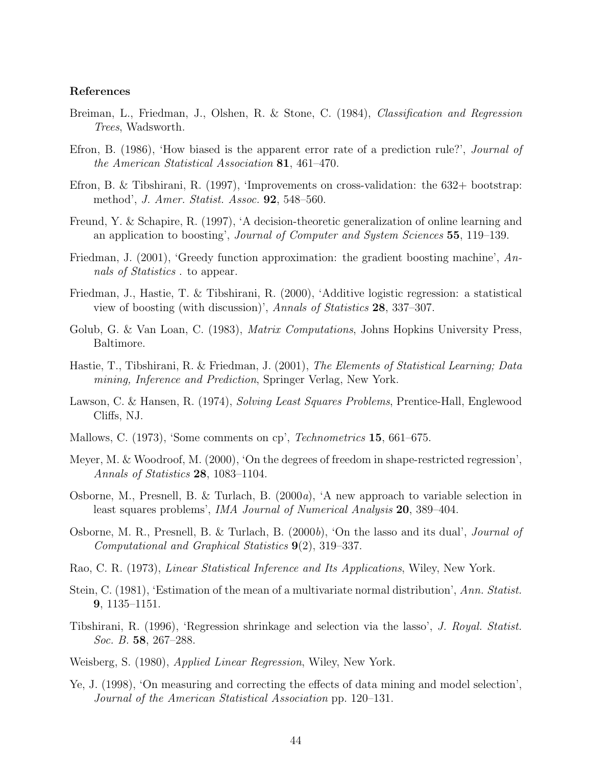**References**

Breiman, L., Friedman, J., Olshen, R. & Stone, C. (1984), *Classification and Regression Trees*, Wadsworth.

Efron, B. (1986), 'How biased is the apparent error rate of a prediction rule?', *Journal of the American Statistical Association* **81**, 461–470.

Efron, B. & Tibshirani, R. (1997), 'Improvements on cross-validation: the 632+ bootstrap: method', *J. Amer. Statist. Assoc.* **92**, 548–560.

Freund, Y. & Schapire, R. (1997), 'A decision-theoretic generalization of online learning and an application to boosting', *Journal of Computer and System Sciences* **55**, 119–139.

Friedman, J. (2001), 'Greedy function approximation: the gradient boosting machine', *Annals of Statistics* . to appear.

Friedman, J., Hastie, T. & Tibshirani, R. (2000), 'Additive logistic regression: a statistical view of boosting (with discussion)', *Annals of Statistics* **28**, 337–307.

Golub, G. & Van Loan, C. (1983), *Matrix Computations*, Johns Hopkins University Press, Baltimore.

Hastie, T., Tibshirani, R. & Friedman, J. (2001), *The Elements of Statistical Learning; Data mining, Inference and Prediction*, Springer Verlag, New York.

Lawson, C. & Hansen, R. (1974), *Solving Least Squares Problems*, Prentice-Hall, Englewood Cliffs, NJ.

Mallows, C. (1973), 'Some comments on cp', *Technometrics* **15**, 661–675.

Meyer, M. & Woodroof, M. (2000), 'On the degrees of freedom in shape-restricted regression', *Annals of Statistics* **28**, 1083–1104.

Osborne, M., Presnell, B. & Turlach, B. (2000*a*), 'A new approach to variable selection in least squares problems', *IMA Journal of Numerical Analysis* **20**, 389–404.

Osborne, M. R., Presnell, B. & Turlach, B. (2000*b*), 'On the lasso and its dual', *Journal of Computational and Graphical Statistics* **9**(2), 319–337.

Rao, C. R. (1973), *Linear Statistical Inference and Its Applications*, Wiley, New York.

Stein, C. (1981), 'Estimation of the mean of a multivariate normal distribution', *Ann. Statist.* **9**, 1135–1151.

Tibshirani, R. (1996), 'Regression shrinkage and selection via the lasso', *J. Royal. Statist. Soc. B.* **58**, 267–288.

Weisberg, S. (1980), *Applied Linear Regression*, Wiley, New York.

Ye, J. (1998), 'On measuring and correcting the effects of data mining and model selection', *Journal of the American Statistical Association* pp. 120–131.